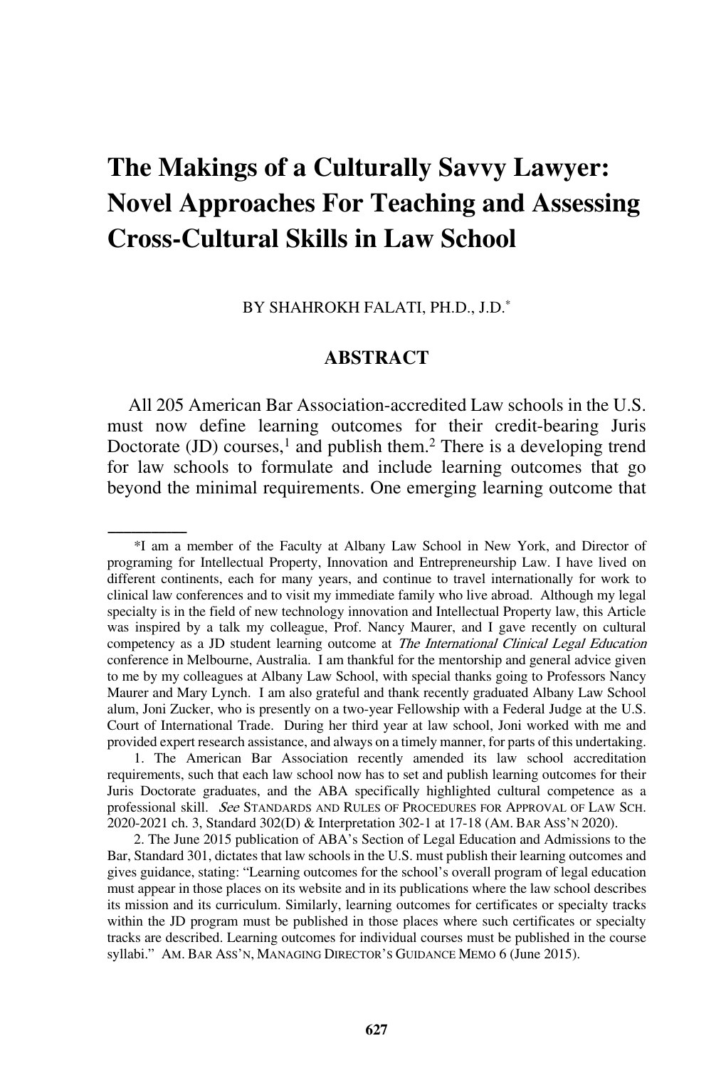# The Makings of a Culturally Savvy Lawyer: Novel Approaches For Teaching and Assessing Cross-Cultural Skills in Law School

BY SHAHROKH FALATI, PH.D., J.D.*

## ABSTRACT

All 205 American Bar Association-accredited Law schools in the U.S. must now define learning outcomes for their credit-bearing Juris Doctorate (JD) courses,[1] and publish them.[2] There is a developing trend for law schools to formulate and include learning outcomes that go beyond the minimal requirements. One emerging learning outcome that

---

*I am a member of the Faculty at Albany Law School in New York, and Director of programing for Intellectual Property, Innovation and Entrepreneurship Law. I have lived on different continents, each for many years, and continue to travel internationally for work to clinical law conferences and to visit my immediate family who live abroad. Although my legal specialty is in the field of new technology innovation and Intellectual Property law, this Article was inspired by a talk my colleague, Prof. Nancy Maurer, and I gave recently on cultural competency as a JD student learning outcome at *The International Clinical Legal Education* conference in Melbourne, Australia. I am thankful for the mentorship and general advice given to me by my colleagues at Albany Law School, with special thanks going to Professors Nancy Maurer and Mary Lynch. I am also grateful and thank recently graduated Albany Law School alum, Joni Zucker, who is presently on a two-year Fellowship with a Federal Judge at the U.S. Court of International Trade. During her third year at law school, Joni worked with me and provided expert research assistance, and always on a timely manner, for parts of this undertaking.

1. The American Bar Association recently amended its law school accreditation requirements, such that each law school now has to set and publish learning outcomes for their Juris Doctorate graduates, and the ABA specifically highlighted cultural competence as a professional skill. *See* STANDARDS AND RULES OF PROCEDURES FOR APPROVAL OF LAW SCH. 2020-2021 ch. 3, Standard 302(D) & Interpretation 302-1 at 17-18 (AM. BAR ASS'N 2020).

2. The June 2015 publication of ABA's Section of Legal Education and Admissions to the Bar, Standard 301, dictates that law schools in the U.S. must publish their learning outcomes and gives guidance, stating: "Learning outcomes for the school's overall program of legal education must appear in those places on its website and in its publications where the law school describes its mission and its curriculum. Similarly, learning outcomes for certificates or specialty tracks within the JD program must be published in those places where such certificates or specialty tracks are described. Learning outcomes for individual courses must be published in the course syllabi." AM. BAR ASS'N, MANAGING DIRECTOR'S GUIDANCE MEMO 6 (June 2015).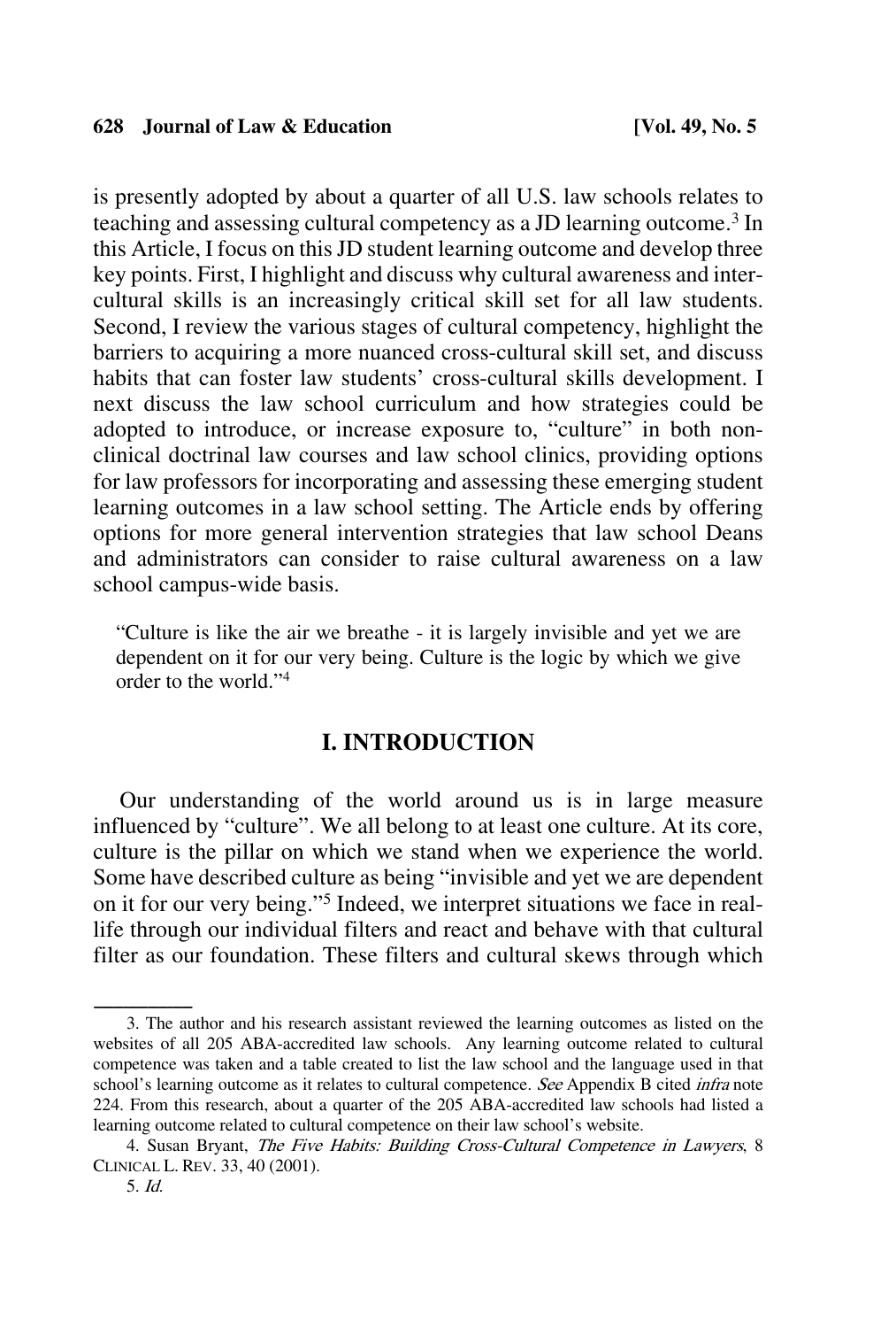is presently adopted by about a quarter of all U.S. law schools relates to teaching and assessing cultural competency as a JD learning outcome.[3] In this Article, I focus on this JD student learning outcome and develop three key points. First, I highlight and discuss why cultural awareness and inter-cultural skills is an increasingly critical skill set for all law students. Second, I review the various stages of cultural competency, highlight the barriers to acquiring a more nuanced cross-cultural skill set, and discuss habits that can foster law students' cross-cultural skills development. I next discuss the law school curriculum and how strategies could be adopted to introduce, or increase exposure to, "culture" in both non-clinical doctrinal law courses and law school clinics, providing options for law professors for incorporating and assessing these emerging student learning outcomes in a law school setting. The Article ends by offering options for more general intervention strategies that law school Deans and administrators can consider to raise cultural awareness on a law school campus-wide basis.

> "Culture is like the air we breathe - it is largely invisible and yet we are dependent on it for our very being. Culture is the logic by which we give order to the world."[4]

## I. INTRODUCTION

Our understanding of the world around us is in large measure influenced by "culture". We all belong to at least one culture. At its core, culture is the pillar on which we stand when we experience the world. Some have described culture as being "invisible and yet we are dependent on it for our very being."[5] Indeed, we interpret situations we face in real-life through our individual filters and react and behave with that cultural filter as our foundation. These filters and cultural skews through which

---

3. The author and his research assistant reviewed the learning outcomes as listed on the websites of all 205 ABA-accredited law schools. Any learning outcome related to cultural competence was taken and a table created to list the law school and the language used in that school's learning outcome as it relates to cultural competence. *See* Appendix B cited *infra* note 224. From this research, about a quarter of the 205 ABA-accredited law schools had listed a learning outcome related to cultural competence on their law school's website.

4. Susan Bryant, *The Five Habits: Building Cross-Cultural Competence in Lawyers*, 8 CLINICAL L. REV. 33, 40 (2001).

5. *Id.*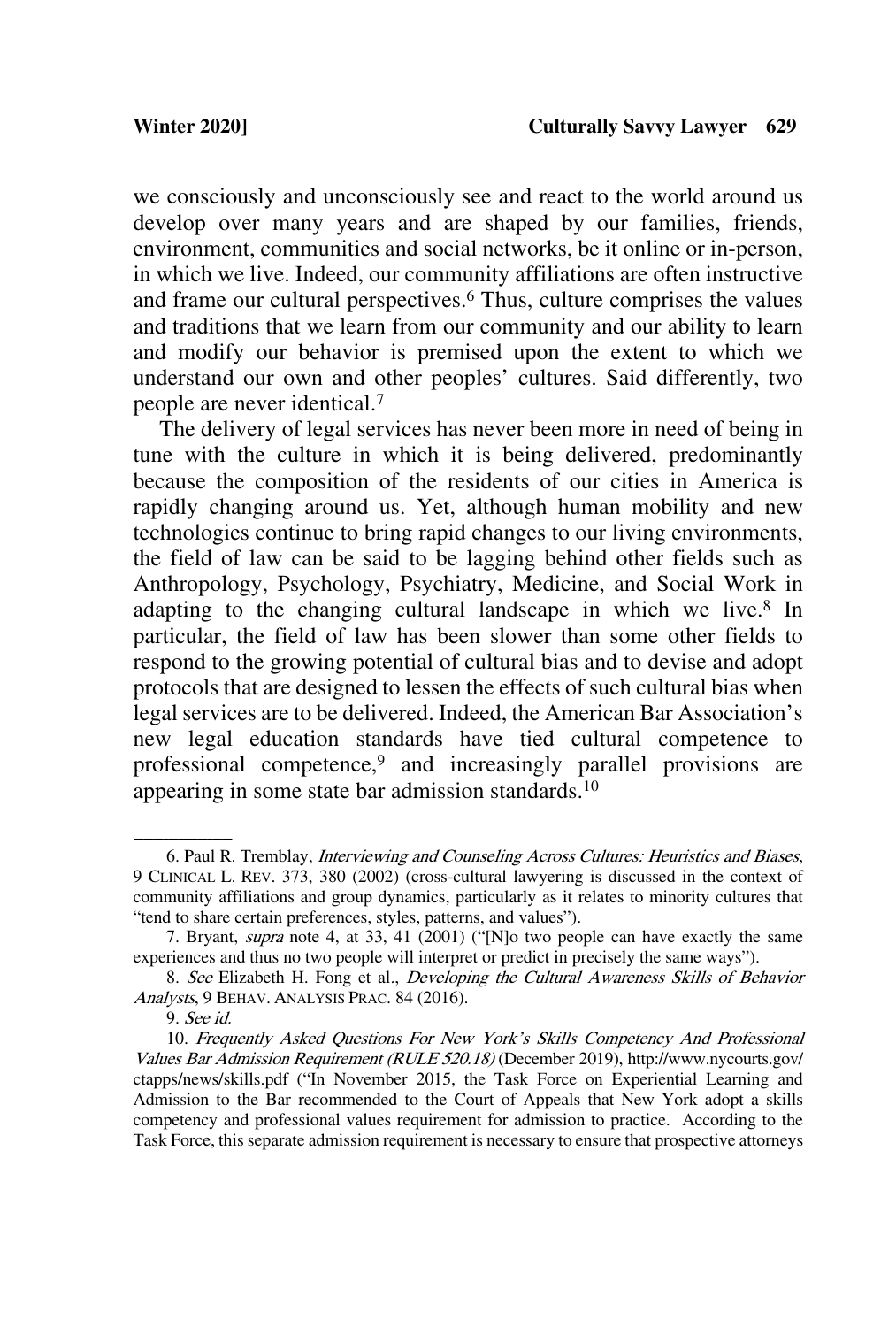we consciously and unconsciously see and react to the world around us develop over many years and are shaped by our families, friends, environment, communities and social networks, be it online or in-person, in which we live. Indeed, our community affiliations are often instructive and frame our cultural perspectives.[6] Thus, culture comprises the values and traditions that we learn from our community and our ability to learn and modify our behavior is premised upon the extent to which we understand our own and other peoples' cultures. Said differently, two people are never identical.[7]

The delivery of legal services has never been more in need of being in tune with the culture in which it is being delivered, predominantly because the composition of the residents of our cities in America is rapidly changing around us. Yet, although human mobility and new technologies continue to bring rapid changes to our living environments, the field of law can be said to be lagging behind other fields such as Anthropology, Psychology, Psychiatry, Medicine, and Social Work in adapting to the changing cultural landscape in which we live.[8] In particular, the field of law has been slower than some other fields to respond to the growing potential of cultural bias and to devise and adopt protocols that are designed to lessen the effects of such cultural bias when legal services are to be delivered. Indeed, the American Bar Association's new legal education standards have tied cultural competence to professional competence,[9] and increasingly parallel provisions are appearing in some state bar admission standards.[10]

---

6. Paul R. Tremblay, *Interviewing and Counseling Across Cultures: Heuristics and Biases*, 9 CLINICAL L. REV. 373, 380 (2002) (cross-cultural lawyering is discussed in the context of community affiliations and group dynamics, particularly as it relates to minority cultures that "tend to share certain preferences, styles, patterns, and values").

7. Bryant, *supra* note 4, at 33, 41 (2001) ("[N]o two people can have exactly the same experiences and thus no two people will interpret or predict in precisely the same ways").

8. *See* Elizabeth H. Fong et al., *Developing the Cultural Awareness Skills of Behavior Analysts*, 9 BEHAV. ANALYSIS PRAC. 84 (2016).

9. *See id.*

10. *Frequently Asked Questions For New York's Skills Competency And Professional Values Bar Admission Requirement (RULE 520.18)* (December 2019), http://www.nycourts.gov/ctapps/news/skills.pdf ("In November 2015, the Task Force on Experiential Learning and Admission to the Bar recommended to the Court of Appeals that New York adopt a skills competency and professional values requirement for admission to practice. According to the Task Force, this separate admission requirement is necessary to ensure that prospective attorneys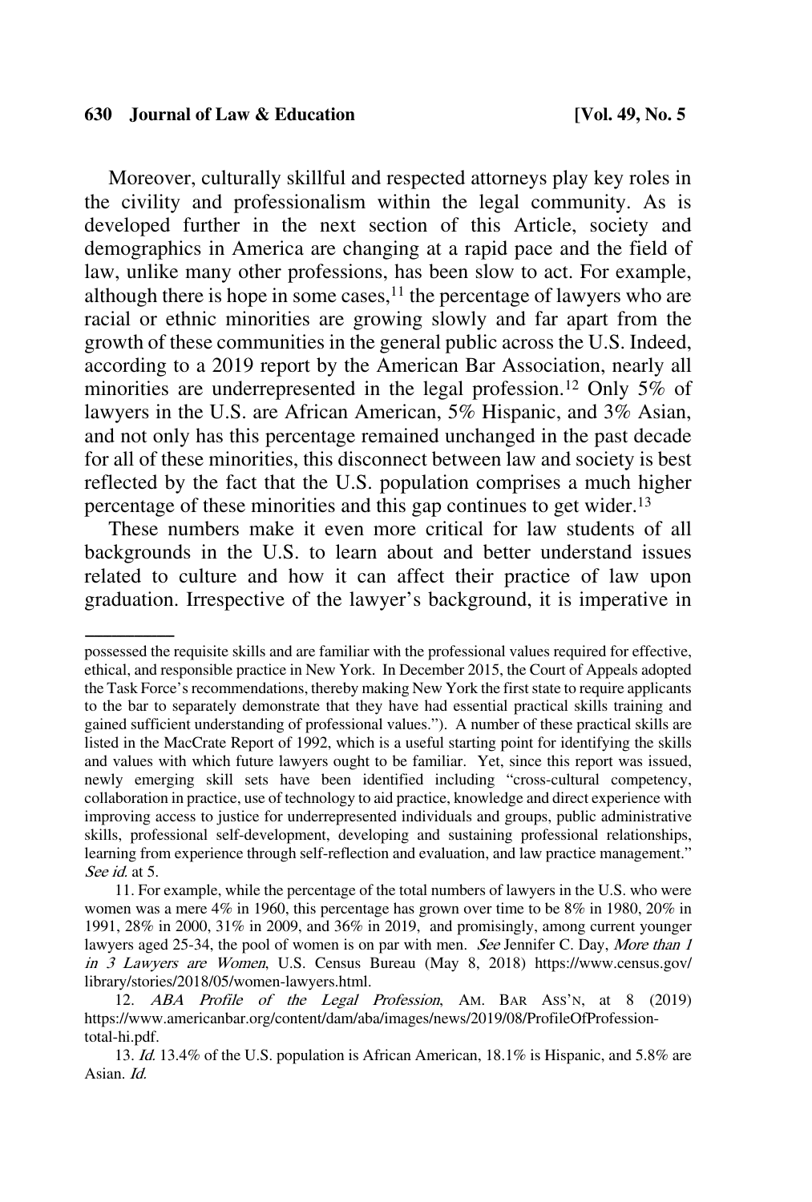Moreover, culturally skillful and respected attorneys play key roles in the civility and professionalism within the legal community. As is developed further in the next section of this Article, society and demographics in America are changing at a rapid pace and the field of law, unlike many other professions, has been slow to act. For example, although there is hope in some cases,[11] the percentage of lawyers who are racial or ethnic minorities are growing slowly and far apart from the growth of these communities in the general public across the U.S. Indeed, according to a 2019 report by the American Bar Association, nearly all minorities are underrepresented in the legal profession.[12] Only 5% of lawyers in the U.S. are African American, 5% Hispanic, and 3% Asian, and not only has this percentage remained unchanged in the past decade for all of these minorities, this disconnect between law and society is best reflected by the fact that the U.S. population comprises a much higher percentage of these minorities and this gap continues to get wider.[13]

These numbers make it even more critical for law students of all backgrounds in the U.S. to learn about and better understand issues related to culture and how it can affect their practice of law upon graduation. Irrespective of the lawyer's background, it is imperative in

---

possessed the requisite skills and are familiar with the professional values required for effective, ethical, and responsible practice in New York. In December 2015, the Court of Appeals adopted the Task Force's recommendations, thereby making New York the first state to require applicants to the bar to separately demonstrate that they have had essential practical skills training and gained sufficient understanding of professional values."). A number of these practical skills are listed in the MacCrate Report of 1992, which is a useful starting point for identifying the skills and values with which future lawyers ought to be familiar. Yet, since this report was issued, newly emerging skill sets have been identified including "cross-cultural competency, collaboration in practice, use of technology to aid practice, knowledge and direct experience with improving access to justice for underrepresented individuals and groups, public administrative skills, professional self-development, developing and sustaining professional relationships, learning from experience through self-reflection and evaluation, and law practice management." *See id.* at 5.

11. For example, while the percentage of the total numbers of lawyers in the U.S. who were women was a mere 4% in 1960, this percentage has grown over time to be 8% in 1980, 20% in 1991, 28% in 2000, 31% in 2009, and 36% in 2019, and promisingly, among current younger lawyers aged 25-34, the pool of women is on par with men. *See* Jennifer C. Day, *More than 1 in 3 Lawyers are Women*, U.S. Census Bureau (May 8, 2018) https://www.census.gov/library/stories/2018/05/women-lawyers.html.

12. *ABA Profile of the Legal Profession*, AM. BAR ASS'N, at 8 (2019) https://www.americanbar.org/content/dam/aba/images/news/2019/08/ProfileOfProfession-total-hi.pdf.

13. *Id.* 13.4% of the U.S. population is African American, 18.1% is Hispanic, and 5.8% are Asian. *Id.*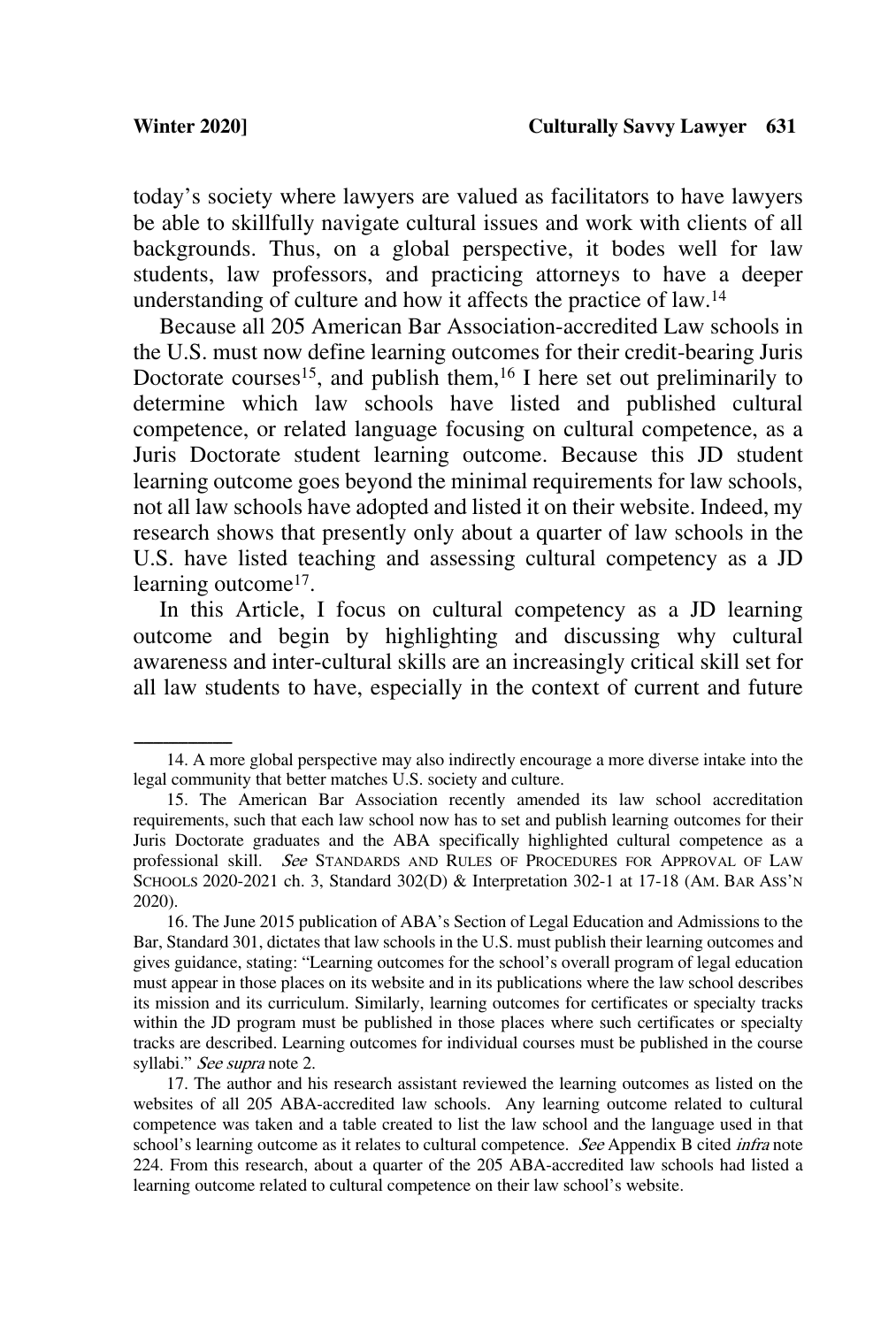today's society where lawyers are valued as facilitators to have lawyers be able to skillfully navigate cultural issues and work with clients of all backgrounds. Thus, on a global perspective, it bodes well for law students, law professors, and practicing attorneys to have a deeper understanding of culture and how it affects the practice of law.[14]

Because all 205 American Bar Association-accredited Law schools in the U.S. must now define learning outcomes for their credit-bearing Juris Doctorate courses[15], and publish them,[16] I here set out preliminarily to determine which law schools have listed and published cultural competence, or related language focusing on cultural competence, as a Juris Doctorate student learning outcome. Because this JD student learning outcome goes beyond the minimal requirements for law schools, not all law schools have adopted and listed it on their website. Indeed, my research shows that presently only about a quarter of law schools in the U.S. have listed teaching and assessing cultural competency as a JD learning outcome[17].

In this Article, I focus on cultural competency as a JD learning outcome and begin by highlighting and discussing why cultural awareness and inter-cultural skills are an increasingly critical skill set for all law students to have, especially in the context of current and future

---

14. A more global perspective may also indirectly encourage a more diverse intake into the legal community that better matches U.S. society and culture.

15. The American Bar Association recently amended its law school accreditation requirements, such that each law school now has to set and publish learning outcomes for their Juris Doctorate graduates and the ABA specifically highlighted cultural competence as a professional skill. *See* STANDARDS AND RULES OF PROCEDURES FOR APPROVAL OF LAW SCHOOLS 2020-2021 ch. 3, Standard 302(D) & Interpretation 302-1 at 17-18 (AM. BAR ASS'N 2020).

16. The June 2015 publication of ABA's Section of Legal Education and Admissions to the Bar, Standard 301, dictates that law schools in the U.S. must publish their learning outcomes and gives guidance, stating: "Learning outcomes for the school's overall program of legal education must appear in those places on its website and in its publications where the law school describes its mission and its curriculum. Similarly, learning outcomes for certificates or specialty tracks within the JD program must be published in those places where such certificates or specialty tracks are described. Learning outcomes for individual courses must be published in the course syllabi." *See supra* note 2.

17. The author and his research assistant reviewed the learning outcomes as listed on the websites of all 205 ABA-accredited law schools. Any learning outcome related to cultural competence was taken and a table created to list the law school and the language used in that school's learning outcome as it relates to cultural competence. *See* Appendix B cited *infra* note 224. From this research, about a quarter of the 205 ABA-accredited law schools had listed a learning outcome related to cultural competence on their law school's website.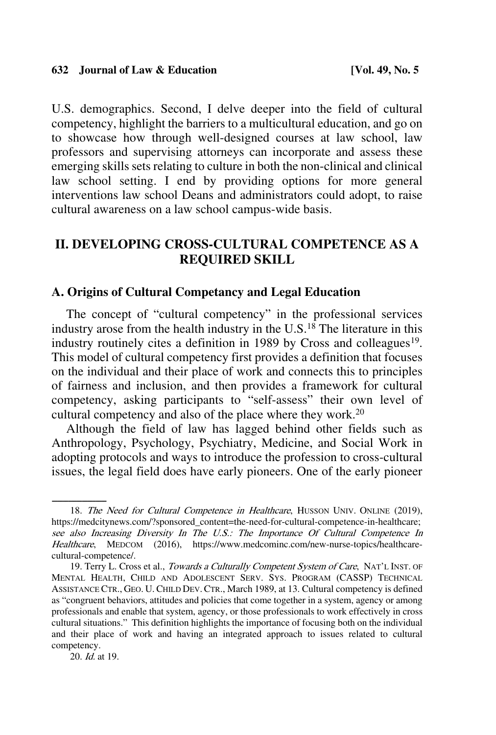U.S. demographics. Second, I delve deeper into the field of cultural competency, highlight the barriers to a multicultural education, and go on to showcase how through well-designed courses at law school, law professors and supervising attorneys can incorporate and assess these emerging skills sets relating to culture in both the non-clinical and clinical law school setting. I end by providing options for more general interventions law school Deans and administrators could adopt, to raise cultural awareness on a law school campus-wide basis.

## II. DEVELOPING CROSS-CULTURAL COMPETENCE AS A REQUIRED SKILL

### A. Origins of Cultural Competancy and Legal Education

The concept of "cultural competency" in the professional services industry arose from the health industry in the U.S.[18] The literature in this industry routinely cites a definition in 1989 by Cross and colleagues[19]. This model of cultural competency first provides a definition that focuses on the individual and their place of work and connects this to principles of fairness and inclusion, and then provides a framework for cultural competency, asking participants to "self-assess" their own level of cultural competency and also of the place where they work.[20]

Although the field of law has lagged behind other fields such as Anthropology, Psychology, Psychiatry, Medicine, and Social Work in adopting protocols and ways to introduce the profession to cross-cultural issues, the legal field does have early pioneers. One of the early pioneer

---

18. *The Need for Cultural Competence in Healthcare*, HUSSON UNIV. ONLINE (2019), https://medcitynews.com/?sponsored_content=the-need-for-cultural-competence-in-healthcare; *see also Increasing Diversity In The U.S.: The Importance Of Cultural Competence In Healthcare*, MEDCOM (2016), https://www.medcominc.com/new-nurse-topics/healthcare-cultural-competence/.

19. Terry L. Cross et al., *Towards a Culturally Competent System of Care*, NAT'L INST. OF MENTAL HEALTH, CHILD AND ADOLESCENT SERV. SYS. PROGRAM (CASSP) TECHNICAL ASSISTANCE CTR., GEO. U. CHILD DEV. CTR., March 1989, at 13. Cultural competency is defined as "congruent behaviors, attitudes and policies that come together in a system, agency or among professionals and enable that system, agency, or those professionals to work effectively in cross cultural situations." This definition highlights the importance of focusing both on the individual and their place of work and having an integrated approach to issues related to cultural competency.

20. *Id.* at 19.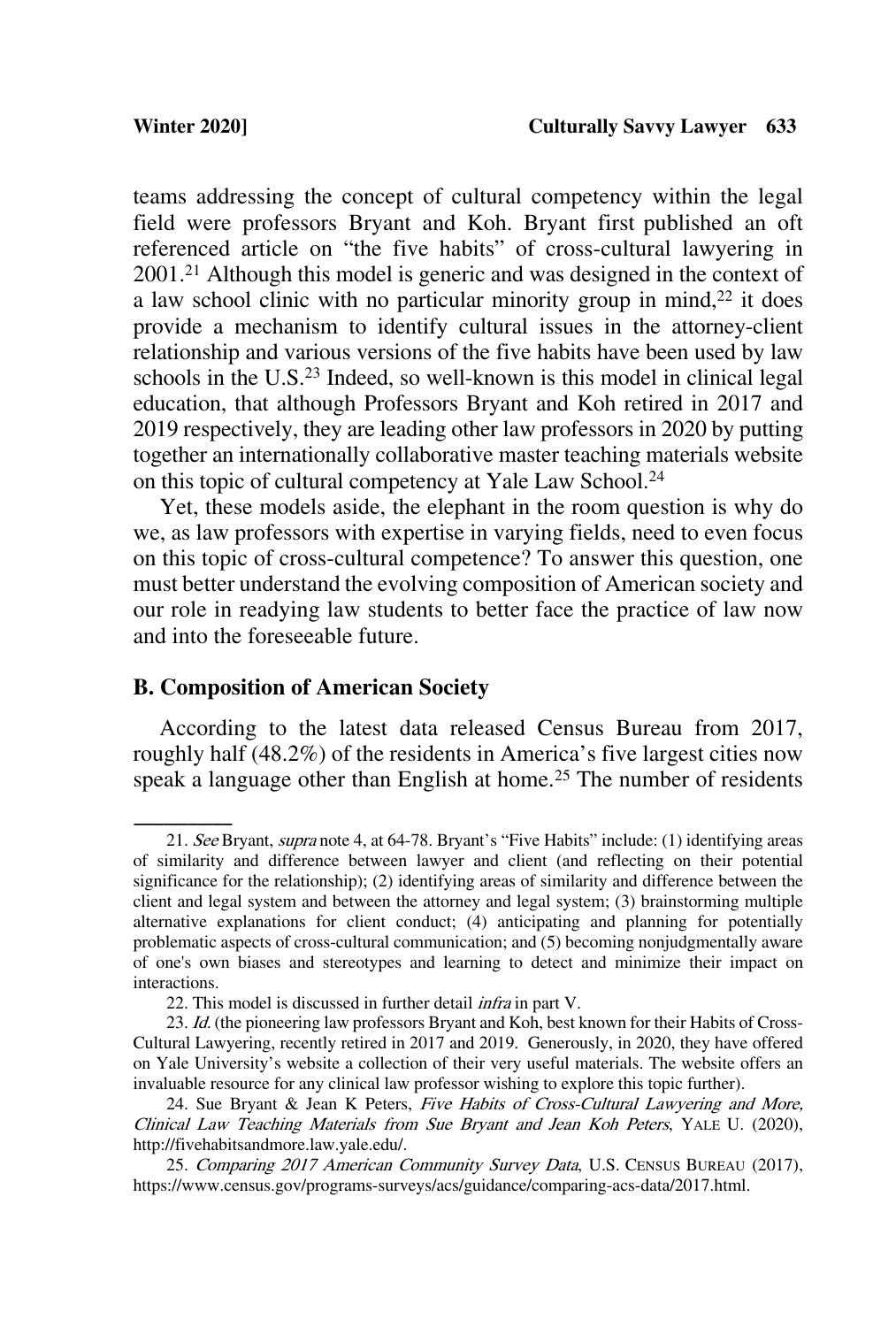teams addressing the concept of cultural competency within the legal field were professors Bryant and Koh. Bryant first published an oft referenced article on "the five habits" of cross-cultural lawyering in 2001.[21] Although this model is generic and was designed in the context of a law school clinic with no particular minority group in mind,[22] it does provide a mechanism to identify cultural issues in the attorney-client relationship and various versions of the five habits have been used by law schools in the U.S.[23] Indeed, so well-known is this model in clinical legal education, that although Professors Bryant and Koh retired in 2017 and 2019 respectively, they are leading other law professors in 2020 by putting together an internationally collaborative master teaching materials website on this topic of cultural competency at Yale Law School.[24]

Yet, these models aside, the elephant in the room question is why do we, as law professors with expertise in varying fields, need to even focus on this topic of cross-cultural competence? To answer this question, one must better understand the evolving composition of American society and our role in readying law students to better face the practice of law now and into the foreseeable future.

### B. Composition of American Society

According to the latest data released Census Bureau from 2017, roughly half (48.2%) of the residents in America's five largest cities now speak a language other than English at home.[25] The number of residents

---

21. *See* Bryant, *supra* note 4, at 64-78. Bryant's "Five Habits" include: (1) identifying areas of similarity and difference between lawyer and client (and reflecting on their potential significance for the relationship); (2) identifying areas of similarity and difference between the client and legal system and between the attorney and legal system; (3) brainstorming multiple alternative explanations for client conduct; (4) anticipating and planning for potentially problematic aspects of cross-cultural communication; and (5) becoming nonjudgmentally aware of one's own biases and stereotypes and learning to detect and minimize their impact on interactions.

22. This model is discussed in further detail *infra* in part V.

23. *Id.* (the pioneering law professors Bryant and Koh, best known for their Habits of Cross-Cultural Lawyering, recently retired in 2017 and 2019. Generously, in 2020, they have offered on Yale University's website a collection of their very useful materials. The website offers an invaluable resource for any clinical law professor wishing to explore this topic further).

24. Sue Bryant & Jean K Peters, *Five Habits of Cross-Cultural Lawyering and More, Clinical Law Teaching Materials from Sue Bryant and Jean Koh Peters*, YALE U. (2020), http://fivehabitsandmore.law.yale.edu/.

25. *Comparing 2017 American Community Survey Data*, U.S. CENSUS BUREAU (2017), https://www.census.gov/programs-surveys/acs/guidance/comparing-acs-data/2017.html.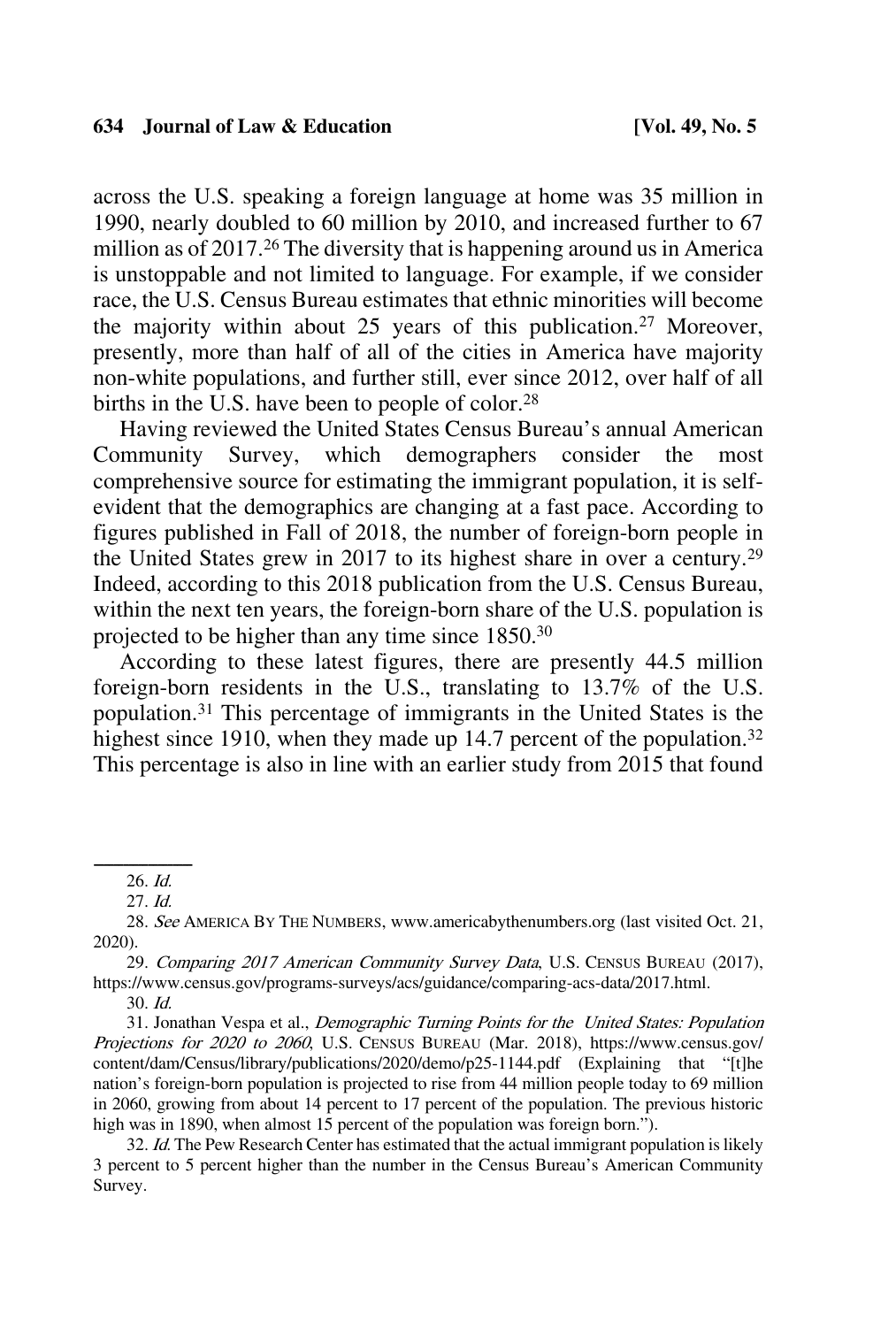across the U.S. speaking a foreign language at home was 35 million in 1990, nearly doubled to 60 million by 2010, and increased further to 67 million as of 2017.[26] The diversity that is happening around us in America is unstoppable and not limited to language. For example, if we consider race, the U.S. Census Bureau estimates that ethnic minorities will become the majority within about 25 years of this publication.[27] Moreover, presently, more than half of all of the cities in America have majority non-white populations, and further still, ever since 2012, over half of all births in the U.S. have been to people of color.[28]

Having reviewed the United States Census Bureau's annual American Community Survey, which demographers consider the most comprehensive source for estimating the immigrant population, it is self-evident that the demographics are changing at a fast pace. According to figures published in Fall of 2018, the number of foreign-born people in the United States grew in 2017 to its highest share in over a century.[29] Indeed, according to this 2018 publication from the U.S. Census Bureau, within the next ten years, the foreign-born share of the U.S. population is projected to be higher than any time since 1850.[30]

According to these latest figures, there are presently 44.5 million foreign-born residents in the U.S., translating to 13.7% of the U.S. population.[31] This percentage of immigrants in the United States is the highest since 1910, when they made up 14.7 percent of the population.[32] This percentage is also in line with an earlier study from 2015 that found

---

26. *Id.*

27. *Id.*

28. *See* AMERICA BY THE NUMBERS, www.americabythenumbers.org (last visited Oct. 21, 2020).

29. *Comparing 2017 American Community Survey Data*, U.S. CENSUS BUREAU (2017), https://www.census.gov/programs-surveys/acs/guidance/comparing-acs-data/2017.html.

30. *Id.*

31. Jonathan Vespa et al., *Demographic Turning Points for the United States: Population Projections for 2020 to 2060*, U.S. CENSUS BUREAU (Mar. 2018), https://www.census.gov/content/dam/Census/library/publications/2020/demo/p25-1144.pdf (Explaining that "[t]he nation's foreign-born population is projected to rise from 44 million people today to 69 million in 2060, growing from about 14 percent to 17 percent of the population. The previous historic high was in 1890, when almost 15 percent of the population was foreign born.").

32. *Id.* The Pew Research Center has estimated that the actual immigrant population is likely 3 percent to 5 percent higher than the number in the Census Bureau's American Community Survey.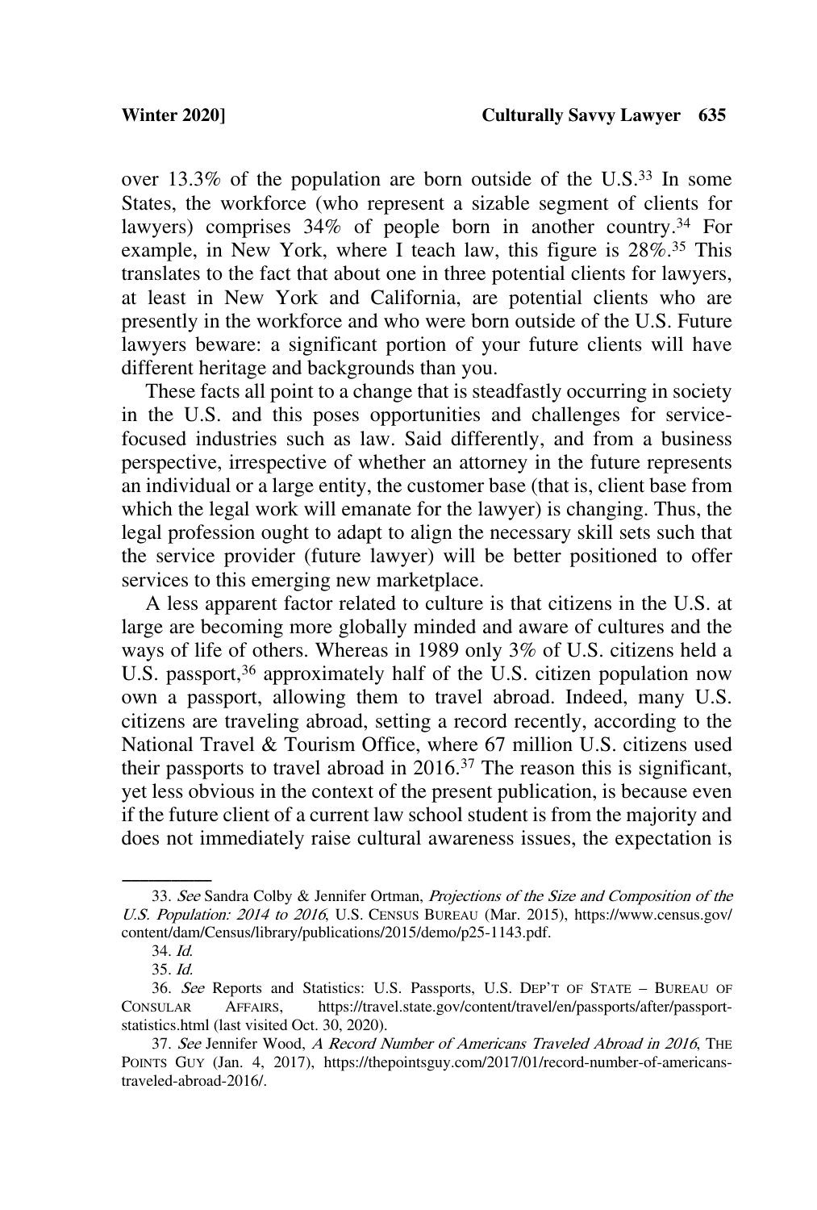over 13.3% of the population are born outside of the U.S.[33] In some States, the workforce (who represent a sizable segment of clients for lawyers) comprises 34% of people born in another country.[34] For example, in New York, where I teach law, this figure is 28%.[35] This translates to the fact that about one in three potential clients for lawyers, at least in New York and California, are potential clients who are presently in the workforce and who were born outside of the U.S. Future lawyers beware: a significant portion of your future clients will have different heritage and backgrounds than you.

These facts all point to a change that is steadfastly occurring in society in the U.S. and this poses opportunities and challenges for service-focused industries such as law. Said differently, and from a business perspective, irrespective of whether an attorney in the future represents an individual or a large entity, the customer base (that is, client base from which the legal work will emanate for the lawyer) is changing. Thus, the legal profession ought to adapt to align the necessary skill sets such that the service provider (future lawyer) will be better positioned to offer services to this emerging new marketplace.

A less apparent factor related to culture is that citizens in the U.S. at large are becoming more globally minded and aware of cultures and the ways of life of others. Whereas in 1989 only 3% of U.S. citizens held a U.S. passport,[36] approximately half of the U.S. citizen population now own a passport, allowing them to travel abroad. Indeed, many U.S. citizens are traveling abroad, setting a record recently, according to the National Travel & Tourism Office, where 67 million U.S. citizens used their passports to travel abroad in 2016.[37] The reason this is significant, yet less obvious in the context of the present publication, is because even if the future client of a current law school student is from the majority and does not immediately raise cultural awareness issues, the expectation is

---

33. *See* Sandra Colby & Jennifer Ortman, *Projections of the Size and Composition of the U.S. Population: 2014 to 2016*, U.S. CENSUS BUREAU (Mar. 2015), https://www.census.gov/content/dam/Census/library/publications/2015/demo/p25-1143.pdf.

34. *Id.*

35. *Id.*

36. *See* Reports and Statistics: U.S. Passports, U.S. DEP'T OF STATE – BUREAU OF CONSULAR AFFAIRS, https://travel.state.gov/content/travel/en/passports/after/passport-statistics.html (last visited Oct. 30, 2020).

37. *See* Jennifer Wood, *A Record Number of Americans Traveled Abroad in 2016*, THE POINTS GUY (Jan. 4, 2017), https://thepointsguy.com/2017/01/record-number-of-americans-traveled-abroad-2016/.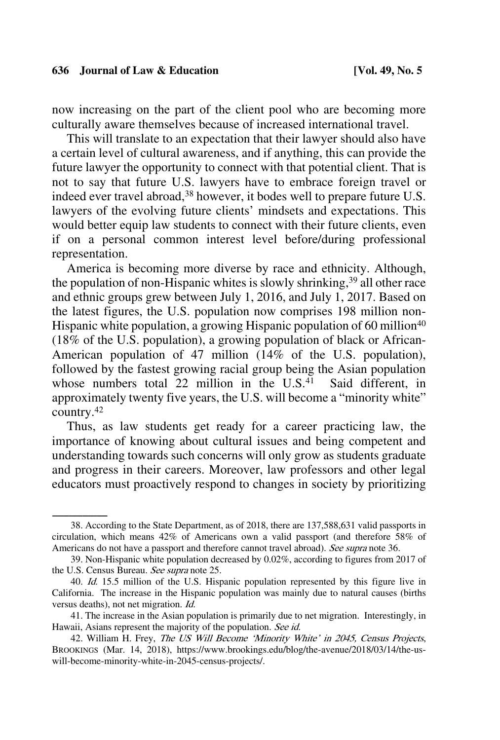now increasing on the part of the client pool who are becoming more culturally aware themselves because of increased international travel.

This will translate to an expectation that their lawyer should also have a certain level of cultural awareness, and if anything, this can provide the future lawyer the opportunity to connect with that potential client. That is not to say that future U.S. lawyers have to embrace foreign travel or indeed ever travel abroad,[38] however, it bodes well to prepare future U.S. lawyers of the evolving future clients' mindsets and expectations. This would better equip law students to connect with their future clients, even if on a personal common interest level before/during professional representation.

America is becoming more diverse by race and ethnicity. Although, the population of non-Hispanic whites is slowly shrinking,[39] all other race and ethnic groups grew between July 1, 2016, and July 1, 2017. Based on the latest figures, the U.S. population now comprises 198 million non-Hispanic white population, a growing Hispanic population of 60 million[40] (18% of the U.S. population), a growing population of black or African-American population of 47 million (14% of the U.S. population), followed by the fastest growing racial group being the Asian population whose numbers total 22 million in the U.S.[41] Said different, in approximately twenty five years, the U.S. will become a "minority white" country.[42]

Thus, as law students get ready for a career practicing law, the importance of knowing about cultural issues and being competent and understanding towards such concerns will only grow as students graduate and progress in their careers. Moreover, law professors and other legal educators must proactively respond to changes in society by prioritizing

---

38. According to the State Department, as of 2018, there are 137,588,631 valid passports in circulation, which means 42% of Americans own a valid passport (and therefore 58% of Americans do not have a passport and therefore cannot travel abroad). *See supra* note 36.

39. Non-Hispanic white population decreased by 0.02%, according to figures from 2017 of the U.S. Census Bureau. *See supra* note 25.

40. *Id.* 15.5 million of the U.S. Hispanic population represented by this figure live in California. The increase in the Hispanic population was mainly due to natural causes (births versus deaths), not net migration. *Id.*

41. The increase in the Asian population is primarily due to net migration. Interestingly, in Hawaii, Asians represent the majority of the population. *See id.*

42. William H. Frey, *The US Will Become 'Minority White' in 2045, Census Projects*, BROOKINGS (Mar. 14, 2018), https://www.brookings.edu/blog/the-avenue/2018/03/14/the-us-will-become-minority-white-in-2045-census-projects/.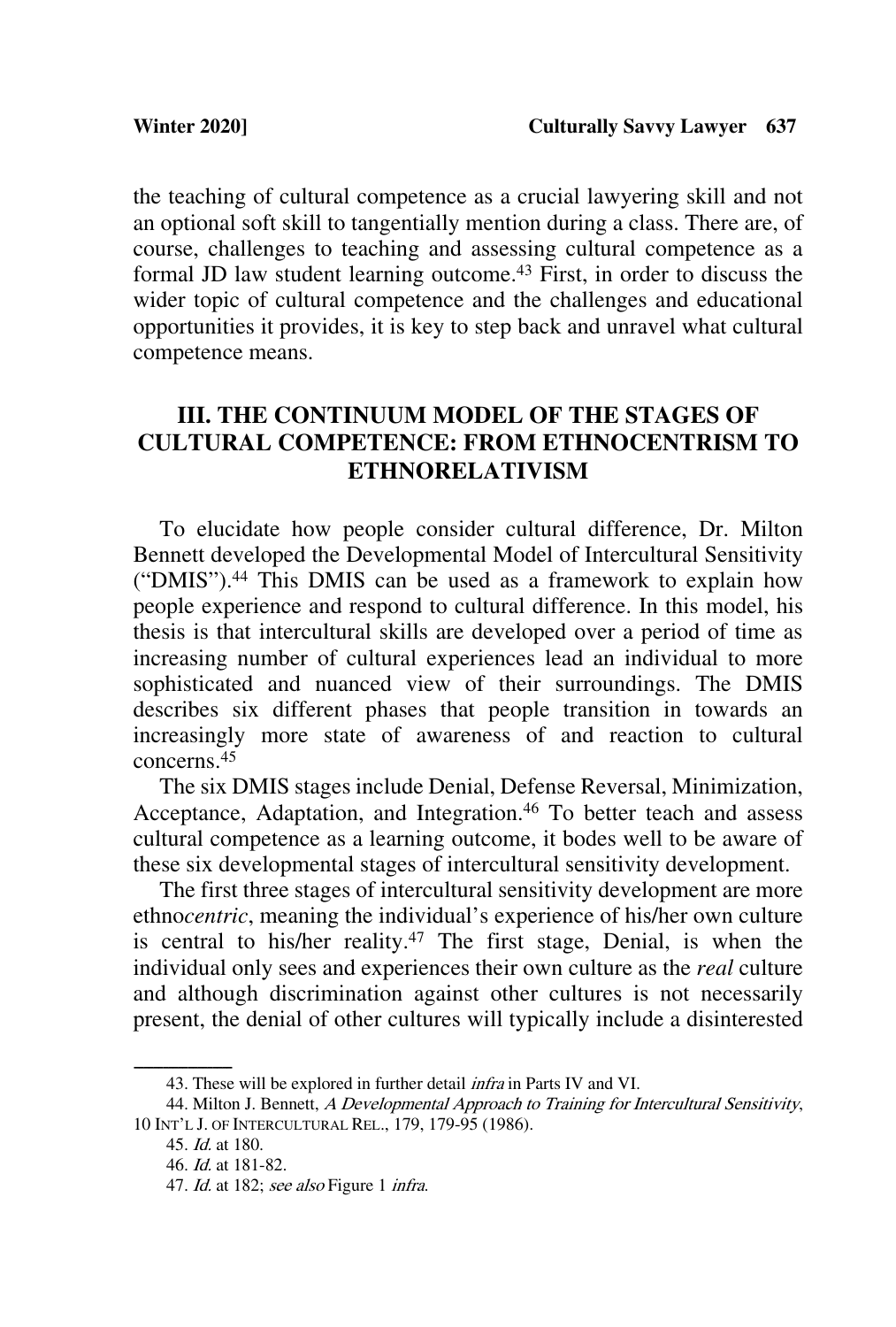the teaching of cultural competence as a crucial lawyering skill and not an optional soft skill to tangentially mention during a class. There are, of course, challenges to teaching and assessing cultural competence as a formal JD law student learning outcome.[43] First, in order to discuss the wider topic of cultural competence and the challenges and educational opportunities it provides, it is key to step back and unravel what cultural competence means.

## III. THE CONTINUUM MODEL OF THE STAGES OF CULTURAL COMPETENCE: FROM ETHNOCENTRISM TO ETHNORELATIVISM

To elucidate how people consider cultural difference, Dr. Milton Bennett developed the Developmental Model of Intercultural Sensitivity ("DMIS").[44] This DMIS can be used as a framework to explain how people experience and respond to cultural difference. In this model, his thesis is that intercultural skills are developed over a period of time as increasing number of cultural experiences lead an individual to more sophisticated and nuanced view of their surroundings. The DMIS describes six different phases that people transition in towards an increasingly more state of awareness of and reaction to cultural concerns.[45]

The six DMIS stages include Denial, Defense Reversal, Minimization, Acceptance, Adaptation, and Integration.[46] To better teach and assess cultural competence as a learning outcome, it bodes well to be aware of these six developmental stages of intercultural sensitivity development.

The first three stages of intercultural sensitivity development are more ethno*centric*, meaning the individual's experience of his/her own culture is central to his/her reality.[47] The first stage, Denial, is when the individual only sees and experiences their own culture as the *real* culture and although discrimination against other cultures is not necessarily present, the denial of other cultures will typically include a disinterested

---

43. These will be explored in further detail *infra* in Parts IV and VI.

44. Milton J. Bennett, *A Developmental Approach to Training for Intercultural Sensitivity*, 10 INT'L J. OF INTERCULTURAL REL., 179, 179-95 (1986).

45. *Id.* at 180.

46. *Id.* at 181-82.

47. *Id.* at 182; *see also* Figure 1 *infra*.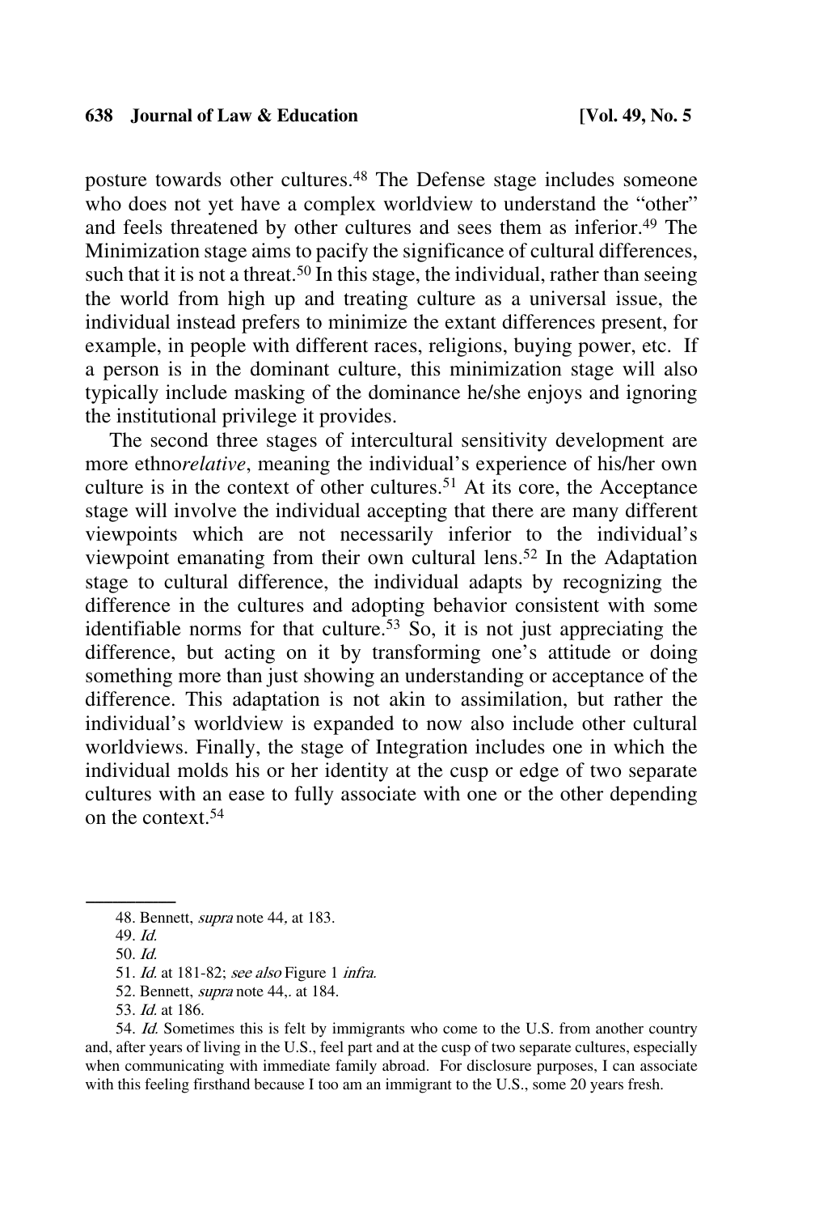posture towards other cultures.[48] The Defense stage includes someone who does not yet have a complex worldview to understand the "other" and feels threatened by other cultures and sees them as inferior.[49] The Minimization stage aims to pacify the significance of cultural differences, such that it is not a threat.[50] In this stage, the individual, rather than seeing the world from high up and treating culture as a universal issue, the individual instead prefers to minimize the extant differences present, for example, in people with different races, religions, buying power, etc. If a person is in the dominant culture, this minimization stage will also typically include masking of the dominance he/she enjoys and ignoring the institutional privilege it provides.

The second three stages of intercultural sensitivity development are more ethno*relative*, meaning the individual's experience of his/her own culture is in the context of other cultures.[51] At its core, the Acceptance stage will involve the individual accepting that there are many different viewpoints which are not necessarily inferior to the individual's viewpoint emanating from their own cultural lens.[52] In the Adaptation stage to cultural difference, the individual adapts by recognizing the difference in the cultures and adopting behavior consistent with some identifiable norms for that culture.[53] So, it is not just appreciating the difference, but acting on it by transforming one's attitude or doing something more than just showing an understanding or acceptance of the difference. This adaptation is not akin to assimilation, but rather the individual's worldview is expanded to now also include other cultural worldviews. Finally, the stage of Integration includes one in which the individual molds his or her identity at the cusp or edge of two separate cultures with an ease to fully associate with one or the other depending on the context.[54]

---

48. Bennett, *supra* note 44, at 183.

49. *Id.*

50. *Id.*

51. *Id.* at 181-82; *see also* Figure 1 *infra.*

52. Bennett, *supra* note 44,. at 184.

53. *Id.* at 186.

54. *Id.* Sometimes this is felt by immigrants who come to the U.S. from another country and, after years of living in the U.S., feel part and at the cusp of two separate cultures, especially when communicating with immediate family abroad. For disclosure purposes, I can associate with this feeling firsthand because I too am an immigrant to the U.S., some 20 years fresh.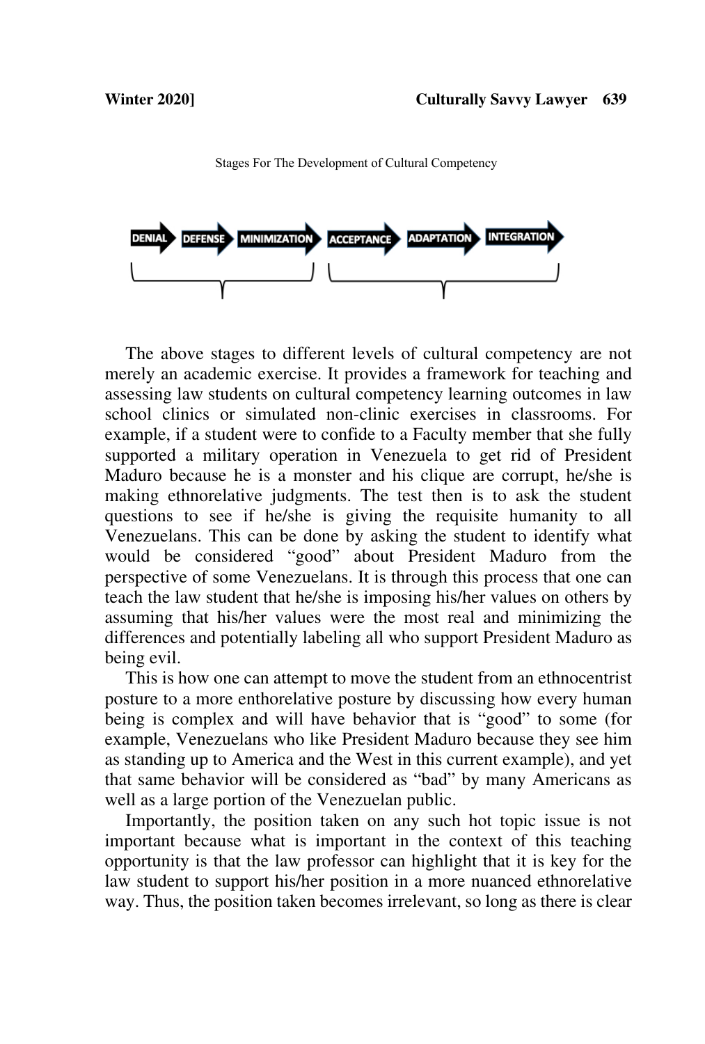Stages For The Development of Cultural Competency

DENIAL → DEFENSE → MINIMIZATION → ACCEPTANCE → ADAPTATION → INTEGRATION

The above stages to different levels of cultural competency are not merely an academic exercise. It provides a framework for teaching and assessing law students on cultural competency learning outcomes in law school clinics or simulated non-clinic exercises in classrooms. For example, if a student were to confide to a Faculty member that she fully supported a military operation in Venezuela to get rid of President Maduro because he is a monster and his clique are corrupt, he/she is making ethnorelative judgments. The test then is to ask the student questions to see if he/she is giving the requisite humanity to all Venezuelans. This can be done by asking the student to identify what would be considered "good" about President Maduro from the perspective of some Venezuelans. It is through this process that one can teach the law student that he/she is imposing his/her values on others by assuming that his/her values were the most real and minimizing the differences and potentially labeling all who support President Maduro as being evil.

This is how one can attempt to move the student from an ethnocentrist posture to a more enthorelative posture by discussing how every human being is complex and will have behavior that is "good" to some (for example, Venezuelans who like President Maduro because they see him as standing up to America and the West in this current example), and yet that same behavior will be considered as "bad" by many Americans as well as a large portion of the Venezuelan public.

Importantly, the position taken on any such hot topic issue is not important because what is important in the context of this teaching opportunity is that the law professor can highlight that it is key for the law student to support his/her position in a more nuanced ethnorelative way. Thus, the position taken becomes irrelevant, so long as there is clear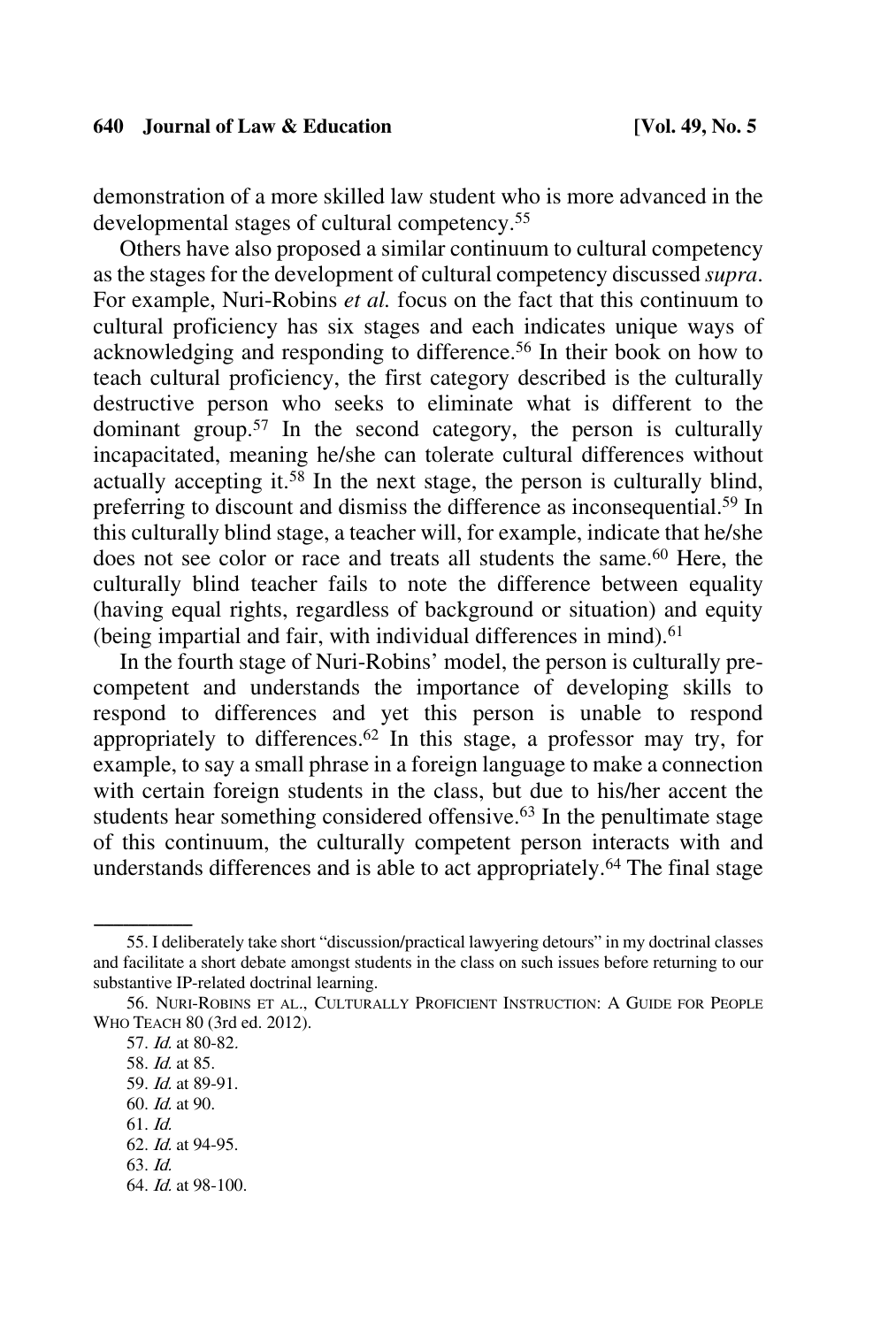demonstration of a more skilled law student who is more advanced in the developmental stages of cultural competency.[55]

Others have also proposed a similar continuum to cultural competency as the stages for the development of cultural competency discussed *supra*. For example, Nuri-Robins *et al.* focus on the fact that this continuum to cultural proficiency has six stages and each indicates unique ways of acknowledging and responding to difference.[56] In their book on how to teach cultural proficiency, the first category described is the culturally destructive person who seeks to eliminate what is different to the dominant group.[57] In the second category, the person is culturally incapacitated, meaning he/she can tolerate cultural differences without actually accepting it.[58] In the next stage, the person is culturally blind, preferring to discount and dismiss the difference as inconsequential.[59] In this culturally blind stage, a teacher will, for example, indicate that he/she does not see color or race and treats all students the same.[60] Here, the culturally blind teacher fails to note the difference between equality (having equal rights, regardless of background or situation) and equity (being impartial and fair, with individual differences in mind).[61]

In the fourth stage of Nuri-Robins' model, the person is culturally pre-competent and understands the importance of developing skills to respond to differences and yet this person is unable to respond appropriately to differences.[62] In this stage, a professor may try, for example, to say a small phrase in a foreign language to make a connection with certain foreign students in the class, but due to his/her accent the students hear something considered offensive.[63] In the penultimate stage of this continuum, the culturally competent person interacts with and understands differences and is able to act appropriately.[64] The final stage

---

55. I deliberately take short "discussion/practical lawyering detours" in my doctrinal classes and facilitate a short debate amongst students in the class on such issues before returning to our substantive IP-related doctrinal learning.

56. NURI-ROBINS ET AL., CULTURALLY PROFICIENT INSTRUCTION: A GUIDE FOR PEOPLE WHO TEACH 80 (3rd ed. 2012).

57. *Id.* at 80-82.

58. *Id.* at 85.

59. *Id.* at 89-91.

60. *Id.* at 90.

61. *Id.*

62. *Id.* at 94-95.

63. *Id.*

64. *Id.* at 98-100.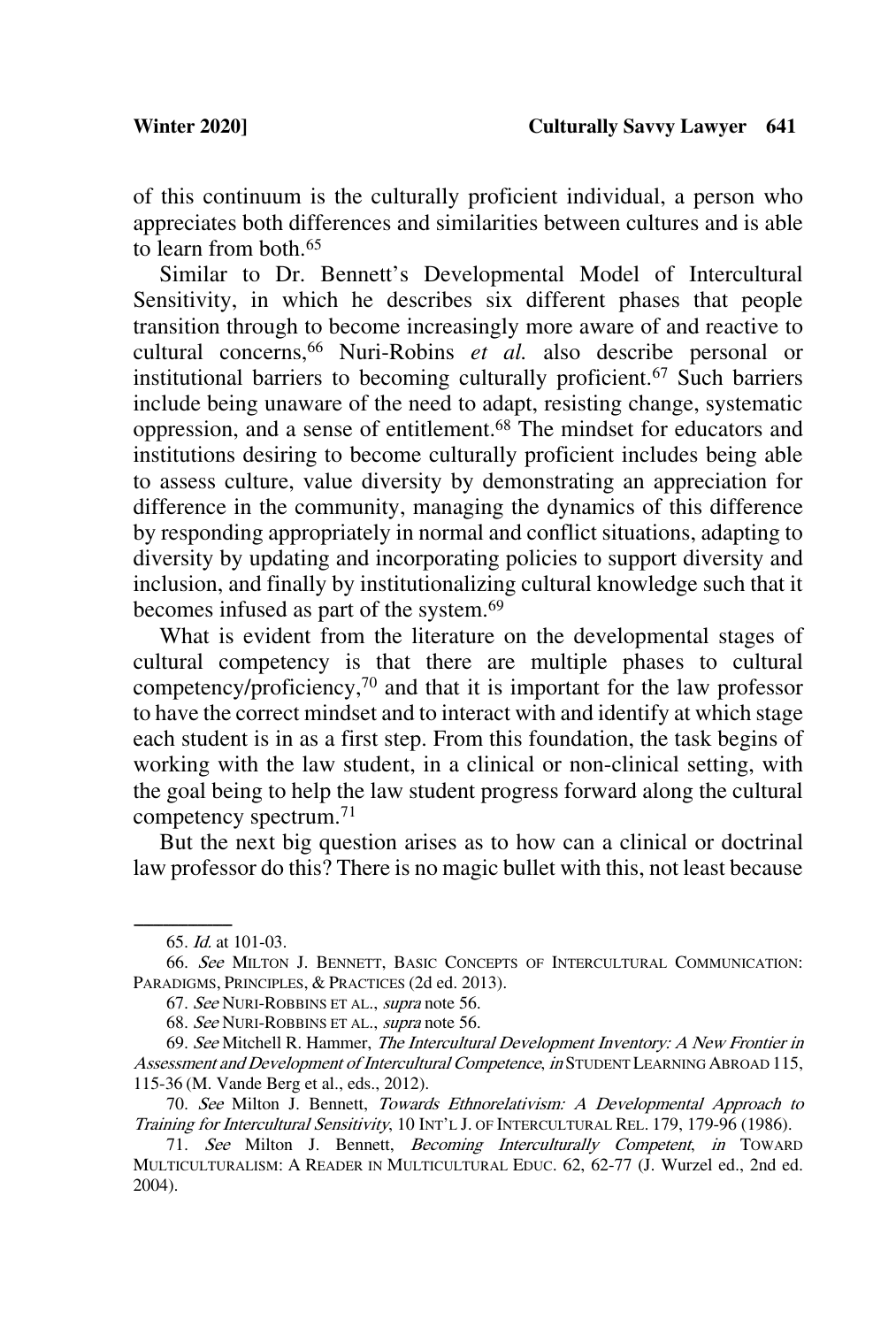of this continuum is the culturally proficient individual, a person who appreciates both differences and similarities between cultures and is able to learn from both.[65]

Similar to Dr. Bennett's Developmental Model of Intercultural Sensitivity, in which he describes six different phases that people transition through to become increasingly more aware of and reactive to cultural concerns,[66] Nuri-Robins *et al.* also describe personal or institutional barriers to becoming culturally proficient.[67] Such barriers include being unaware of the need to adapt, resisting change, systematic oppression, and a sense of entitlement.[68] The mindset for educators and institutions desiring to become culturally proficient includes being able to assess culture, value diversity by demonstrating an appreciation for difference in the community, managing the dynamics of this difference by responding appropriately in normal and conflict situations, adapting to diversity by updating and incorporating policies to support diversity and inclusion, and finally by institutionalizing cultural knowledge such that it becomes infused as part of the system.[69]

What is evident from the literature on the developmental stages of cultural competency is that there are multiple phases to cultural competency/proficiency,[70] and that it is important for the law professor to have the correct mindset and to interact with and identify at which stage each student is in as a first step. From this foundation, the task begins of working with the law student, in a clinical or non-clinical setting, with the goal being to help the law student progress forward along the cultural competency spectrum.[71]

But the next big question arises as to how can a clinical or doctrinal law professor do this? There is no magic bullet with this, not least because

---

65. *Id.* at 101-03.

66. *See* MILTON J. BENNETT, BASIC CONCEPTS OF INTERCULTURAL COMMUNICATION: PARADIGMS, PRINCIPLES, & PRACTICES (2d ed. 2013).

67. *See* NURI-ROBBINS ET AL., *supra* note 56.

68. *See* NURI-ROBBINS ET AL., *supra* note 56.

69. *See* Mitchell R. Hammer, *The Intercultural Development Inventory: A New Frontier in Assessment and Development of Intercultural Competence*, *in* STUDENT LEARNING ABROAD 115, 115-36 (M. Vande Berg et al., eds., 2012).

70. *See* Milton J. Bennett, *Towards Ethnorelativism: A Developmental Approach to Training for Intercultural Sensitivity*, 10 INT'L J. OF INTERCULTURAL REL. 179, 179-96 (1986).

71. *See* Milton J. Bennett, *Becoming Interculturally Competent*, *in* TOWARD MULTICULTURALISM: A READER IN MULTICULTURAL EDUC. 62, 62-77 (J. Wurzel ed., 2nd ed. 2004).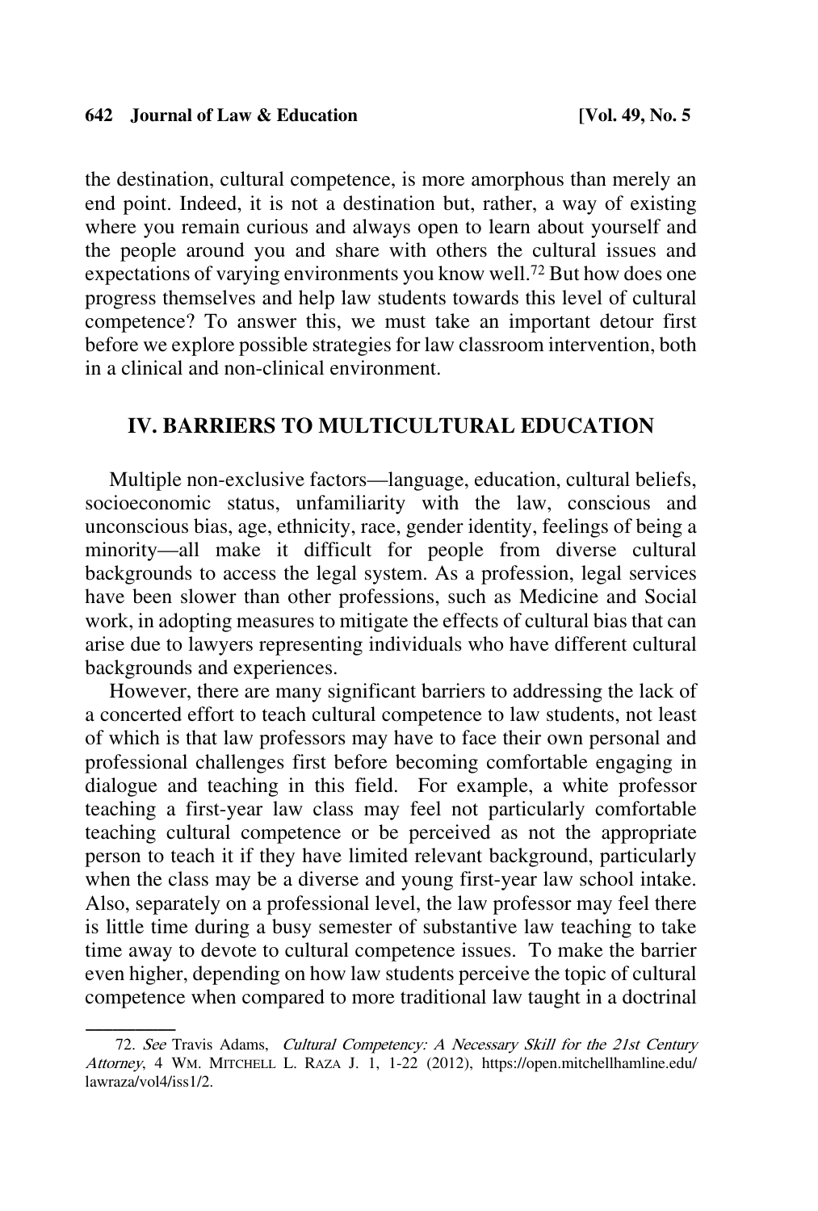the destination, cultural competence, is more amorphous than merely an end point. Indeed, it is not a destination but, rather, a way of existing where you remain curious and always open to learn about yourself and the people around you and share with others the cultural issues and expectations of varying environments you know well.[72] But how does one progress themselves and help law students towards this level of cultural competence? To answer this, we must take an important detour first before we explore possible strategies for law classroom intervention, both in a clinical and non-clinical environment.

## IV. BARRIERS TO MULTICULTURAL EDUCATION

Multiple non-exclusive factors—language, education, cultural beliefs, socioeconomic status, unfamiliarity with the law, conscious and unconscious bias, age, ethnicity, race, gender identity, feelings of being a minority—all make it difficult for people from diverse cultural backgrounds to access the legal system. As a profession, legal services have been slower than other professions, such as Medicine and Social work, in adopting measures to mitigate the effects of cultural bias that can arise due to lawyers representing individuals who have different cultural backgrounds and experiences.

However, there are many significant barriers to addressing the lack of a concerted effort to teach cultural competence to law students, not least of which is that law professors may have to face their own personal and professional challenges first before becoming comfortable engaging in dialogue and teaching in this field. For example, a white professor teaching a first-year law class may feel not particularly comfortable teaching cultural competence or be perceived as not the appropriate person to teach it if they have limited relevant background, particularly when the class may be a diverse and young first-year law school intake. Also, separately on a professional level, the law professor may feel there is little time during a busy semester of substantive law teaching to take time away to devote to cultural competence issues. To make the barrier even higher, depending on how law students perceive the topic of cultural competence when compared to more traditional law taught in a doctrinal

---

72. *See* Travis Adams, *Cultural Competency: A Necessary Skill for the 21st Century Attorney*, 4 WM. MITCHELL L. RAZA J. 1, 1-22 (2012), https://open.mitchellhamline.edu/lawraza/vol4/iss1/2.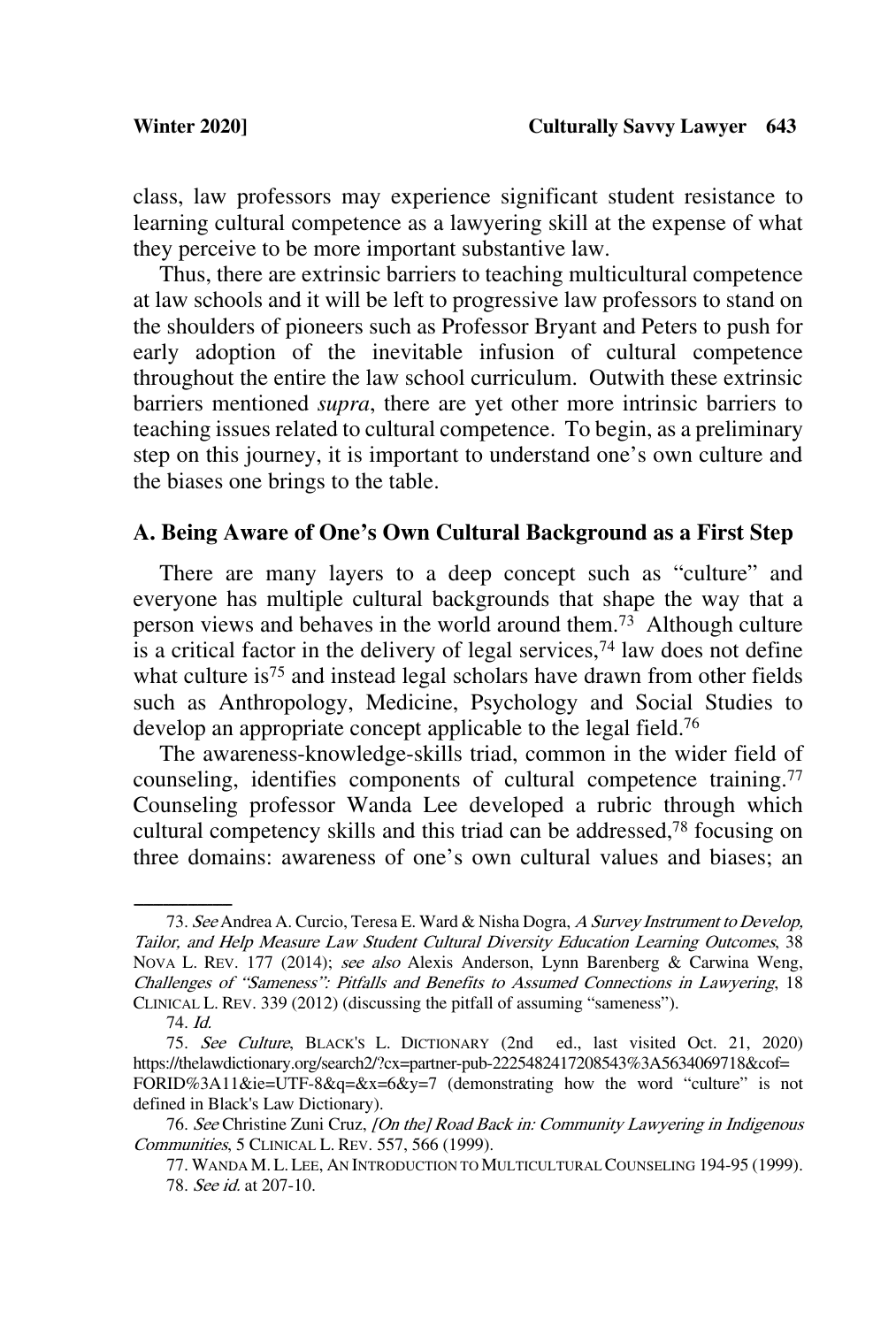class, law professors may experience significant student resistance to learning cultural competence as a lawyering skill at the expense of what they perceive to be more important substantive law.

Thus, there are extrinsic barriers to teaching multicultural competence at law schools and it will be left to progressive law professors to stand on the shoulders of pioneers such as Professor Bryant and Peters to push for early adoption of the inevitable infusion of cultural competence throughout the entire the law school curriculum. Outwith these extrinsic barriers mentioned *supra*, there are yet other more intrinsic barriers to teaching issues related to cultural competence. To begin, as a preliminary step on this journey, it is important to understand one's own culture and the biases one brings to the table.

## A. Being Aware of One's Own Cultural Background as a First Step

There are many layers to a deep concept such as "culture" and everyone has multiple cultural backgrounds that shape the way that a person views and behaves in the world around them.[73] Although culture is a critical factor in the delivery of legal services,[74] law does not define what culture is[75] and instead legal scholars have drawn from other fields such as Anthropology, Medicine, Psychology and Social Studies to develop an appropriate concept applicable to the legal field.[76]

The awareness-knowledge-skills triad, common in the wider field of counseling, identifies components of cultural competence training.[77] Counseling professor Wanda Lee developed a rubric through which cultural competency skills and this triad can be addressed,[78] focusing on three domains: awareness of one's own cultural values and biases; an

---

73. *See* Andrea A. Curcio, Teresa E. Ward & Nisha Dogra, *A Survey Instrument to Develop, Tailor, and Help Measure Law Student Cultural Diversity Education Learning Outcomes*, 38 NOVA L. REV. 177 (2014); *see also* Alexis Anderson, Lynn Barenberg & Carwina Weng, *Challenges of "Sameness": Pitfalls and Benefits to Assumed Connections in Lawyering*, 18 CLINICAL L. REV. 339 (2012) (discussing the pitfall of assuming "sameness").

74. *Id.*

75. *See Culture*, BLACK'S L. DICTIONARY (2nd ed., last visited Oct. 21, 2020) https://thelawdictionary.org/search2/?cx=partner-pub-2225482417208543%3A5634069718&cof=FORID%3A11&ie=UTF-8&q=&x=6&y=7 (demonstrating how the word "culture" is not defined in Black's Law Dictionary).

76. *See* Christine Zuni Cruz, *[On the] Road Back in: Community Lawyering in Indigenous Communities*, 5 CLINICAL L. REV. 557, 566 (1999).

77. WANDA M. L. LEE, AN INTRODUCTION TO MULTICULTURAL COUNSELING 194-95 (1999).

78. *See id.* at 207-10.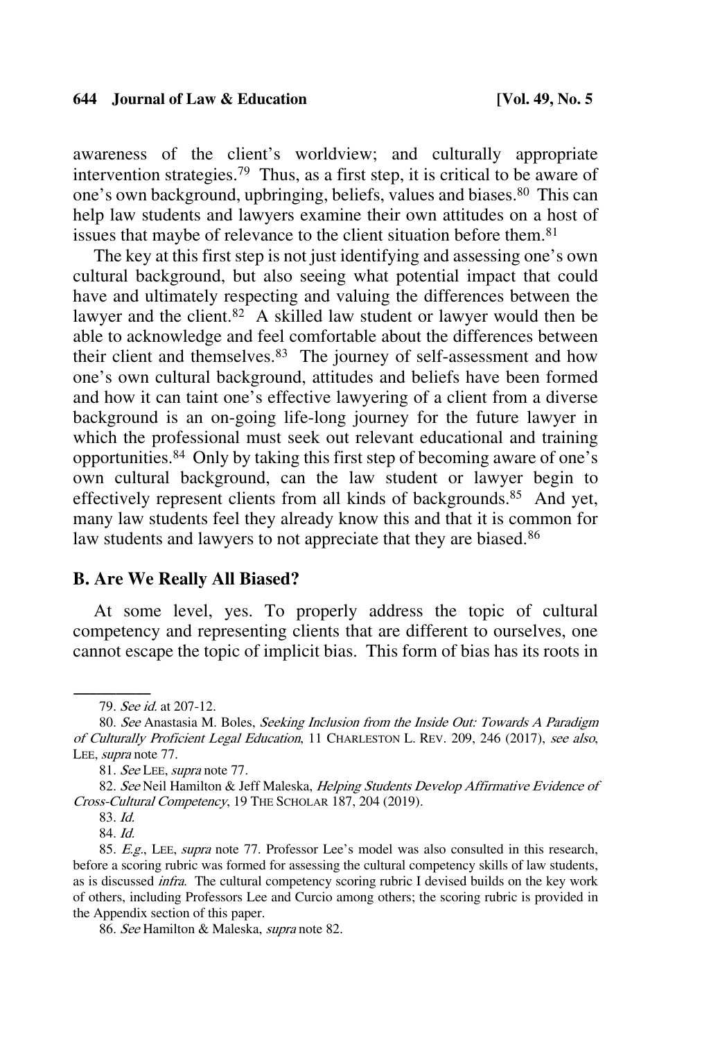awareness of the client's worldview; and culturally appropriate intervention strategies.[79] Thus, as a first step, it is critical to be aware of one's own background, upbringing, beliefs, values and biases.[80] This can help law students and lawyers examine their own attitudes on a host of issues that maybe of relevance to the client situation before them.[81]

The key at this first step is not just identifying and assessing one's own cultural background, but also seeing what potential impact that could have and ultimately respecting and valuing the differences between the lawyer and the client.[82] A skilled law student or lawyer would then be able to acknowledge and feel comfortable about the differences between their client and themselves.[83] The journey of self-assessment and how one's own cultural background, attitudes and beliefs have been formed and how it can taint one's effective lawyering of a client from a diverse background is an on-going life-long journey for the future lawyer in which the professional must seek out relevant educational and training opportunities.[84] Only by taking this first step of becoming aware of one's own cultural background, can the law student or lawyer begin to effectively represent clients from all kinds of backgrounds.[85] And yet, many law students feel they already know this and that it is common for law students and lawyers to not appreciate that they are biased.[86]

## B. Are We Really All Biased?

At some level, yes. To properly address the topic of cultural competency and representing clients that are different to ourselves, one cannot escape the topic of implicit bias. This form of bias has its roots in

---

79. *See id.* at 207-12.

80. *See* Anastasia M. Boles, *Seeking Inclusion from the Inside Out: Towards A Paradigm of Culturally Proficient Legal Education*, 11 CHARLESTON L. REV. 209, 246 (2017), *see also*, LEE, *supra* note 77.

81. *See* LEE, *supra* note 77.

82. *See* Neil Hamilton & Jeff Maleska, *Helping Students Develop Affirmative Evidence of Cross-Cultural Competency*, 19 THE SCHOLAR 187, 204 (2019).

83. *Id.*

84. *Id.*

85. *E.g.*, LEE, *supra* note 77. Professor Lee's model was also consulted in this research, before a scoring rubric was formed for assessing the cultural competency skills of law students, as is discussed *infra*. The cultural competency scoring rubric I devised builds on the key work of others, including Professors Lee and Curcio among others; the scoring rubric is provided in the Appendix section of this paper.

86. *See* Hamilton & Maleska, *supra* note 82.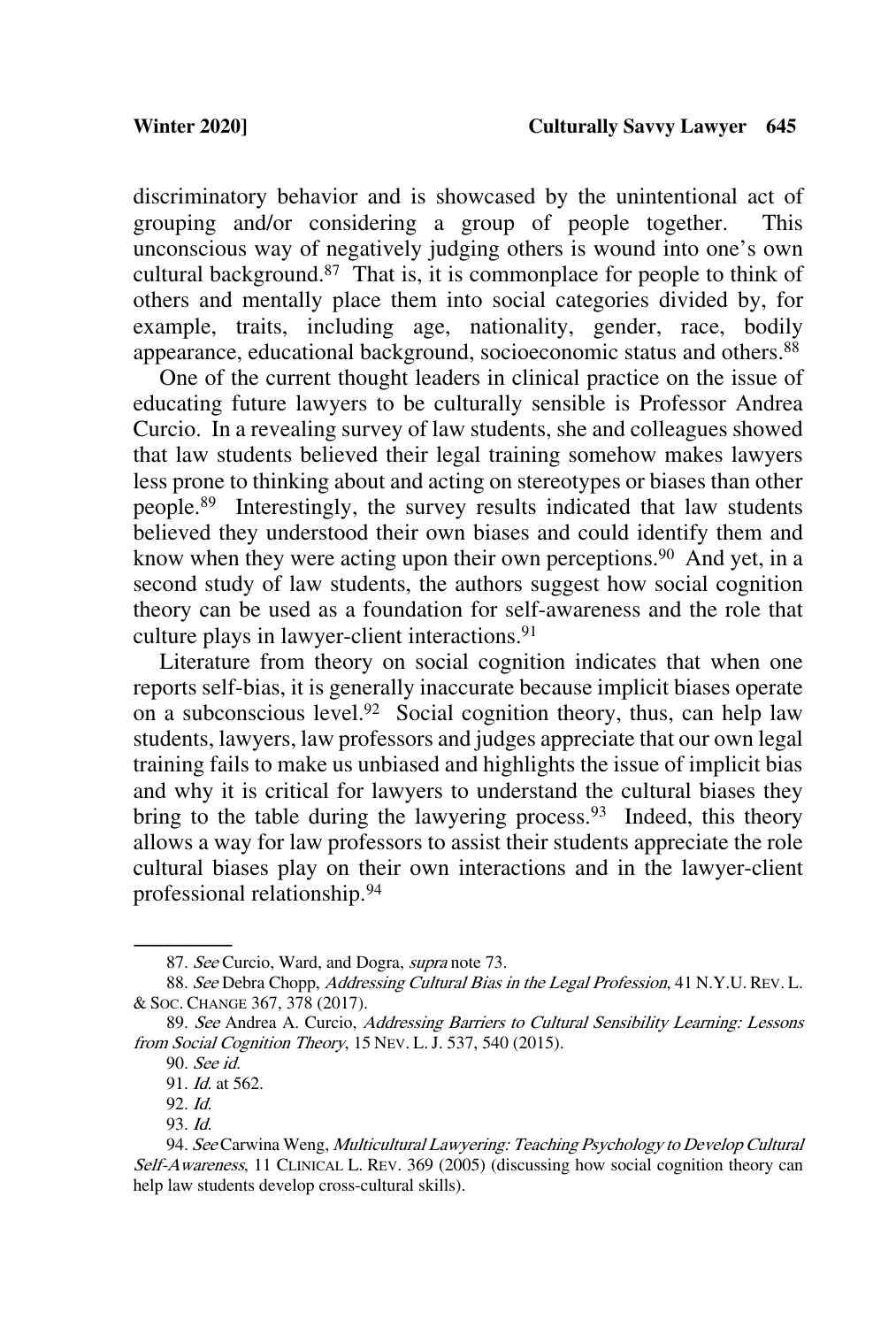discriminatory behavior and is showcased by the unintentional act of grouping and/or considering a group of people together. This unconscious way of negatively judging others is wound into one's own cultural background.[87] That is, it is commonplace for people to think of others and mentally place them into social categories divided by, for example, traits, including age, nationality, gender, race, bodily appearance, educational background, socioeconomic status and others.[88]

One of the current thought leaders in clinical practice on the issue of educating future lawyers to be culturally sensible is Professor Andrea Curcio. In a revealing survey of law students, she and colleagues showed that law students believed their legal training somehow makes lawyers less prone to thinking about and acting on stereotypes or biases than other people.[89] Interestingly, the survey results indicated that law students believed they understood their own biases and could identify them and know when they were acting upon their own perceptions.[90] And yet, in a second study of law students, the authors suggest how social cognition theory can be used as a foundation for self-awareness and the role that culture plays in lawyer-client interactions.[91]

Literature from theory on social cognition indicates that when one reports self-bias, it is generally inaccurate because implicit biases operate on a subconscious level.[92] Social cognition theory, thus, can help law students, lawyers, law professors and judges appreciate that our own legal training fails to make us unbiased and highlights the issue of implicit bias and why it is critical for lawyers to understand the cultural biases they bring to the table during the lawyering process.[93] Indeed, this theory allows a way for law professors to assist their students appreciate the role cultural biases play on their own interactions and in the lawyer-client professional relationship.[94]

---

87. *See* Curcio, Ward, and Dogra, *supra* note 73.

88. *See* Debra Chopp, *Addressing Cultural Bias in the Legal Profession*, 41 N.Y.U. REV. L. & SOC. CHANGE 367, 378 (2017).

89. *See* Andrea A. Curcio, *Addressing Barriers to Cultural Sensibility Learning: Lessons from Social Cognition Theory*, 15 NEV. L. J. 537, 540 (2015).

90. *See id.*

91. *Id.* at 562.

92. *Id.*

93. *Id.*

94. *See* Carwina Weng, *Multicultural Lawyering: Teaching Psychology to Develop Cultural Self-Awareness*, 11 CLINICAL L. REV. 369 (2005) (discussing how social cognition theory can help law students develop cross-cultural skills).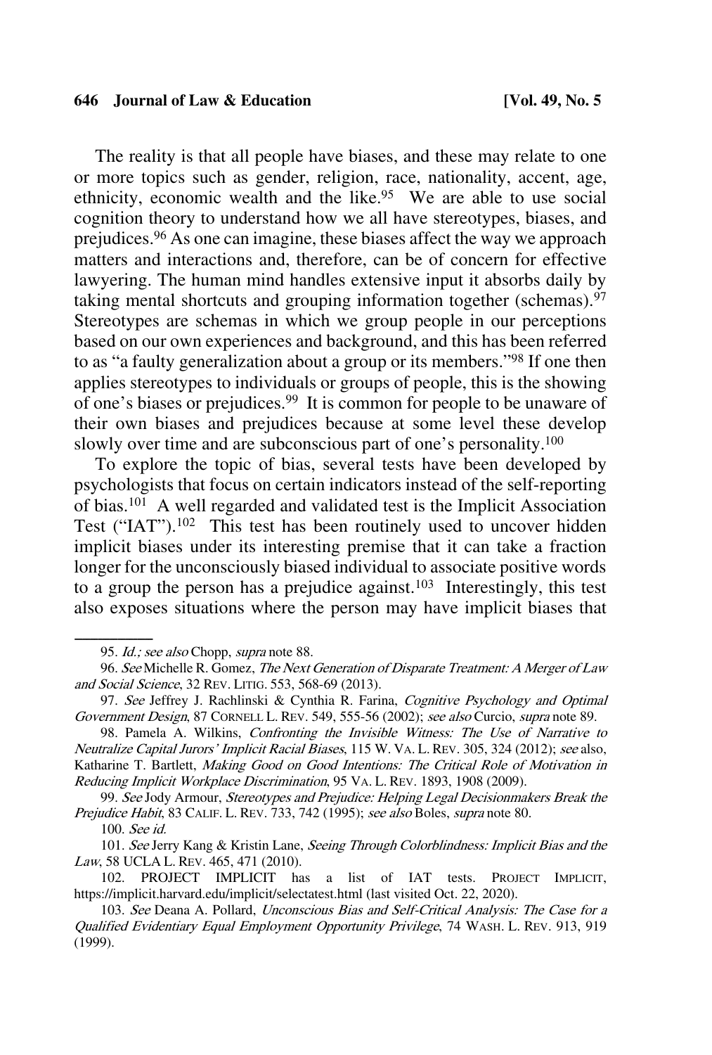The reality is that all people have biases, and these may relate to one or more topics such as gender, religion, race, nationality, accent, age, ethnicity, economic wealth and the like.[95] We are able to use social cognition theory to understand how we all have stereotypes, biases, and prejudices.[96] As one can imagine, these biases affect the way we approach matters and interactions and, therefore, can be of concern for effective lawyering. The human mind handles extensive input it absorbs daily by taking mental shortcuts and grouping information together (schemas).[97] Stereotypes are schemas in which we group people in our perceptions based on our own experiences and background, and this has been referred to as "a faulty generalization about a group or its members."[98] If one then applies stereotypes to individuals or groups of people, this is the showing of one's biases or prejudices.[99] It is common for people to be unaware of their own biases and prejudices because at some level these develop slowly over time and are subconscious part of one's personality.[100]

To explore the topic of bias, several tests have been developed by psychologists that focus on certain indicators instead of the self-reporting of bias.[101] A well regarded and validated test is the Implicit Association Test ("IAT").[102] This test has been routinely used to uncover hidden implicit biases under its interesting premise that it can take a fraction longer for the unconsciously biased individual to associate positive words to a group the person has a prejudice against.[103] Interestingly, this test also exposes situations where the person may have implicit biases that

---

95. *Id.; see also* Chopp, *supra* note 88.

96. *See* Michelle R. Gomez, *The Next Generation of Disparate Treatment: A Merger of Law and Social Science*, 32 REV. LITIG. 553, 568-69 (2013).

97. *See* Jeffrey J. Rachlinski & Cynthia R. Farina, *Cognitive Psychology and Optimal Government Design*, 87 CORNELL L. REV. 549, 555-56 (2002); *see also* Curcio, *supra* note 89.

98. Pamela A. Wilkins, *Confronting the Invisible Witness: The Use of Narrative to Neutralize Capital Jurors' Implicit Racial Biases*, 115 W. VA. L. REV. 305, 324 (2012); *see* also, Katharine T. Bartlett, *Making Good on Good Intentions: The Critical Role of Motivation in Reducing Implicit Workplace Discrimination*, 95 VA. L. REV. 1893, 1908 (2009).

99. *See* Jody Armour, *Stereotypes and Prejudice: Helping Legal Decisionmakers Break the Prejudice Habit*, 83 CALIF. L. REV. 733, 742 (1995); *see also* Boles, *supra* note 80.

100. *See id.*

101. *See* Jerry Kang & Kristin Lane, *Seeing Through Colorblindness: Implicit Bias and the Law*, 58 UCLA L. REV. 465, 471 (2010).

102. PROJECT IMPLICIT has a list of IAT tests. PROJECT IMPLICIT, https://implicit.harvard.edu/implicit/selectatest.html (last visited Oct. 22, 2020).

103. *See* Deana A. Pollard, *Unconscious Bias and Self-Critical Analysis: The Case for a Qualified Evidentiary Equal Employment Opportunity Privilege*, 74 WASH. L. REV. 913, 919 (1999).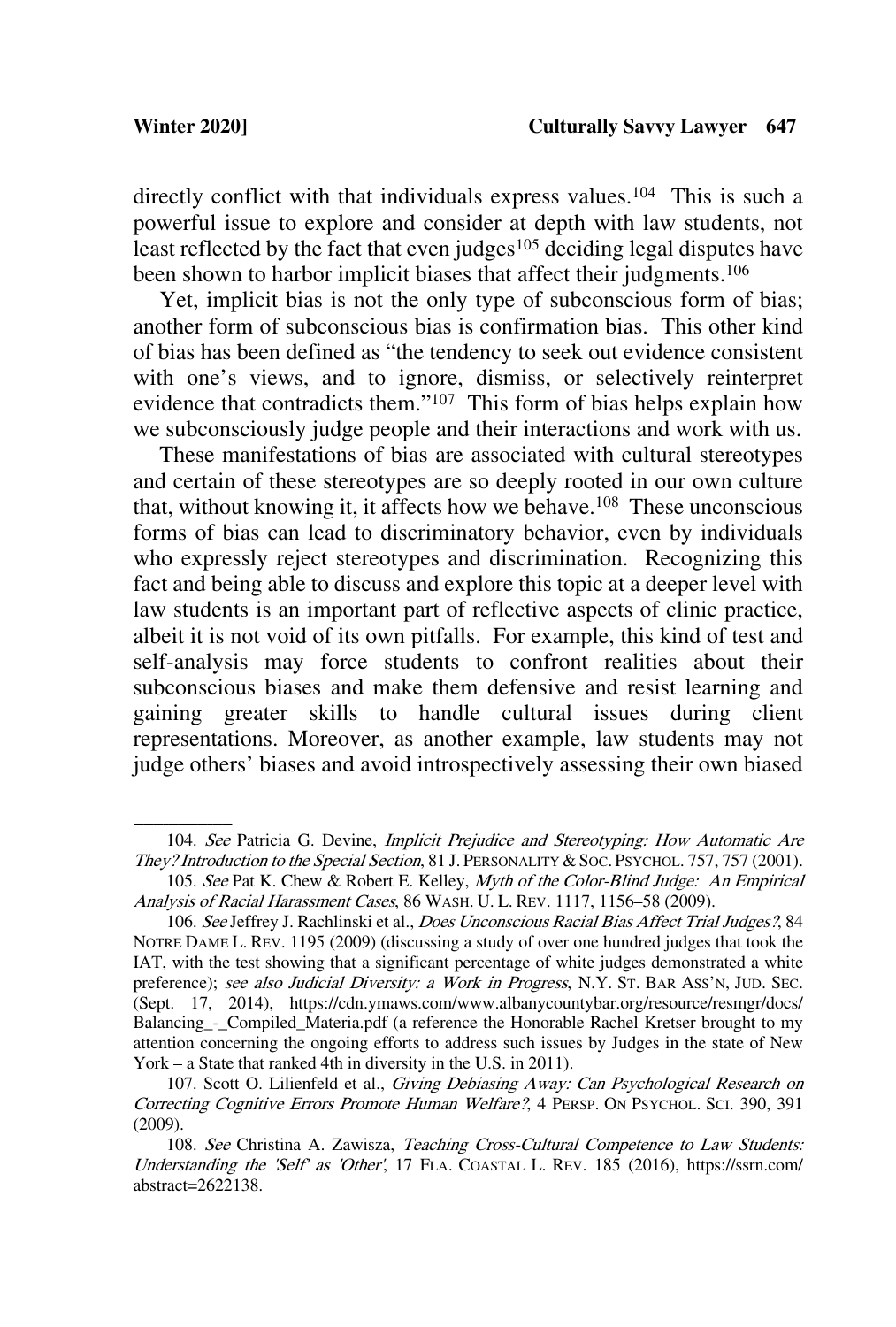directly conflict with that individuals express values.[104] This is such a powerful issue to explore and consider at depth with law students, not least reflected by the fact that even judges[105] deciding legal disputes have been shown to harbor implicit biases that affect their judgments.[106]

Yet, implicit bias is not the only type of subconscious form of bias; another form of subconscious bias is confirmation bias. This other kind of bias has been defined as "the tendency to seek out evidence consistent with one's views, and to ignore, dismiss, or selectively reinterpret evidence that contradicts them."[107] This form of bias helps explain how we subconsciously judge people and their interactions and work with us.

These manifestations of bias are associated with cultural stereotypes and certain of these stereotypes are so deeply rooted in our own culture that, without knowing it, it affects how we behave.[108] These unconscious forms of bias can lead to discriminatory behavior, even by individuals who expressly reject stereotypes and discrimination. Recognizing this fact and being able to discuss and explore this topic at a deeper level with law students is an important part of reflective aspects of clinic practice, albeit it is not void of its own pitfalls. For example, this kind of test and self-analysis may force students to confront realities about their subconscious biases and make them defensive and resist learning and gaining greater skills to handle cultural issues during client representations. Moreover, as another example, law students may not judge others' biases and avoid introspectively assessing their own biased

---

104. *See* Patricia G. Devine, *Implicit Prejudice and Stereotyping: How Automatic Are They? Introduction to the Special Section*, 81 J. PERSONALITY & SOC. PSYCHOL. 757, 757 (2001).

105. *See* Pat K. Chew & Robert E. Kelley, *Myth of the Color-Blind Judge: An Empirical Analysis of Racial Harassment Cases*, 86 WASH. U. L. REV. 1117, 1156–58 (2009).

106. *See* Jeffrey J. Rachlinski et al., *Does Unconscious Racial Bias Affect Trial Judges?*, 84 NOTRE DAME L. REV. 1195 (2009) (discussing a study of over one hundred judges that took the IAT, with the test showing that a significant percentage of white judges demonstrated a white preference); *see also Judicial Diversity: a Work in Progress*, N.Y. ST. BAR ASS'N, JUD. SEC. (Sept. 17, 2014), https://cdn.ymaws.com/www.albanycountybar.org/resource/resmgr/docs/Balancing_-_Compiled_Materia.pdf (a reference the Honorable Rachel Kretser brought to my attention concerning the ongoing efforts to address such issues by Judges in the state of New York – a State that ranked 4th in diversity in the U.S. in 2011).

107. Scott O. Lilienfeld et al., *Giving Debiasing Away: Can Psychological Research on Correcting Cognitive Errors Promote Human Welfare?*, 4 PERSP. ON PSYCHOL. SCI. 390, 391 (2009).

108. *See* Christina A. Zawisza, *Teaching Cross-Cultural Competence to Law Students: Understanding the 'Self' as 'Other'*, 17 FLA. COASTAL L. REV. 185 (2016), https://ssrn.com/abstract=2622138.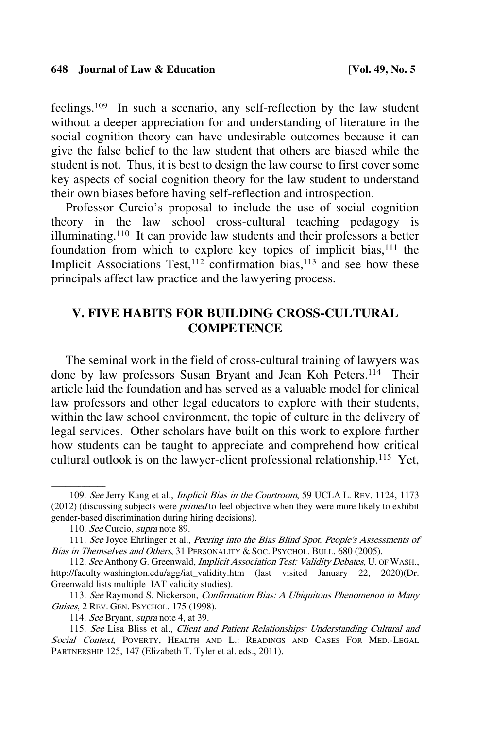feelings.[109] In such a scenario, any self-reflection by the law student without a deeper appreciation for and understanding of literature in the social cognition theory can have undesirable outcomes because it can give the false belief to the law student that others are biased while the student is not. Thus, it is best to design the law course to first cover some key aspects of social cognition theory for the law student to understand their own biases before having self-reflection and introspection.

Professor Curcio's proposal to include the use of social cognition theory in the law school cross-cultural teaching pedagogy is illuminating.[110] It can provide law students and their professors a better foundation from which to explore key topics of implicit bias,[111] the Implicit Associations Test,[112] confirmation bias,[113] and see how these principals affect law practice and the lawyering process.

## V. FIVE HABITS FOR BUILDING CROSS-CULTURAL COMPETENCE

The seminal work in the field of cross-cultural training of lawyers was done by law professors Susan Bryant and Jean Koh Peters.[114] Their article laid the foundation and has served as a valuable model for clinical law professors and other legal educators to explore with their students, within the law school environment, the topic of culture in the delivery of legal services. Other scholars have built on this work to explore further how students can be taught to appreciate and comprehend how critical cultural outlook is on the lawyer-client professional relationship.[115] Yet,

---

109. *See* Jerry Kang et al., *Implicit Bias in the Courtroom*, 59 UCLA L. REV. 1124, 1173 (2012) (discussing subjects were *primed* to feel objective when they were more likely to exhibit gender-based discrimination during hiring decisions).

110. *See* Curcio, *supra* note 89.

111. *See* Joyce Ehrlinger et al., *Peering into the Bias Blind Spot: People's Assessments of Bias in Themselves and Others*, 31 PERSONALITY & SOC. PSYCHOL. BULL. 680 (2005).

112. *See* Anthony G. Greenwald, *Implicit Association Test: Validity Debates*, U. OF WASH., http://faculty.washington.edu/agg/iat_validity.htm (last visited January 22, 2020)(Dr. Greenwald lists multiple IAT validity studies).

113. *See* Raymond S. Nickerson, *Confirmation Bias: A Ubiquitous Phenomenon in Many Guises*, 2 REV. GEN. PSYCHOL. 175 (1998).

114. *See* Bryant, *supra* note 4, at 39.

115. *See* Lisa Bliss et al., *Client and Patient Relationships: Understanding Cultural and Social Context*, POVERTY, HEALTH AND L.: READINGS AND CASES FOR MED.-LEGAL PARTNERSHIP 125, 147 (Elizabeth T. Tyler et al. eds., 2011).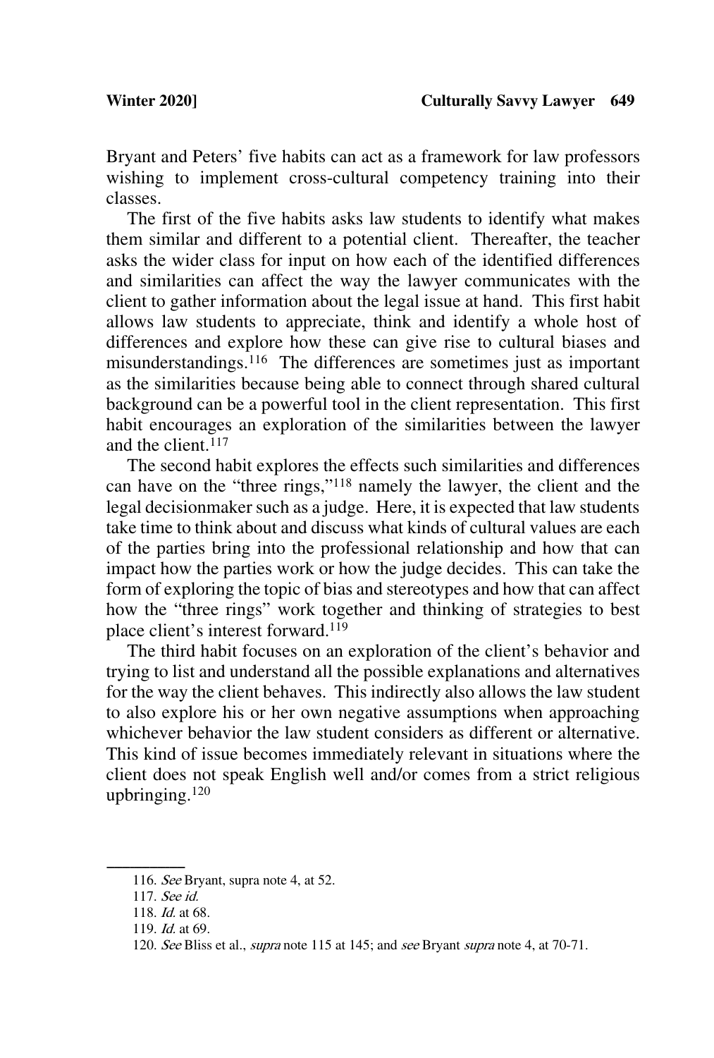Bryant and Peters' five habits can act as a framework for law professors wishing to implement cross-cultural competency training into their classes.

The first of the five habits asks law students to identify what makes them similar and different to a potential client. Thereafter, the teacher asks the wider class for input on how each of the identified differences and similarities can affect the way the lawyer communicates with the client to gather information about the legal issue at hand. This first habit allows law students to appreciate, think and identify a whole host of differences and explore how these can give rise to cultural biases and misunderstandings.[116] The differences are sometimes just as important as the similarities because being able to connect through shared cultural background can be a powerful tool in the client representation. This first habit encourages an exploration of the similarities between the lawyer and the client.[117]

The second habit explores the effects such similarities and differences can have on the "three rings,"[118] namely the lawyer, the client and the legal decisionmaker such as a judge. Here, it is expected that law students take time to think about and discuss what kinds of cultural values are each of the parties bring into the professional relationship and how that can impact how the parties work or how the judge decides. This can take the form of exploring the topic of bias and stereotypes and how that can affect how the "three rings" work together and thinking of strategies to best place client's interest forward.[119]

The third habit focuses on an exploration of the client's behavior and trying to list and understand all the possible explanations and alternatives for the way the client behaves. This indirectly also allows the law student to also explore his or her own negative assumptions when approaching whichever behavior the law student considers as different or alternative. This kind of issue becomes immediately relevant in situations where the client does not speak English well and/or comes from a strict religious upbringing.[120]

---

116. *See* Bryant, supra note 4, at 52.

117. *See id.*

118. *Id.* at 68.

119. *Id.* at 69.

120. *See* Bliss et al., *supra* note 115 at 145; and *see* Bryant *supra* note 4, at 70-71.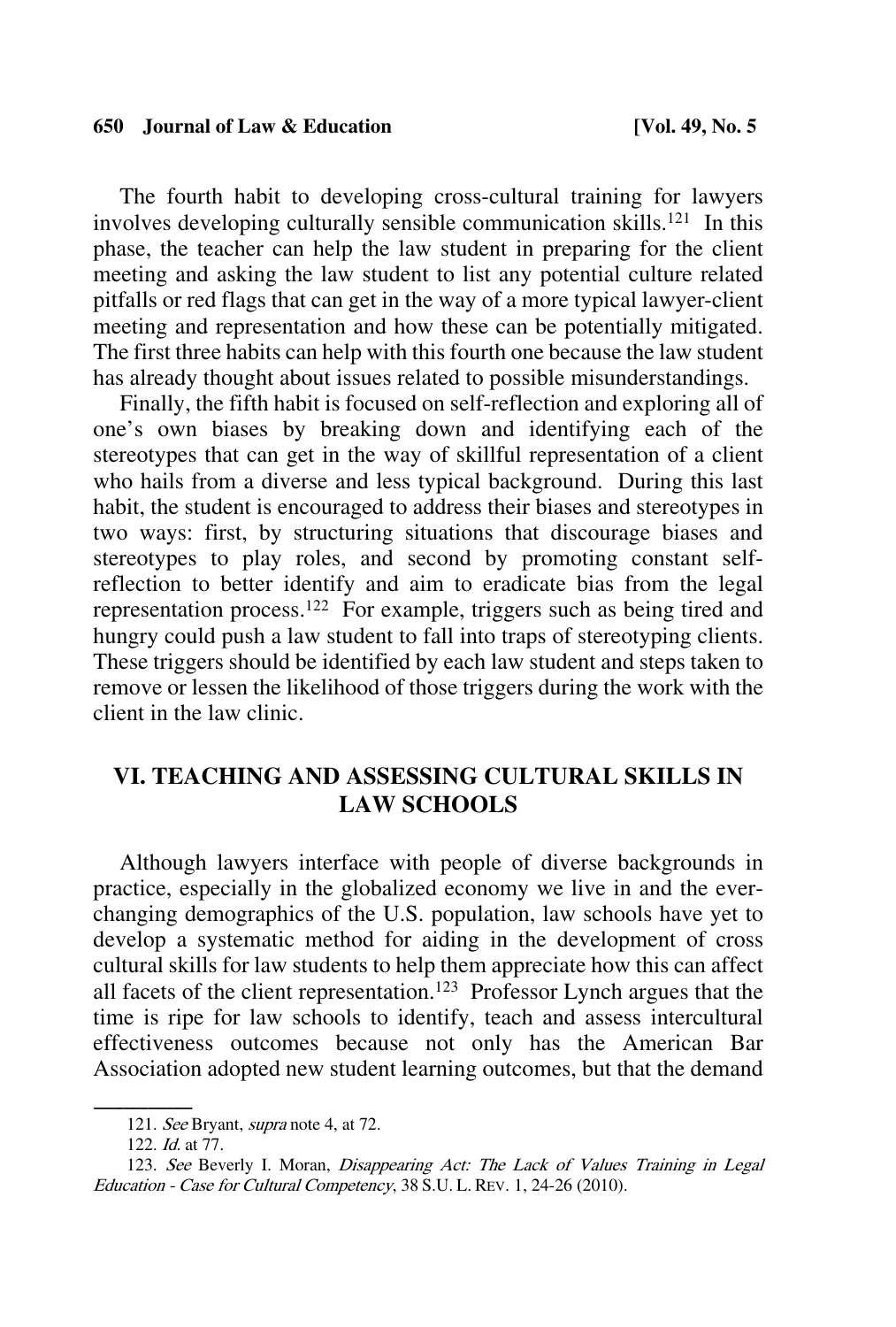The fourth habit to developing cross-cultural training for lawyers involves developing culturally sensible communication skills.[121] In this phase, the teacher can help the law student in preparing for the client meeting and asking the law student to list any potential culture related pitfalls or red flags that can get in the way of a more typical lawyer-client meeting and representation and how these can be potentially mitigated. The first three habits can help with this fourth one because the law student has already thought about issues related to possible misunderstandings.

Finally, the fifth habit is focused on self-reflection and exploring all of one's own biases by breaking down and identifying each of the stereotypes that can get in the way of skillful representation of a client who hails from a diverse and less typical background. During this last habit, the student is encouraged to address their biases and stereotypes in two ways: first, by structuring situations that discourage biases and stereotypes to play roles, and second by promoting constant self-reflection to better identify and aim to eradicate bias from the legal representation process.[122] For example, triggers such as being tired and hungry could push a law student to fall into traps of stereotyping clients. These triggers should be identified by each law student and steps taken to remove or lessen the likelihood of those triggers during the work with the client in the law clinic.

## VI. TEACHING AND ASSESSING CULTURAL SKILLS IN LAW SCHOOLS

Although lawyers interface with people of diverse backgrounds in practice, especially in the globalized economy we live in and the ever-changing demographics of the U.S. population, law schools have yet to develop a systematic method for aiding in the development of cross cultural skills for law students to help them appreciate how this can affect all facets of the client representation.[123] Professor Lynch argues that the time is ripe for law schools to identify, teach and assess intercultural effectiveness outcomes because not only has the American Bar Association adopted new student learning outcomes, but that the demand

---

121. *See* Bryant, *supra* note 4, at 72.

122. *Id.* at 77.

123. *See* Beverly I. Moran, *Disappearing Act: The Lack of Values Training in Legal Education - Case for Cultural Competency*, 38 S.U. L. REV. 1, 24-26 (2010).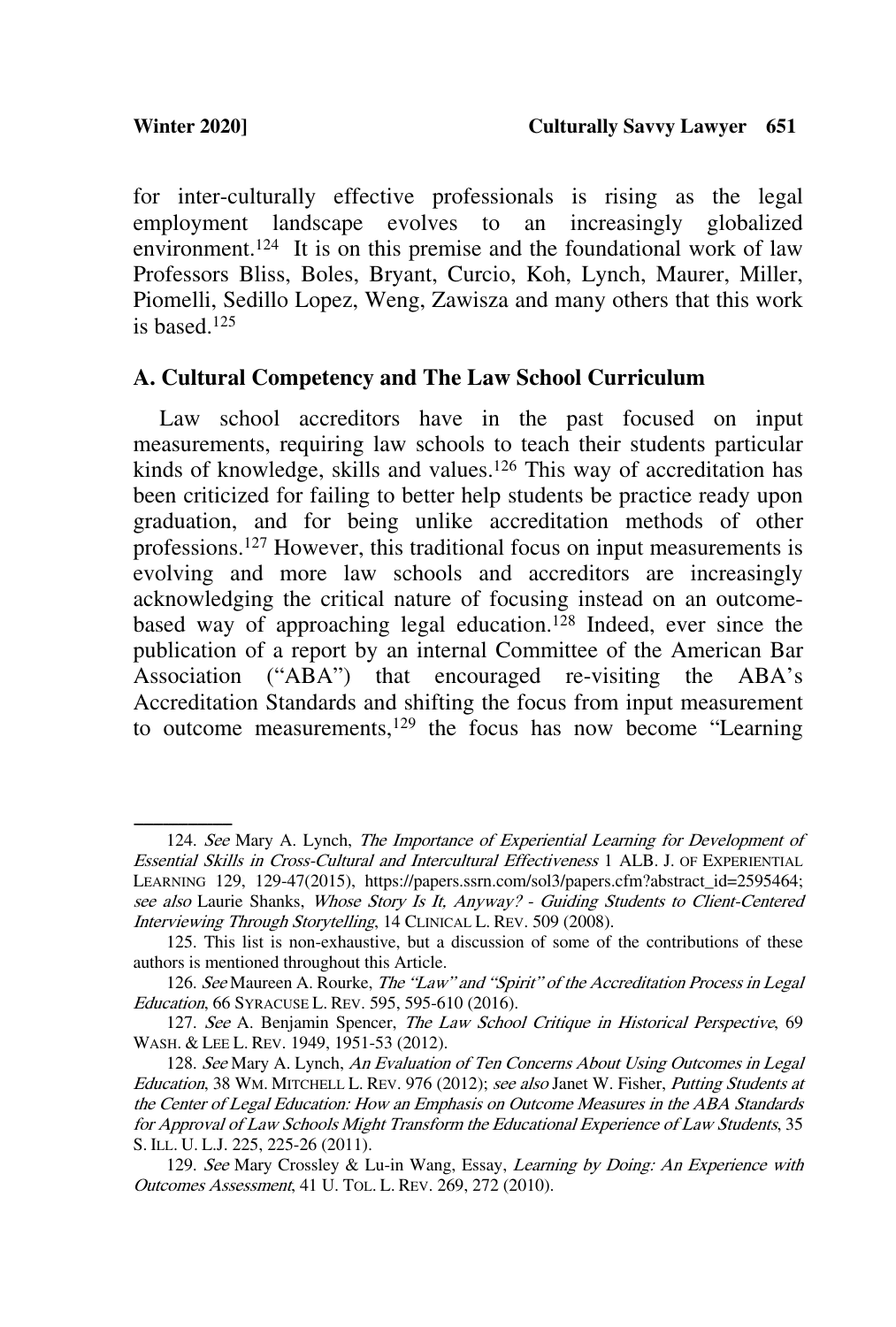for inter-culturally effective professionals is rising as the legal employment landscape evolves to an increasingly globalized environment.[124] It is on this premise and the foundational work of law Professors Bliss, Boles, Bryant, Curcio, Koh, Lynch, Maurer, Miller, Piomelli, Sedillo Lopez, Weng, Zawisza and many others that this work is based.[125]

## A. Cultural Competency and The Law School Curriculum

Law school accreditors have in the past focused on input measurements, requiring law schools to teach their students particular kinds of knowledge, skills and values.[126] This way of accreditation has been criticized for failing to better help students be practice ready upon graduation, and for being unlike accreditation methods of other professions.[127] However, this traditional focus on input measurements is evolving and more law schools and accreditors are increasingly acknowledging the critical nature of focusing instead on an outcome-based way of approaching legal education.[128] Indeed, ever since the publication of a report by an internal Committee of the American Bar Association ("ABA") that encouraged re-visiting the ABA's Accreditation Standards and shifting the focus from input measurement to outcome measurements,[129] the focus has now become "Learning

---

124. *See* Mary A. Lynch, *The Importance of Experiential Learning for Development of Essential Skills in Cross-Cultural and Intercultural Effectiveness* 1 ALB. J. OF EXPERIENTIAL LEARNING 129, 129-47(2015), https://papers.ssrn.com/sol3/papers.cfm?abstract_id=2595464; *see also* Laurie Shanks, *Whose Story Is It, Anyway? - Guiding Students to Client-Centered Interviewing Through Storytelling*, 14 CLINICAL L. REV. 509 (2008).

125. This list is non-exhaustive, but a discussion of some of the contributions of these authors is mentioned throughout this Article.

126. *See* Maureen A. Rourke, *The "Law" and "Spirit" of the Accreditation Process in Legal Education*, 66 SYRACUSE L. REV. 595, 595-610 (2016).

127. *See* A. Benjamin Spencer, *The Law School Critique in Historical Perspective*, 69 WASH. & LEE L. REV. 1949, 1951-53 (2012).

128. *See* Mary A. Lynch, *An Evaluation of Ten Concerns About Using Outcomes in Legal Education*, 38 WM. MITCHELL L. REV. 976 (2012); *see also* Janet W. Fisher, *Putting Students at the Center of Legal Education: How an Emphasis on Outcome Measures in the ABA Standards for Approval of Law Schools Might Transform the Educational Experience of Law Students*, 35 S. ILL. U. L.J. 225, 225-26 (2011).

129. *See* Mary Crossley & Lu-in Wang, Essay, *Learning by Doing: An Experience with Outcomes Assessment*, 41 U. TOL. L. REV. 269, 272 (2010).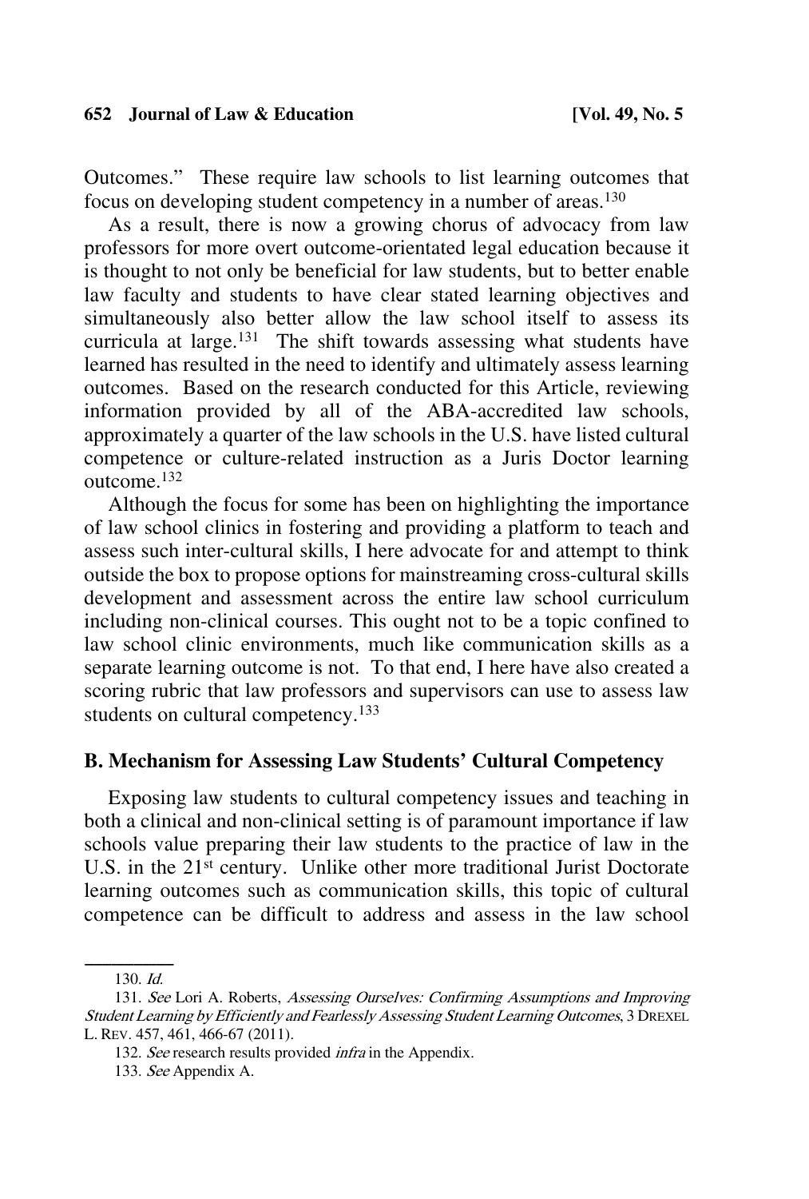Outcomes." These require law schools to list learning outcomes that focus on developing student competency in a number of areas.[130]

As a result, there is now a growing chorus of advocacy from law professors for more overt outcome-orientated legal education because it is thought to not only be beneficial for law students, but to better enable law faculty and students to have clear stated learning objectives and simultaneously also better allow the law school itself to assess its curricula at large.[131] The shift towards assessing what students have learned has resulted in the need to identify and ultimately assess learning outcomes. Based on the research conducted for this Article, reviewing information provided by all of the ABA-accredited law schools, approximately a quarter of the law schools in the U.S. have listed cultural competence or culture-related instruction as a Juris Doctor learning outcome.[132]

Although the focus for some has been on highlighting the importance of law school clinics in fostering and providing a platform to teach and assess such inter-cultural skills, I here advocate for and attempt to think outside the box to propose options for mainstreaming cross-cultural skills development and assessment across the entire law school curriculum including non-clinical courses. This ought not to be a topic confined to law school clinic environments, much like communication skills as a separate learning outcome is not. To that end, I here have also created a scoring rubric that law professors and supervisors can use to assess law students on cultural competency.[133]

## B. Mechanism for Assessing Law Students' Cultural Competency

Exposing law students to cultural competency issues and teaching in both a clinical and non-clinical setting is of paramount importance if law schools value preparing their law students to the practice of law in the U.S. in the 21st century. Unlike other more traditional Jurist Doctorate learning outcomes such as communication skills, this topic of cultural competence can be difficult to address and assess in the law school

---

130. *Id.*

131. *See* Lori A. Roberts, *Assessing Ourselves: Confirming Assumptions and Improving Student Learning by Efficiently and Fearlessly Assessing Student Learning Outcomes*, 3 DREXEL L. REV. 457, 461, 466-67 (2011).

132. *See* research results provided *infra* in the Appendix.

133. *See* Appendix A.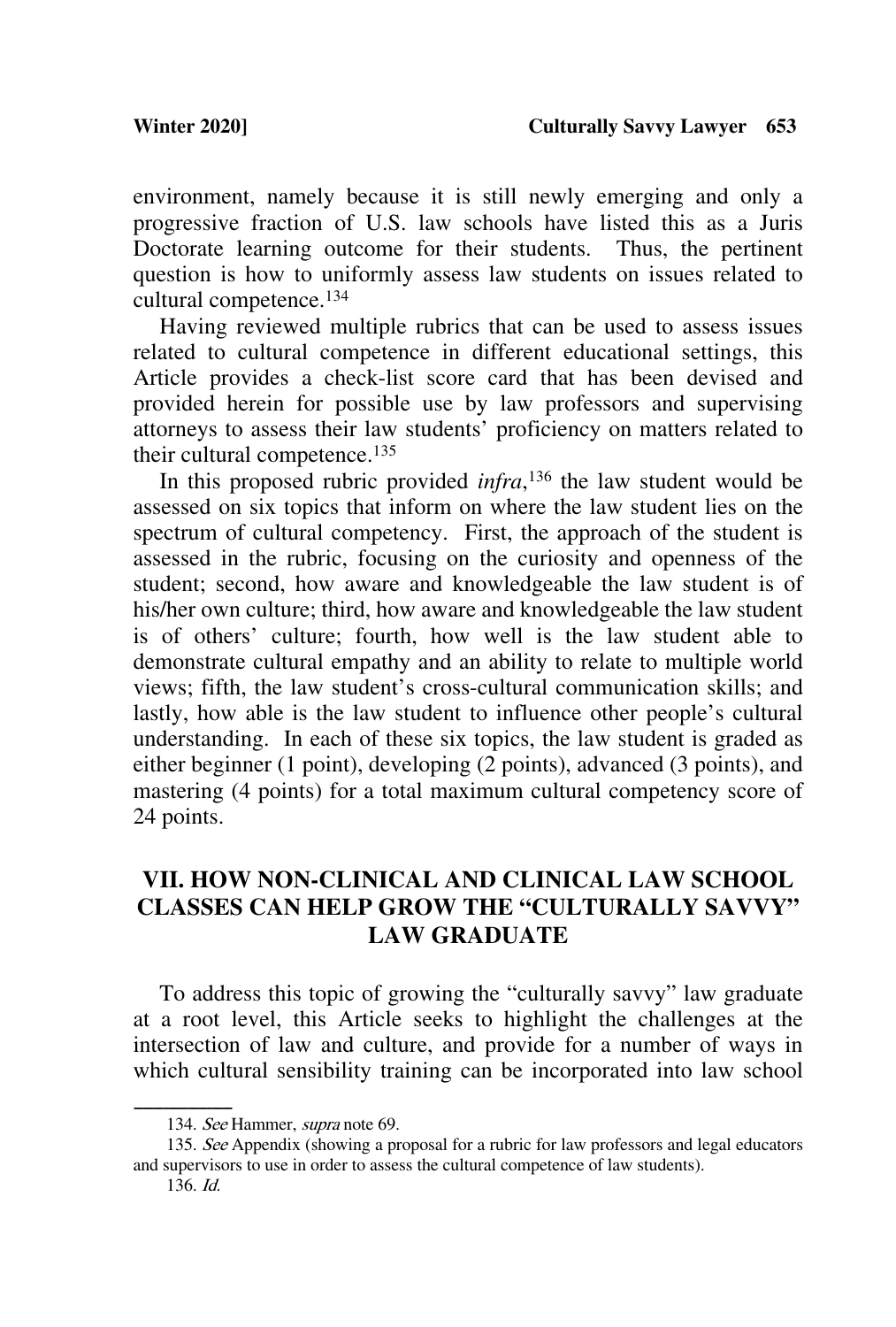environment, namely because it is still newly emerging and only a progressive fraction of U.S. law schools have listed this as a Juris Doctorate learning outcome for their students. Thus, the pertinent question is how to uniformly assess law students on issues related to cultural competence.[134]

Having reviewed multiple rubrics that can be used to assess issues related to cultural competence in different educational settings, this Article provides a check-list score card that has been devised and provided herein for possible use by law professors and supervising attorneys to assess their law students' proficiency on matters related to their cultural competence.[135]

In this proposed rubric provided *infra*,[136] the law student would be assessed on six topics that inform on where the law student lies on the spectrum of cultural competency. First, the approach of the student is assessed in the rubric, focusing on the curiosity and openness of the student; second, how aware and knowledgeable the law student is of his/her own culture; third, how aware and knowledgeable the law student is of others' culture; fourth, how well is the law student able to demonstrate cultural empathy and an ability to relate to multiple world views; fifth, the law student's cross-cultural communication skills; and lastly, how able is the law student to influence other people's cultural understanding. In each of these six topics, the law student is graded as either beginner (1 point), developing (2 points), advanced (3 points), and mastering (4 points) for a total maximum cultural competency score of 24 points.

## VII. HOW NON-CLINICAL AND CLINICAL LAW SCHOOL CLASSES CAN HELP GROW THE "CULTURALLY SAVVY" LAW GRADUATE

To address this topic of growing the "culturally savvy" law graduate at a root level, this Article seeks to highlight the challenges at the intersection of law and culture, and provide for a number of ways in which cultural sensibility training can be incorporated into law school

---

134. *See* Hammer, *supra* note 69.

135. *See* Appendix (showing a proposal for a rubric for law professors and legal educators and supervisors to use in order to assess the cultural competence of law students).

136. *Id.*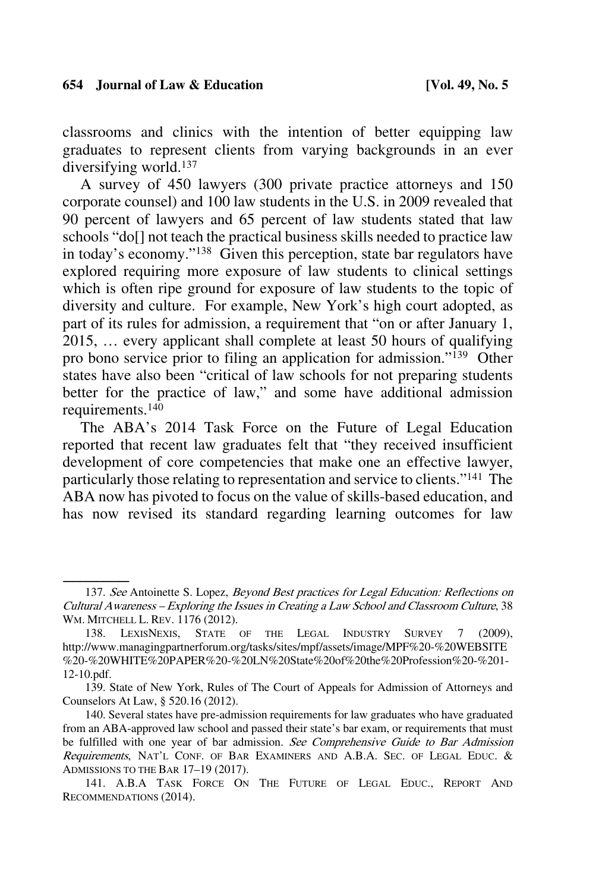classrooms and clinics with the intention of better equipping law graduates to represent clients from varying backgrounds in an ever diversifying world.[137]

A survey of 450 lawyers (300 private practice attorneys and 150 corporate counsel) and 100 law students in the U.S. in 2009 revealed that 90 percent of lawyers and 65 percent of law students stated that law schools "do[] not teach the practical business skills needed to practice law in today's economy."[138] Given this perception, state bar regulators have explored requiring more exposure of law students to clinical settings which is often ripe ground for exposure of law students to the topic of diversity and culture. For example, New York's high court adopted, as part of its rules for admission, a requirement that "on or after January 1, 2015, … every applicant shall complete at least 50 hours of qualifying pro bono service prior to filing an application for admission."[139] Other states have also been "critical of law schools for not preparing students better for the practice of law," and some have additional admission requirements.[140]

The ABA's 2014 Task Force on the Future of Legal Education reported that recent law graduates felt that "they received insufficient development of core competencies that make one an effective lawyer, particularly those relating to representation and service to clients."[141] The ABA now has pivoted to focus on the value of skills-based education, and has now revised its standard regarding learning outcomes for law

---

137. *See* Antoinette S. Lopez, *Beyond Best practices for Legal Education: Reflections on Cultural Awareness – Exploring the Issues in Creating a Law School and Classroom Culture*, 38 WM. MITCHELL L. REV. 1176 (2012).

138. LEXISNEXIS, STATE OF THE LEGAL INDUSTRY SURVEY 7 (2009), http://www.managingpartnerforum.org/tasks/sites/mpf/assets/image/MPF%20-%20WEBSITE%20-%20WHITE%20PAPER%20-%20LN%20State%20of%20the%20Profession%20-%201-12-10.pdf.

139. State of New York, Rules of The Court of Appeals for Admission of Attorneys and Counselors At Law, § 520.16 (2012).

140. Several states have pre-admission requirements for law graduates who have graduated from an ABA-approved law school and passed their state's bar exam, or requirements that must be fulfilled with one year of bar admission. *See Comprehensive Guide to Bar Admission Requirements*, NAT'L CONF. OF BAR EXAMINERS AND A.B.A. SEC. OF LEGAL EDUC. & ADMISSIONS TO THE BAR 17–19 (2017).

141. A.B.A TASK FORCE ON THE FUTURE OF LEGAL EDUC., REPORT AND RECOMMENDATIONS (2014).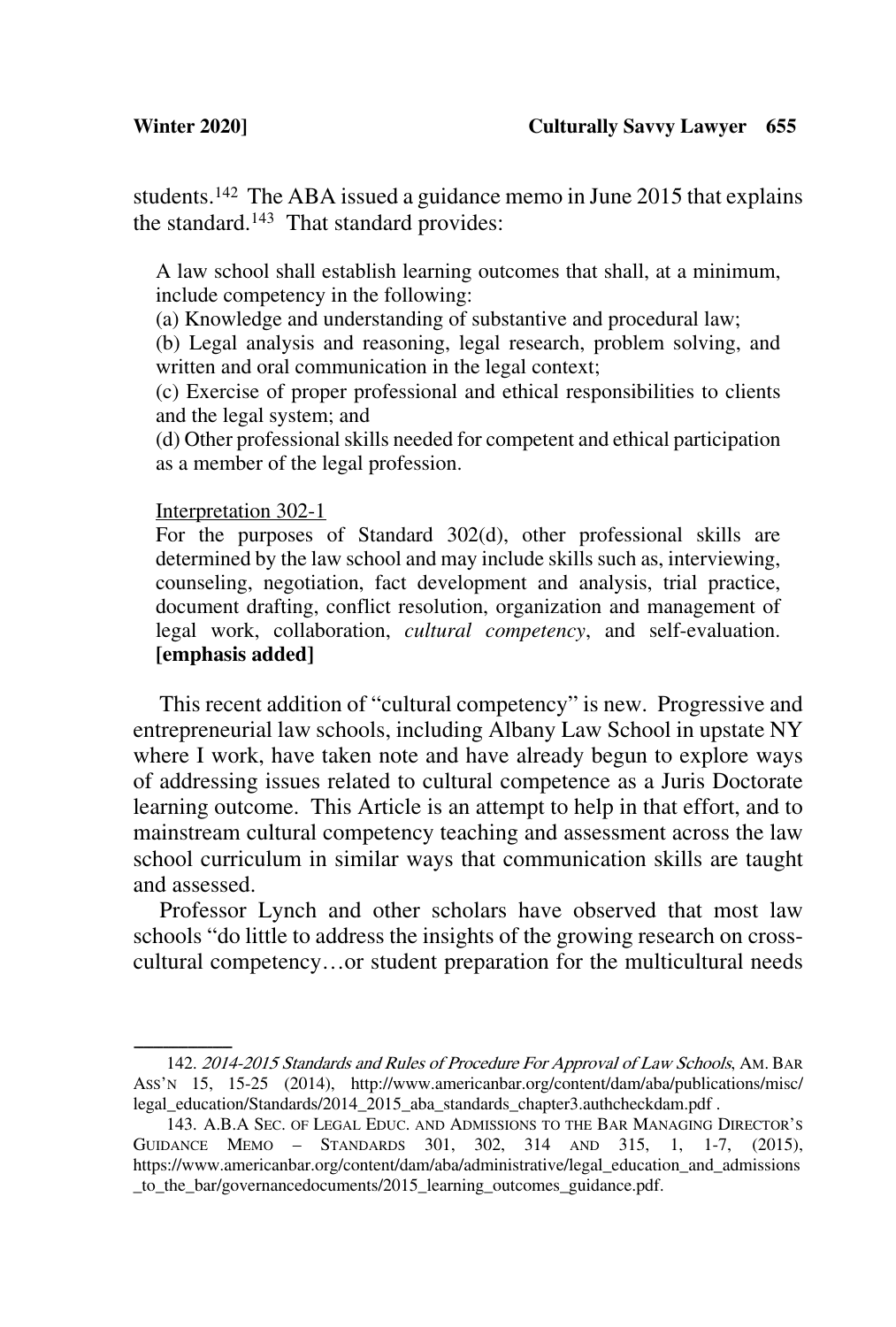students.[142] The ABA issued a guidance memo in June 2015 that explains the standard.[143] That standard provides:

> A law school shall establish learning outcomes that shall, at a minimum, include competency in the following:
> (a) Knowledge and understanding of substantive and procedural law;
> (b) Legal analysis and reasoning, legal research, problem solving, and written and oral communication in the legal context;
> (c) Exercise of proper professional and ethical responsibilities to clients and the legal system; and
> (d) Other professional skills needed for competent and ethical participation as a member of the legal profession.
>
> Interpretation 302-1
> For the purposes of Standard 302(d), other professional skills are determined by the law school and may include skills such as, interviewing, counseling, negotiation, fact development and analysis, trial practice, document drafting, conflict resolution, organization and management of legal work, collaboration, *cultural competency*, and self-evaluation. **[emphasis added]**

This recent addition of "cultural competency" is new. Progressive and entrepreneurial law schools, including Albany Law School in upstate NY where I work, have taken note and have already begun to explore ways of addressing issues related to cultural competence as a Juris Doctorate learning outcome. This Article is an attempt to help in that effort, and to mainstream cultural competency teaching and assessment across the law school curriculum in similar ways that communication skills are taught and assessed.

Professor Lynch and other scholars have observed that most law schools "do little to address the insights of the growing research on cross-cultural competency…or student preparation for the multicultural needs

---

142. *2014-2015 Standards and Rules of Procedure For Approval of Law Schools*, AM. BAR ASS'N 15, 15-25 (2014), http://www.americanbar.org/content/dam/aba/publications/misc/legal_education/Standards/2014_2015_aba_standards_chapter3.authcheckdam.pdf .

143. A.B.A SEC. OF LEGAL EDUC. AND ADMISSIONS TO THE BAR MANAGING DIRECTOR'S GUIDANCE MEMO – STANDARDS 301, 302, 314 AND 315, 1, 1-7, (2015), https://www.americanbar.org/content/dam/aba/administrative/legal_education_and_admissions_to_the_bar/governancedocuments/2015_learning_outcomes_guidance.pdf.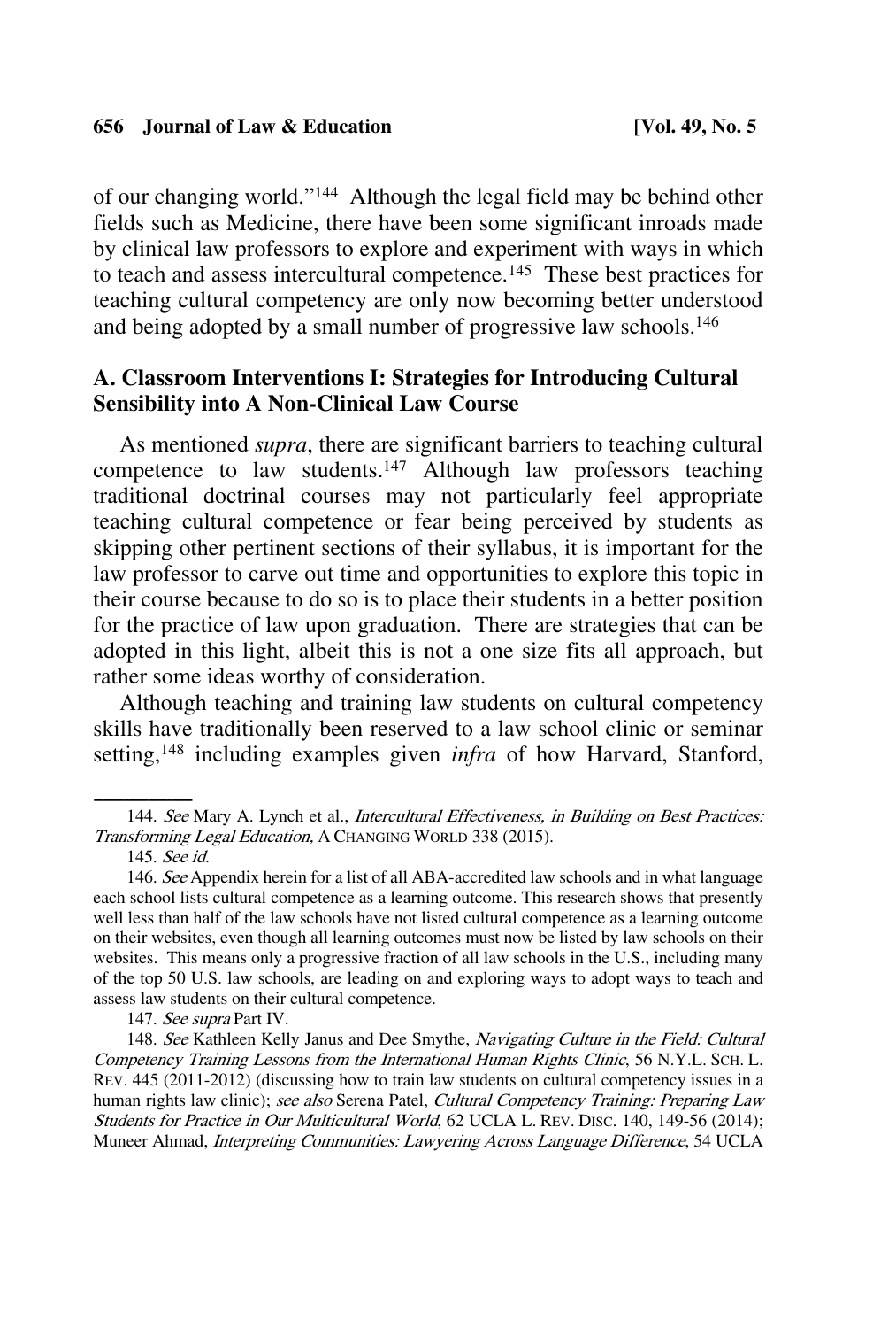of our changing world."[144] Although the legal field may be behind other fields such as Medicine, there have been some significant inroads made by clinical law professors to explore and experiment with ways in which to teach and assess intercultural competence.[145] These best practices for teaching cultural competency are only now becoming better understood and being adopted by a small number of progressive law schools.[146]

## A. Classroom Interventions I: Strategies for Introducing Cultural Sensibility into A Non-Clinical Law Course

As mentioned *supra*, there are significant barriers to teaching cultural competence to law students.[147] Although law professors teaching traditional doctrinal courses may not particularly feel appropriate teaching cultural competence or fear being perceived by students as skipping other pertinent sections of their syllabus, it is important for the law professor to carve out time and opportunities to explore this topic in their course because to do so is to place their students in a better position for the practice of law upon graduation. There are strategies that can be adopted in this light, albeit this is not a one size fits all approach, but rather some ideas worthy of consideration.

Although teaching and training law students on cultural competency skills have traditionally been reserved to a law school clinic or seminar setting,[148] including examples given *infra* of how Harvard, Stanford,

---

144. *See* Mary A. Lynch et al., *Intercultural Effectiveness, in Building on Best Practices: Transforming Legal Education,* A CHANGING WORLD 338 (2015).

145. *See id.*

146. *See* Appendix herein for a list of all ABA-accredited law schools and in what language each school lists cultural competence as a learning outcome. This research shows that presently well less than half of the law schools have not listed cultural competence as a learning outcome on their websites, even though all learning outcomes must now be listed by law schools on their websites. This means only a progressive fraction of all law schools in the U.S., including many of the top 50 U.S. law schools, are leading on and exploring ways to adopt ways to teach and assess law students on their cultural competence.

147. *See supra* Part IV.

148. *See* Kathleen Kelly Janus and Dee Smythe, *Navigating Culture in the Field: Cultural Competency Training Lessons from the International Human Rights Clinic*, 56 N.Y.L. SCH. L. REV. 445 (2011-2012) (discussing how to train law students on cultural competency issues in a human rights law clinic); *see also* Serena Patel, *Cultural Competency Training: Preparing Law Students for Practice in Our Multicultural World*, 62 UCLA L. REV. DISC. 140, 149-56 (2014); Muneer Ahmad, *Interpreting Communities: Lawyering Across Language Difference*, 54 UCLA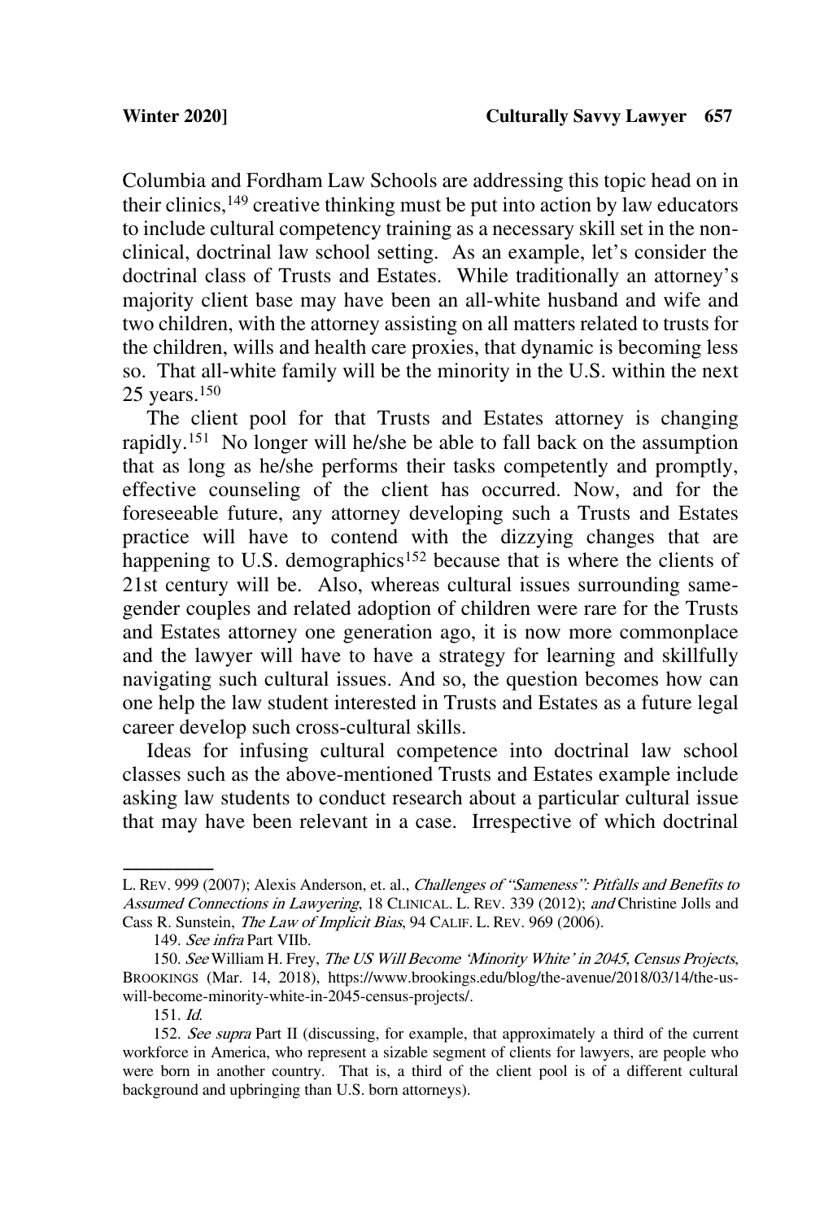Columbia and Fordham Law Schools are addressing this topic head on in their clinics,[149] creative thinking must be put into action by law educators to include cultural competency training as a necessary skill set in the non-clinical, doctrinal law school setting. As an example, let's consider the doctrinal class of Trusts and Estates. While traditionally an attorney's majority client base may have been an all-white husband and wife and two children, with the attorney assisting on all matters related to trusts for the children, wills and health care proxies, that dynamic is becoming less so. That all-white family will be the minority in the U.S. within the next 25 years.[150]

The client pool for that Trusts and Estates attorney is changing rapidly.[151] No longer will he/she be able to fall back on the assumption that as long as he/she performs their tasks competently and promptly, effective counseling of the client has occurred. Now, and for the foreseeable future, any attorney developing such a Trusts and Estates practice will have to contend with the dizzying changes that are happening to U.S. demographics[152] because that is where the clients of 21st century will be. Also, whereas cultural issues surrounding same-gender couples and related adoption of children were rare for the Trusts and Estates attorney one generation ago, it is now more commonplace and the lawyer will have to have a strategy for learning and skillfully navigating such cultural issues. And so, the question becomes how can one help the law student interested in Trusts and Estates as a future legal career develop such cross-cultural skills.

Ideas for infusing cultural competence into doctrinal law school classes such as the above-mentioned Trusts and Estates example include asking law students to conduct research about a particular cultural issue that may have been relevant in a case. Irrespective of which doctrinal

---

L. REV. 999 (2007); Alexis Anderson, et. al., *Challenges of "Sameness": Pitfalls and Benefits to Assumed Connections in Lawyering*, 18 CLINICAL. L. REV. 339 (2012); *and* Christine Jolls and Cass R. Sunstein, *The Law of Implicit Bias*, 94 CALIF. L. REV. 969 (2006).

149. *See infra* Part VIIb.

150. *See* William H. Frey, *The US Will Become 'Minority White' in 2045, Census Projects*, BROOKINGS (Mar. 14, 2018), https://www.brookings.edu/blog/the-avenue/2018/03/14/the-us-will-become-minority-white-in-2045-census-projects/.

151. *Id.*

152. *See supra* Part II (discussing, for example, that approximately a third of the current workforce in America, who represent a sizable segment of clients for lawyers, are people who were born in another country. That is, a third of the client pool is of a different cultural background and upbringing than U.S. born attorneys).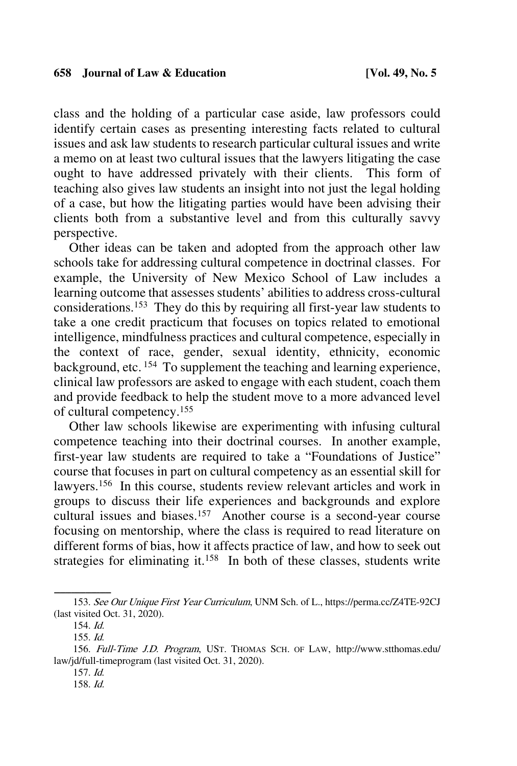class and the holding of a particular case aside, law professors could identify certain cases as presenting interesting facts related to cultural issues and ask law students to research particular cultural issues and write a memo on at least two cultural issues that the lawyers litigating the case ought to have addressed privately with their clients. This form of teaching also gives law students an insight into not just the legal holding of a case, but how the litigating parties would have been advising their clients both from a substantive level and from this culturally savvy perspective.

Other ideas can be taken and adopted from the approach other law schools take for addressing cultural competence in doctrinal classes. For example, the University of New Mexico School of Law includes a learning outcome that assesses students' abilities to address cross-cultural considerations.[153] They do this by requiring all first-year law students to take a one credit practicum that focuses on topics related to emotional intelligence, mindfulness practices and cultural competence, especially in the context of race, gender, sexual identity, ethnicity, economic background, etc.[154] To supplement the teaching and learning experience, clinical law professors are asked to engage with each student, coach them and provide feedback to help the student move to a more advanced level of cultural competency.[155]

Other law schools likewise are experimenting with infusing cultural competence teaching into their doctrinal courses. In another example, first-year law students are required to take a "Foundations of Justice" course that focuses in part on cultural competency as an essential skill for lawyers.[156] In this course, students review relevant articles and work in groups to discuss their life experiences and backgrounds and explore cultural issues and biases.[157] Another course is a second-year course focusing on mentorship, where the class is required to read literature on different forms of bias, how it affects practice of law, and how to seek out strategies for eliminating it.[158] In both of these classes, students write

---

153. *See Our Unique First Year Curriculum*, UNM Sch. of L., https://perma.cc/Z4TE-92CJ (last visited Oct. 31, 2020).

154. *Id.*

155. *Id.*

156. *Full-Time J.D. Program*, UST. THOMAS SCH. OF LAW, http://www.stthomas.edu/law/jd/full-timeprogram (last visited Oct. 31, 2020).

157. *Id.*

158. *Id.*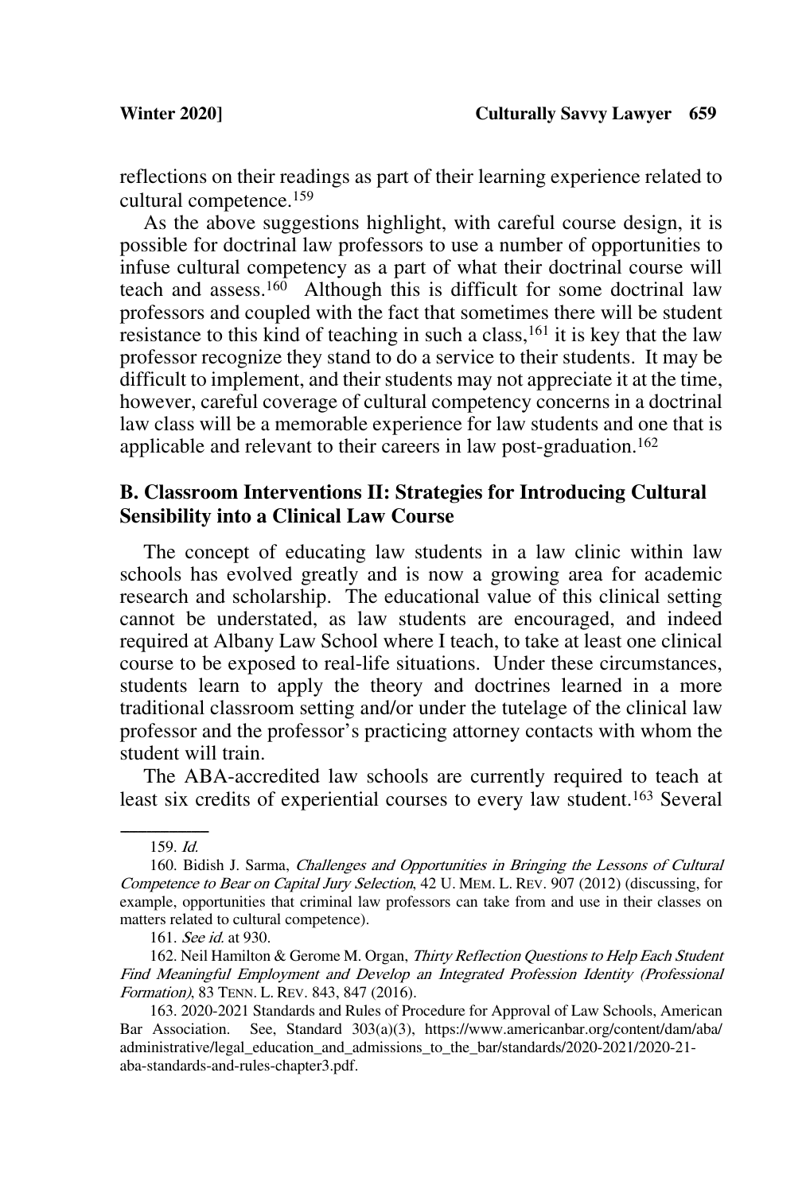reflections on their readings as part of their learning experience related to cultural competence.[159]

As the above suggestions highlight, with careful course design, it is possible for doctrinal law professors to use a number of opportunities to infuse cultural competency as a part of what their doctrinal course will teach and assess.[160] Although this is difficult for some doctrinal law professors and coupled with the fact that sometimes there will be student resistance to this kind of teaching in such a class,[161] it is key that the law professor recognize they stand to do a service to their students. It may be difficult to implement, and their students may not appreciate it at the time, however, careful coverage of cultural competency concerns in a doctrinal law class will be a memorable experience for law students and one that is applicable and relevant to their careers in law post-graduation.[162]

## B. Classroom Interventions II: Strategies for Introducing Cultural Sensibility into a Clinical Law Course

The concept of educating law students in a law clinic within law schools has evolved greatly and is now a growing area for academic research and scholarship. The educational value of this clinical setting cannot be understated, as law students are encouraged, and indeed required at Albany Law School where I teach, to take at least one clinical course to be exposed to real-life situations. Under these circumstances, students learn to apply the theory and doctrines learned in a more traditional classroom setting and/or under the tutelage of the clinical law professor and the professor's practicing attorney contacts with whom the student will train.

The ABA-accredited law schools are currently required to teach at least six credits of experiential courses to every law student.[163] Several

---

159. *Id.*

160. Bidish J. Sarma, *Challenges and Opportunities in Bringing the Lessons of Cultural Competence to Bear on Capital Jury Selection*, 42 U. MEM. L. REV. 907 (2012) (discussing, for example, opportunities that criminal law professors can take from and use in their classes on matters related to cultural competence).

161. *See id.* at 930.

162. Neil Hamilton & Gerome M. Organ, *Thirty Reflection Questions to Help Each Student Find Meaningful Employment and Develop an Integrated Profession Identity (Professional Formation)*, 83 TENN. L. REV. 843, 847 (2016).

163. 2020-2021 Standards and Rules of Procedure for Approval of Law Schools, American Bar Association. See, Standard 303(a)(3), https://www.americanbar.org/content/dam/aba/administrative/legal_education_and_admissions_to_the_bar/standards/2020-2021/2020-21-aba-standards-and-rules-chapter3.pdf.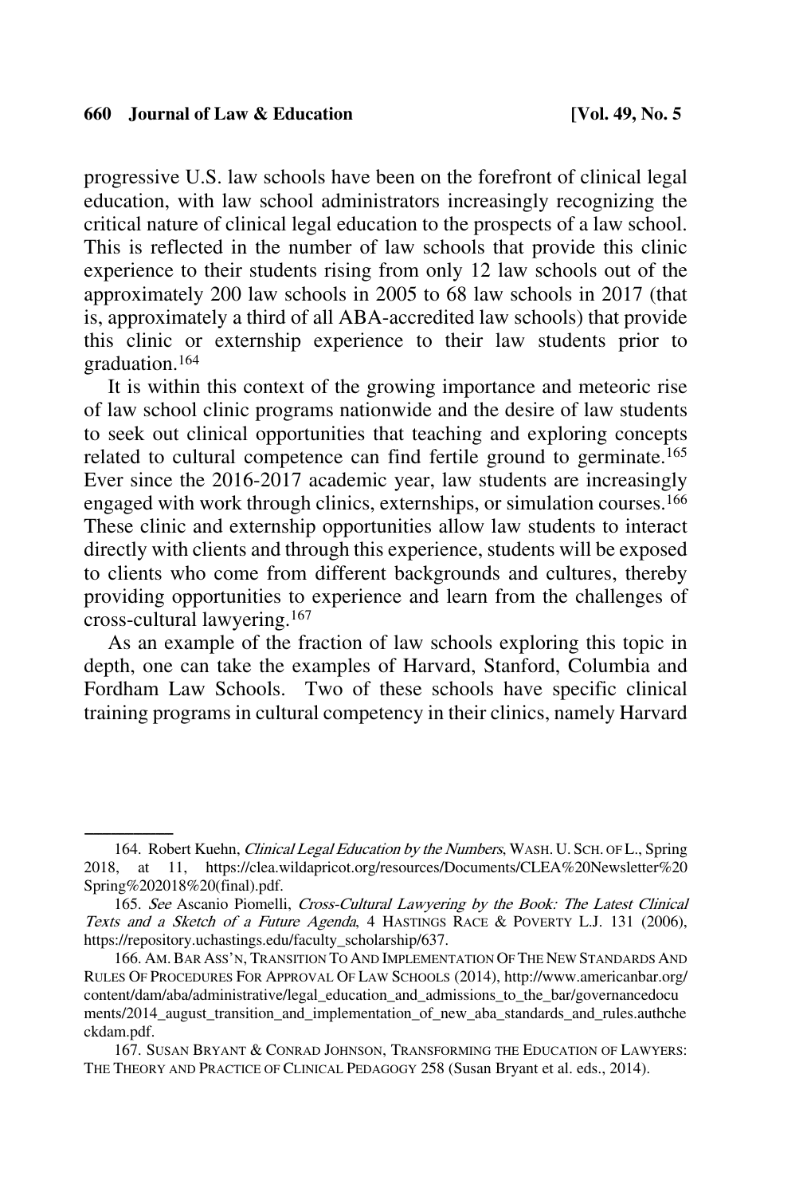progressive U.S. law schools have been on the forefront of clinical legal education, with law school administrators increasingly recognizing the critical nature of clinical legal education to the prospects of a law school. This is reflected in the number of law schools that provide this clinic experience to their students rising from only 12 law schools out of the approximately 200 law schools in 2005 to 68 law schools in 2017 (that is, approximately a third of all ABA-accredited law schools) that provide this clinic or externship experience to their law students prior to graduation.[164]

It is within this context of the growing importance and meteoric rise of law school clinic programs nationwide and the desire of law students to seek out clinical opportunities that teaching and exploring concepts related to cultural competence can find fertile ground to germinate.[165] Ever since the 2016-2017 academic year, law students are increasingly engaged with work through clinics, externships, or simulation courses.[166] These clinic and externship opportunities allow law students to interact directly with clients and through this experience, students will be exposed to clients who come from different backgrounds and cultures, thereby providing opportunities to experience and learn from the challenges of cross-cultural lawyering.[167]

As an example of the fraction of law schools exploring this topic in depth, one can take the examples of Harvard, Stanford, Columbia and Fordham Law Schools. Two of these schools have specific clinical training programs in cultural competency in their clinics, namely Harvard

---

164. Robert Kuehn, *Clinical Legal Education by the Numbers*, WASH. U. SCH. OF L., Spring 2018, at 11, https://clea.wildapricot.org/resources/Documents/CLEA%20Newsletter%20Spring%202018%20(final).pdf.

165. *See* Ascanio Piomelli, *Cross-Cultural Lawyering by the Book: The Latest Clinical Texts and a Sketch of a Future Agenda*, 4 HASTINGS RACE & POVERTY L.J. 131 (2006), https://repository.uchastings.edu/faculty_scholarship/637.

166. AM. BAR ASS'N, TRANSITION TO AND IMPLEMENTATION OF THE NEW STANDARDS AND RULES OF PROCEDURES FOR APPROVAL OF LAW SCHOOLS (2014), http://www.americanbar.org/content/dam/aba/administrative/legal_education_and_admissions_to_the_bar/governancedocuments/2014_august_transition_and_implementation_of_new_aba_standards_and_rules.authcheckdam.pdf.

167. SUSAN BRYANT & CONRAD JOHNSON, TRANSFORMING THE EDUCATION OF LAWYERS: THE THEORY AND PRACTICE OF CLINICAL PEDAGOGY 258 (Susan Bryant et al. eds., 2014).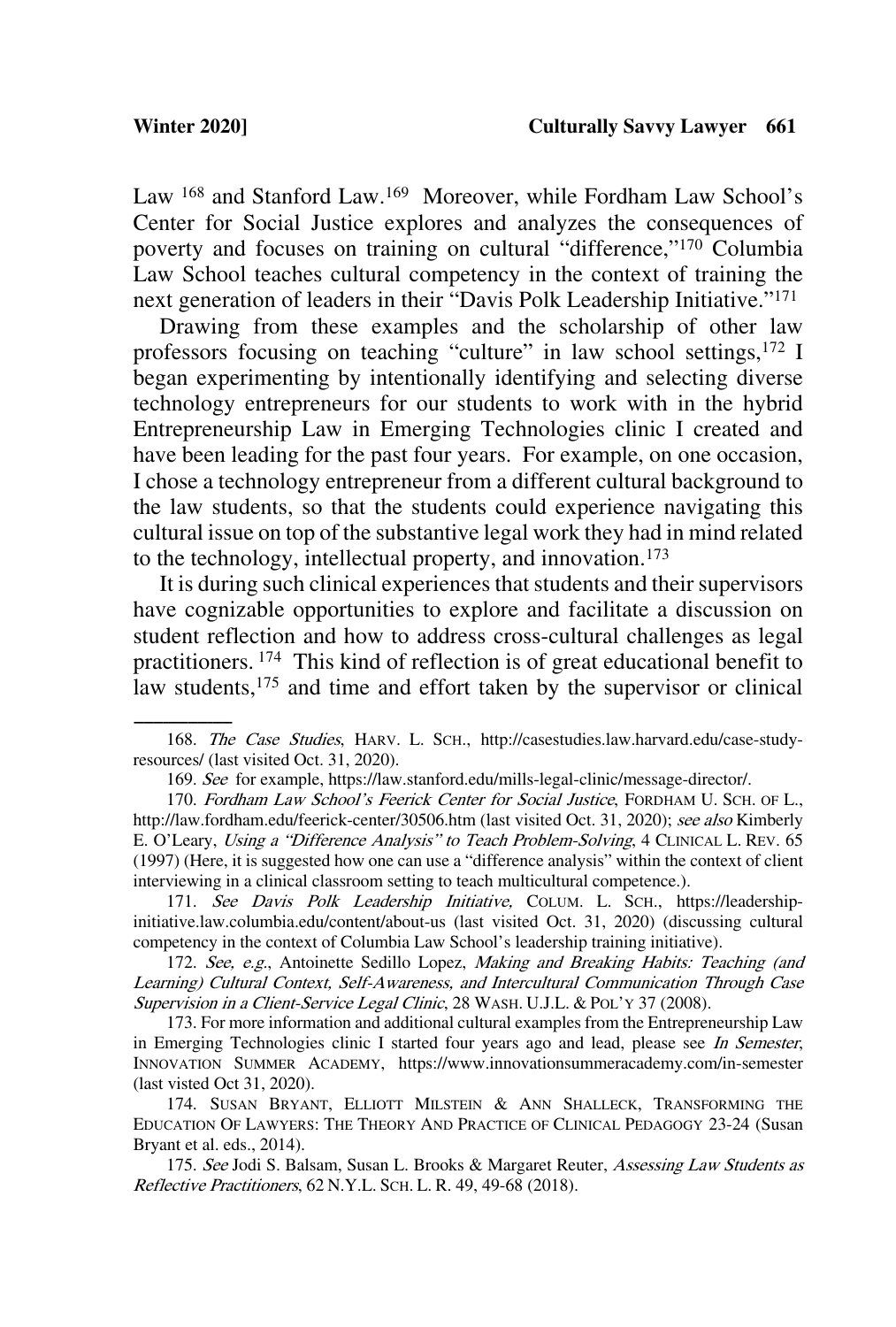Law [168] and Stanford Law.[169] Moreover, while Fordham Law School's Center for Social Justice explores and analyzes the consequences of poverty and focuses on training on cultural "difference,"[170] Columbia Law School teaches cultural competency in the context of training the next generation of leaders in their "Davis Polk Leadership Initiative."[171]

Drawing from these examples and the scholarship of other law professors focusing on teaching "culture" in law school settings,[172] I began experimenting by intentionally identifying and selecting diverse technology entrepreneurs for our students to work with in the hybrid Entrepreneurship Law in Emerging Technologies clinic I created and have been leading for the past four years. For example, on one occasion, I chose a technology entrepreneur from a different cultural background to the law students, so that the students could experience navigating this cultural issue on top of the substantive legal work they had in mind related to the technology, intellectual property, and innovation.[173]

It is during such clinical experiences that students and their supervisors have cognizable opportunities to explore and facilitate a discussion on student reflection and how to address cross-cultural challenges as legal practitioners. [174] This kind of reflection is of great educational benefit to law students,[175] and time and effort taken by the supervisor or clinical

---

168. *The Case Studies*, HARV. L. SCH., http://casestudies.law.harvard.edu/case-study-resources/ (last visited Oct. 31, 2020).

169. *See* for example, https://law.stanford.edu/mills-legal-clinic/message-director/.

170. *Fordham Law School's Feerick Center for Social Justice*, FORDHAM U. SCH. OF L., http://law.fordham.edu/feerick-center/30506.htm (last visited Oct. 31, 2020); *see also* Kimberly E. O'Leary, *Using a "Difference Analysis" to Teach Problem-Solving*, 4 CLINICAL L. REV. 65 (1997) (Here, it is suggested how one can use a "difference analysis" within the context of client interviewing in a clinical classroom setting to teach multicultural competence.).

171. *See Davis Polk Leadership Initiative,* COLUM. L. SCH., https://leadership-initiative.law.columbia.edu/content/about-us (last visited Oct. 31, 2020) (discussing cultural competency in the context of Columbia Law School's leadership training initiative).

172. *See, e.g.*, Antoinette Sedillo Lopez, *Making and Breaking Habits: Teaching (and Learning) Cultural Context, Self-Awareness, and Intercultural Communication Through Case Supervision in a Client-Service Legal Clinic*, 28 WASH. U.J.L. & POL'Y 37 (2008).

173. For more information and additional cultural examples from the Entrepreneurship Law in Emerging Technologies clinic I started four years ago and lead, please see *In Semester*, INNOVATION SUMMER ACADEMY, https://www.innovationsummeracademy.com/in-semester (last visted Oct 31, 2020).

174. SUSAN BRYANT, ELLIOTT MILSTEIN & ANN SHALLECK, TRANSFORMING THE EDUCATION OF LAWYERS: THE THEORY AND PRACTICE OF CLINICAL PEDAGOGY 23-24 (Susan Bryant et al. eds., 2014).

175. *See* Jodi S. Balsam, Susan L. Brooks & Margaret Reuter, *Assessing Law Students as Reflective Practitioners*, 62 N.Y.L. SCH. L. R. 49, 49-68 (2018).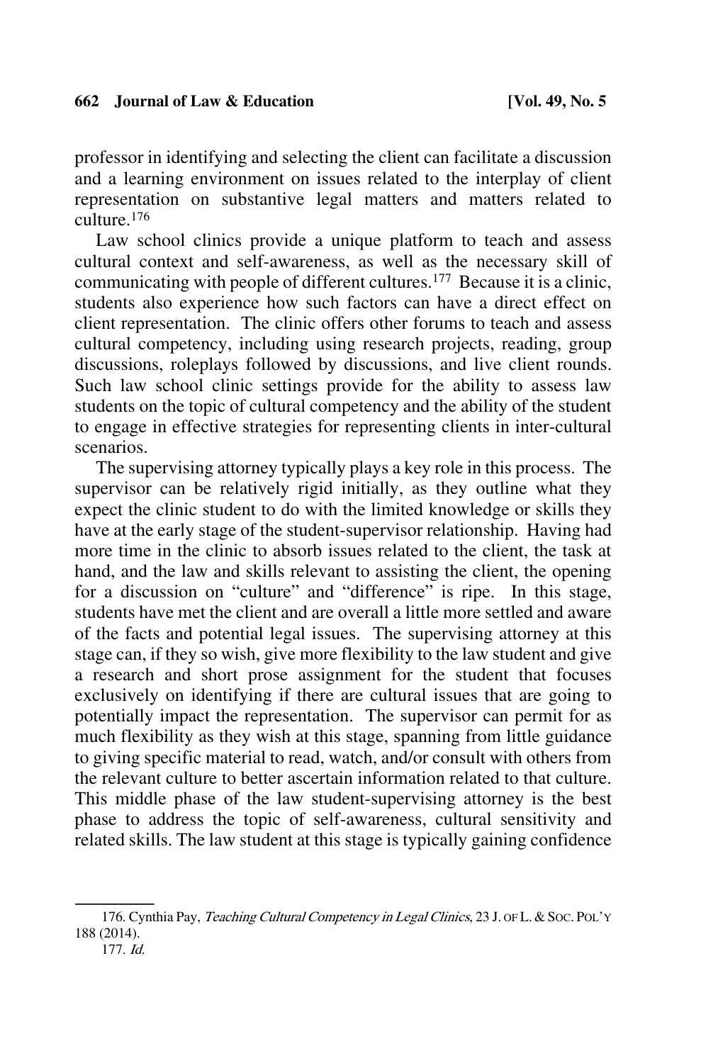professor in identifying and selecting the client can facilitate a discussion and a learning environment on issues related to the interplay of client representation on substantive legal matters and matters related to culture.[176]

Law school clinics provide a unique platform to teach and assess cultural context and self-awareness, as well as the necessary skill of communicating with people of different cultures.[177] Because it is a clinic, students also experience how such factors can have a direct effect on client representation. The clinic offers other forums to teach and assess cultural competency, including using research projects, reading, group discussions, roleplays followed by discussions, and live client rounds. Such law school clinic settings provide for the ability to assess law students on the topic of cultural competency and the ability of the student to engage in effective strategies for representing clients in inter-cultural scenarios.

The supervising attorney typically plays a key role in this process. The supervisor can be relatively rigid initially, as they outline what they expect the clinic student to do with the limited knowledge or skills they have at the early stage of the student-supervisor relationship. Having had more time in the clinic to absorb issues related to the client, the task at hand, and the law and skills relevant to assisting the client, the opening for a discussion on "culture" and "difference" is ripe. In this stage, students have met the client and are overall a little more settled and aware of the facts and potential legal issues. The supervising attorney at this stage can, if they so wish, give more flexibility to the law student and give a research and short prose assignment for the student that focuses exclusively on identifying if there are cultural issues that are going to potentially impact the representation. The supervisor can permit for as much flexibility as they wish at this stage, spanning from little guidance to giving specific material to read, watch, and/or consult with others from the relevant culture to better ascertain information related to that culture. This middle phase of the law student-supervising attorney is the best phase to address the topic of self-awareness, cultural sensitivity and related skills. The law student at this stage is typically gaining confidence

---

176. Cynthia Pay, *Teaching Cultural Competency in Legal Clinics*, 23 J. OF L. & SOC. POL'Y 188 (2014).

177. *Id.*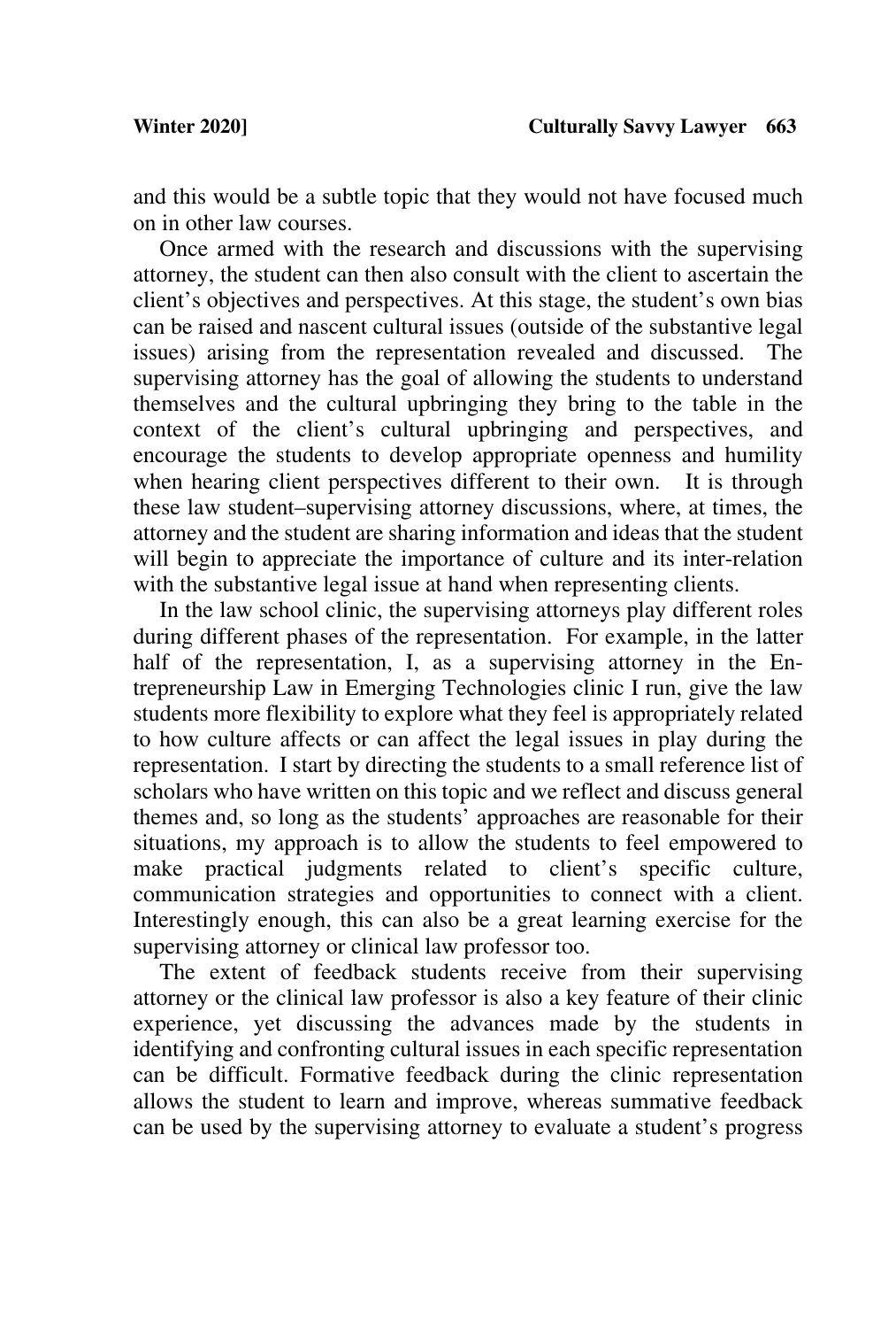and this would be a subtle topic that they would not have focused much on in other law courses.

Once armed with the research and discussions with the supervising attorney, the student can then also consult with the client to ascertain the client's objectives and perspectives. At this stage, the student's own bias can be raised and nascent cultural issues (outside of the substantive legal issues) arising from the representation revealed and discussed. The supervising attorney has the goal of allowing the students to understand themselves and the cultural upbringing they bring to the table in the context of the client's cultural upbringing and perspectives, and encourage the students to develop appropriate openness and humility when hearing client perspectives different to their own. It is through these law student–supervising attorney discussions, where, at times, the attorney and the student are sharing information and ideas that the student will begin to appreciate the importance of culture and its inter-relation with the substantive legal issue at hand when representing clients.

In the law school clinic, the supervising attorneys play different roles during different phases of the representation. For example, in the latter half of the representation, I, as a supervising attorney in the Entrepreneurship Law in Emerging Technologies clinic I run, give the law students more flexibility to explore what they feel is appropriately related to how culture affects or can affect the legal issues in play during the representation. I start by directing the students to a small reference list of scholars who have written on this topic and we reflect and discuss general themes and, so long as the students' approaches are reasonable for their situations, my approach is to allow the students to feel empowered to make practical judgments related to client's specific culture, communication strategies and opportunities to connect with a client. Interestingly enough, this can also be a great learning exercise for the supervising attorney or clinical law professor too.

The extent of feedback students receive from their supervising attorney or the clinical law professor is also a key feature of their clinic experience, yet discussing the advances made by the students in identifying and confronting cultural issues in each specific representation can be difficult. Formative feedback during the clinic representation allows the student to learn and improve, whereas summative feedback can be used by the supervising attorney to evaluate a student's progress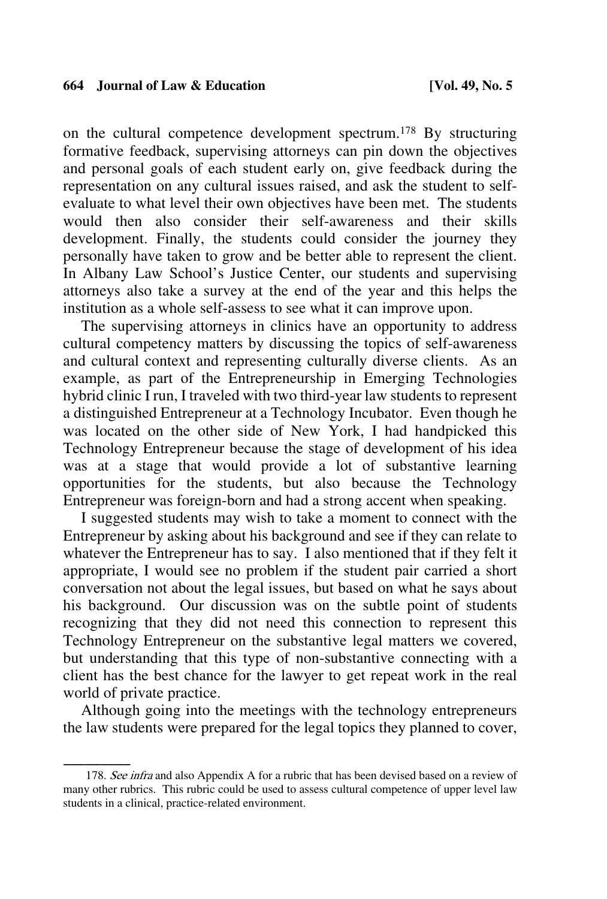on the cultural competence development spectrum.[178] By structuring formative feedback, supervising attorneys can pin down the objectives and personal goals of each student early on, give feedback during the representation on any cultural issues raised, and ask the student to self-evaluate to what level their own objectives have been met. The students would then also consider their self-awareness and their skills development. Finally, the students could consider the journey they personally have taken to grow and be better able to represent the client. In Albany Law School's Justice Center, our students and supervising attorneys also take a survey at the end of the year and this helps the institution as a whole self-assess to see what it can improve upon.

The supervising attorneys in clinics have an opportunity to address cultural competency matters by discussing the topics of self-awareness and cultural context and representing culturally diverse clients. As an example, as part of the Entrepreneurship in Emerging Technologies hybrid clinic I run, I traveled with two third-year law students to represent a distinguished Entrepreneur at a Technology Incubator. Even though he was located on the other side of New York, I had handpicked this Technology Entrepreneur because the stage of development of his idea was at a stage that would provide a lot of substantive learning opportunities for the students, but also because the Technology Entrepreneur was foreign-born and had a strong accent when speaking.

I suggested students may wish to take a moment to connect with the Entrepreneur by asking about his background and see if they can relate to whatever the Entrepreneur has to say. I also mentioned that if they felt it appropriate, I would see no problem if the student pair carried a short conversation not about the legal issues, but based on what he says about his background. Our discussion was on the subtle point of students recognizing that they did not need this connection to represent this Technology Entrepreneur on the substantive legal matters we covered, but understanding that this type of non-substantive connecting with a client has the best chance for the lawyer to get repeat work in the real world of private practice.

Although going into the meetings with the technology entrepreneurs the law students were prepared for the legal topics they planned to cover,

---

178. *See infra* and also Appendix A for a rubric that has been devised based on a review of many other rubrics. This rubric could be used to assess cultural competence of upper level law students in a clinical, practice-related environment.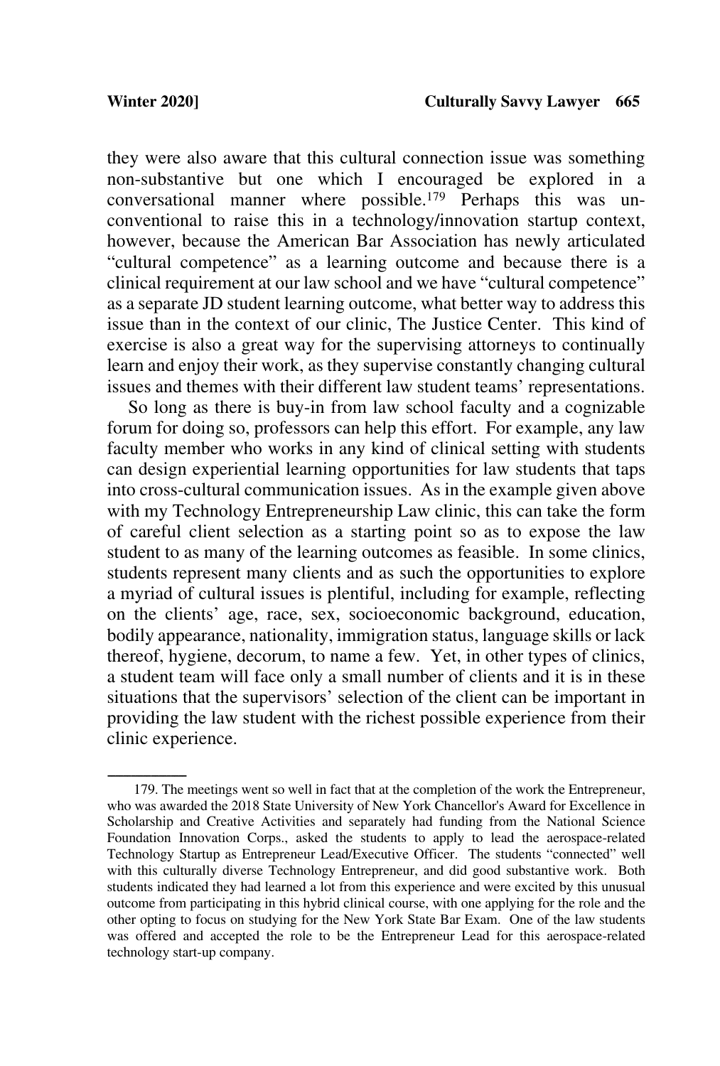they were also aware that this cultural connection issue was something non-substantive but one which I encouraged be explored in a conversational manner where possible.[179] Perhaps this was unconventional to raise this in a technology/innovation startup context, however, because the American Bar Association has newly articulated "cultural competence" as a learning outcome and because there is a clinical requirement at our law school and we have "cultural competence" as a separate JD student learning outcome, what better way to address this issue than in the context of our clinic, The Justice Center. This kind of exercise is also a great way for the supervising attorneys to continually learn and enjoy their work, as they supervise constantly changing cultural issues and themes with their different law student teams' representations.

So long as there is buy-in from law school faculty and a cognizable forum for doing so, professors can help this effort. For example, any law faculty member who works in any kind of clinical setting with students can design experiential learning opportunities for law students that taps into cross-cultural communication issues. As in the example given above with my Technology Entrepreneurship Law clinic, this can take the form of careful client selection as a starting point so as to expose the law student to as many of the learning outcomes as feasible. In some clinics, students represent many clients and as such the opportunities to explore a myriad of cultural issues is plentiful, including for example, reflecting on the clients' age, race, sex, socioeconomic background, education, bodily appearance, nationality, immigration status, language skills or lack thereof, hygiene, decorum, to name a few. Yet, in other types of clinics, a student team will face only a small number of clients and it is in these situations that the supervisors' selection of the client can be important in providing the law student with the richest possible experience from their clinic experience.

---

179. The meetings went so well in fact that at the completion of the work the Entrepreneur, who was awarded the 2018 State University of New York Chancellor's Award for Excellence in Scholarship and Creative Activities and separately had funding from the National Science Foundation Innovation Corps., asked the students to apply to lead the aerospace-related Technology Startup as Entrepreneur Lead/Executive Officer. The students "connected" well with this culturally diverse Technology Entrepreneur, and did good substantive work. Both students indicated they had learned a lot from this experience and were excited by this unusual outcome from participating in this hybrid clinical course, with one applying for the role and the other opting to focus on studying for the New York State Bar Exam. One of the law students was offered and accepted the role to be the Entrepreneur Lead for this aerospace-related technology start-up company.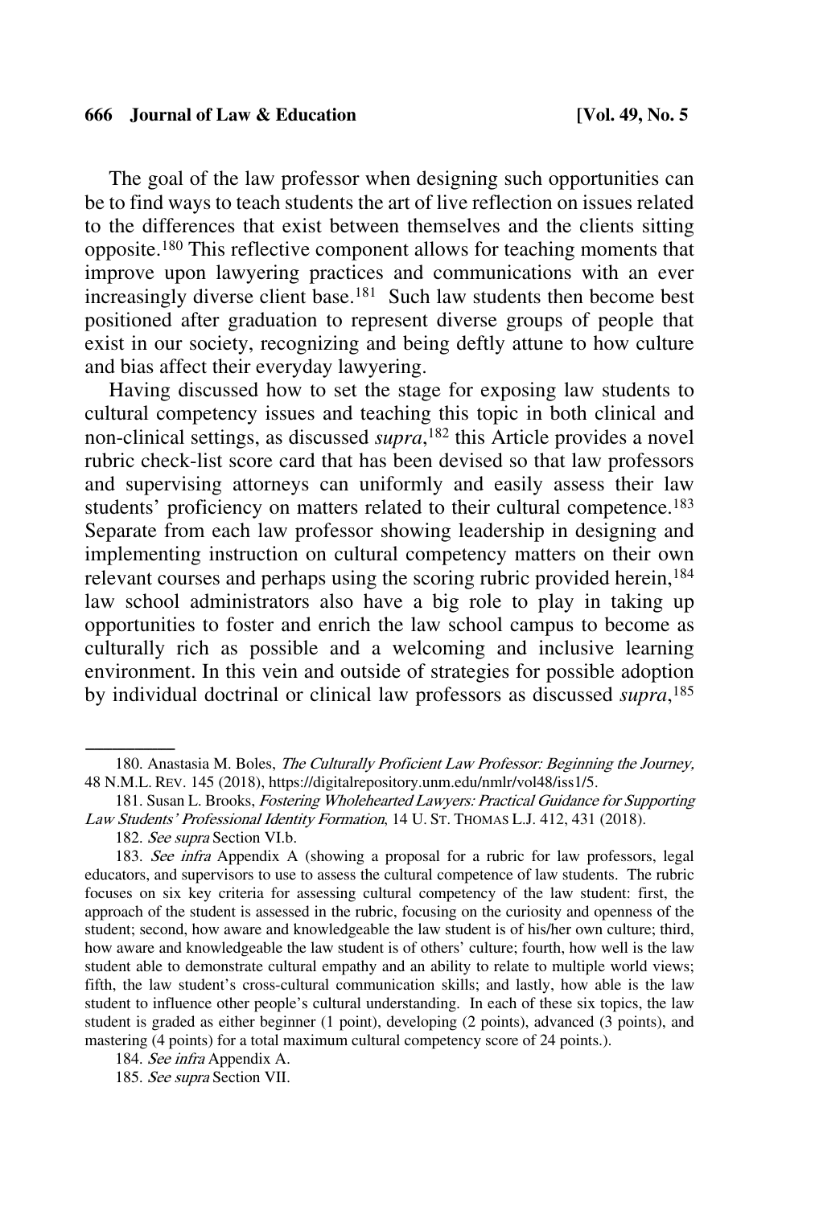The goal of the law professor when designing such opportunities can be to find ways to teach students the art of live reflection on issues related to the differences that exist between themselves and the clients sitting opposite.[180] This reflective component allows for teaching moments that improve upon lawyering practices and communications with an ever increasingly diverse client base.[181] Such law students then become best positioned after graduation to represent diverse groups of people that exist in our society, recognizing and being deftly attune to how culture and bias affect their everyday lawyering.

Having discussed how to set the stage for exposing law students to cultural competency issues and teaching this topic in both clinical and non-clinical settings, as discussed *supra*,[182] this Article provides a novel rubric check-list score card that has been devised so that law professors and supervising attorneys can uniformly and easily assess their law students' proficiency on matters related to their cultural competence.[183] Separate from each law professor showing leadership in designing and implementing instruction on cultural competency matters on their own relevant courses and perhaps using the scoring rubric provided herein,[184] law school administrators also have a big role to play in taking up opportunities to foster and enrich the law school campus to become as culturally rich as possible and a welcoming and inclusive learning environment. In this vein and outside of strategies for possible adoption by individual doctrinal or clinical law professors as discussed *supra*,[185]

---

180. Anastasia M. Boles, *The Culturally Proficient Law Professor: Beginning the Journey,* 48 N.M.L. REV. 145 (2018), https://digitalrepository.unm.edu/nmlr/vol48/iss1/5.

181. Susan L. Brooks, *Fostering Wholehearted Lawyers: Practical Guidance for Supporting Law Students' Professional Identity Formation*, 14 U. ST. THOMAS L.J. 412, 431 (2018).

182. *See supra* Section VI.b.

183. *See infra* Appendix A (showing a proposal for a rubric for law professors, legal educators, and supervisors to use to assess the cultural competence of law students. The rubric focuses on six key criteria for assessing cultural competency of the law student: first, the approach of the student is assessed in the rubric, focusing on the curiosity and openness of the student; second, how aware and knowledgeable the law student is of his/her own culture; third, how aware and knowledgeable the law student is of others' culture; fourth, how well is the law student able to demonstrate cultural empathy and an ability to relate to multiple world views; fifth, the law student's cross-cultural communication skills; and lastly, how able is the law student to influence other people's cultural understanding. In each of these six topics, the law student is graded as either beginner (1 point), developing (2 points), advanced (3 points), and mastering (4 points) for a total maximum cultural competency score of 24 points.).

184. *See infra* Appendix A.

185. *See supra* Section VII.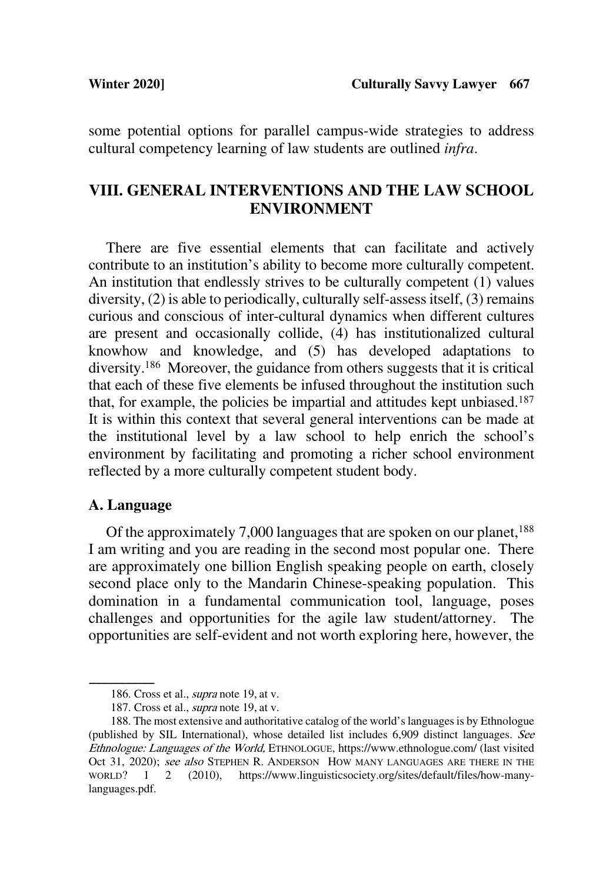some potential options for parallel campus-wide strategies to address cultural competency learning of law students are outlined *infra*.

## VIII. GENERAL INTERVENTIONS AND THE LAW SCHOOL ENVIRONMENT

There are five essential elements that can facilitate and actively contribute to an institution's ability to become more culturally competent. An institution that endlessly strives to be culturally competent (1) values diversity, (2) is able to periodically, culturally self-assess itself, (3) remains curious and conscious of inter-cultural dynamics when different cultures are present and occasionally collide, (4) has institutionalized cultural knowhow and knowledge, and (5) has developed adaptations to diversity.[186] Moreover, the guidance from others suggests that it is critical that each of these five elements be infused throughout the institution such that, for example, the policies be impartial and attitudes kept unbiased.[187] It is within this context that several general interventions can be made at the institutional level by a law school to help enrich the school's environment by facilitating and promoting a richer school environment reflected by a more culturally competent student body.

### A. Language

Of the approximately 7,000 languages that are spoken on our planet,[188] I am writing and you are reading in the second most popular one. There are approximately one billion English speaking people on earth, closely second place only to the Mandarin Chinese-speaking population. This domination in a fundamental communication tool, language, poses challenges and opportunities for the agile law student/attorney. The opportunities are self-evident and not worth exploring here, however, the

---

186. Cross et al., *supra* note 19, at v.

187. Cross et al., *supra* note 19, at v.

188. The most extensive and authoritative catalog of the world's languages is by Ethnologue (published by SIL International), whose detailed list includes 6,909 distinct languages. *See Ethnologue: Languages of the World*, ETHNOLOGUE, https://www.ethnologue.com/ (last visited Oct 31, 2020); *see also* STEPHEN R. ANDERSON HOW MANY LANGUAGES ARE THERE IN THE WORLD? 1 2 (2010), https://www.linguisticsociety.org/sites/default/files/how-many-languages.pdf.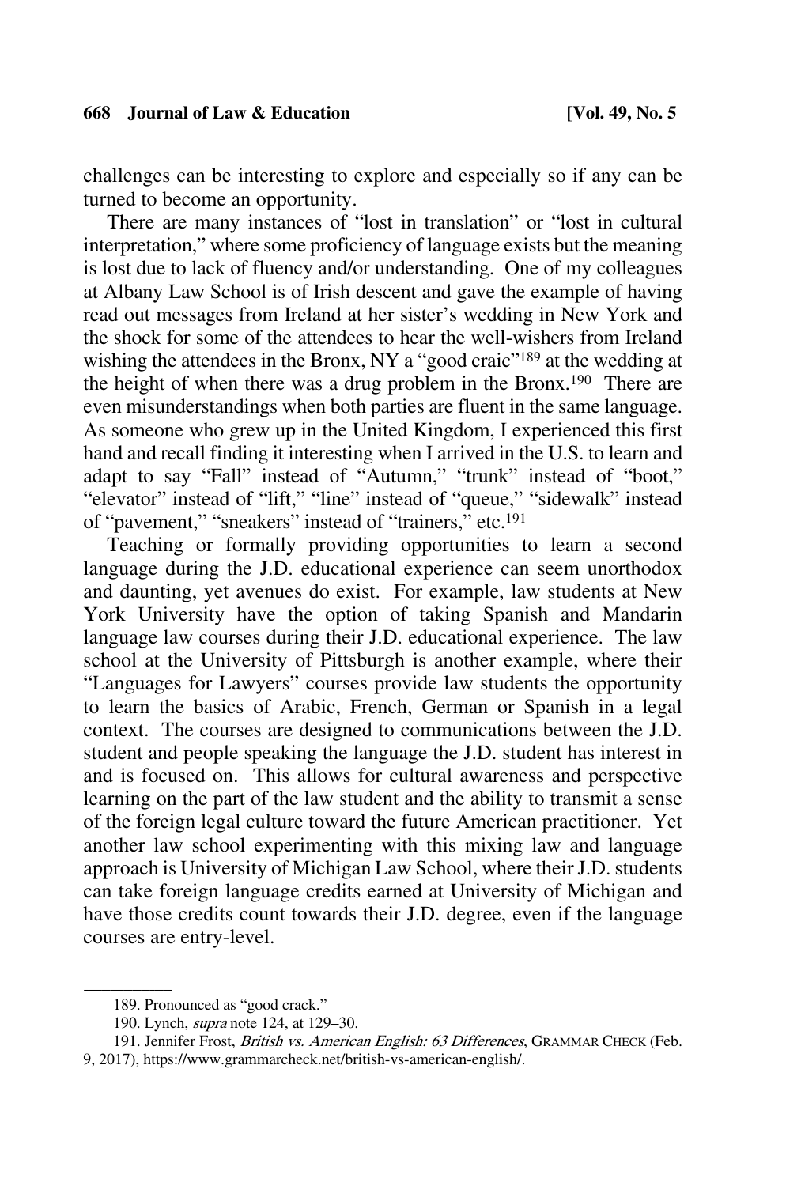challenges can be interesting to explore and especially so if any can be turned to become an opportunity.

There are many instances of "lost in translation" or "lost in cultural interpretation," where some proficiency of language exists but the meaning is lost due to lack of fluency and/or understanding. One of my colleagues at Albany Law School is of Irish descent and gave the example of having read out messages from Ireland at her sister's wedding in New York and the shock for some of the attendees to hear the well-wishers from Ireland wishing the attendees in the Bronx, NY a "good craic"[189] at the wedding at the height of when there was a drug problem in the Bronx.[190] There are even misunderstandings when both parties are fluent in the same language. As someone who grew up in the United Kingdom, I experienced this first hand and recall finding it interesting when I arrived in the U.S. to learn and adapt to say "Fall" instead of "Autumn," "trunk" instead of "boot," "elevator" instead of "lift," "line" instead of "queue," "sidewalk" instead of "pavement," "sneakers" instead of "trainers," etc.[191]

Teaching or formally providing opportunities to learn a second language during the J.D. educational experience can seem unorthodox and daunting, yet avenues do exist. For example, law students at New York University have the option of taking Spanish and Mandarin language law courses during their J.D. educational experience. The law school at the University of Pittsburgh is another example, where their "Languages for Lawyers" courses provide law students the opportunity to learn the basics of Arabic, French, German or Spanish in a legal context. The courses are designed to communications between the J.D. student and people speaking the language the J.D. student has interest in and is focused on. This allows for cultural awareness and perspective learning on the part of the law student and the ability to transmit a sense of the foreign legal culture toward the future American practitioner. Yet another law school experimenting with this mixing law and language approach is University of Michigan Law School, where their J.D. students can take foreign language credits earned at University of Michigan and have those credits count towards their J.D. degree, even if the language courses are entry-level.

---

189. Pronounced as "good crack."

190. Lynch, *supra* note 124, at 129–30.

191. Jennifer Frost, *British vs. American English: 63 Differences*, GRAMMAR CHECK (Feb. 9, 2017), https://www.grammarcheck.net/british-vs-american-english/.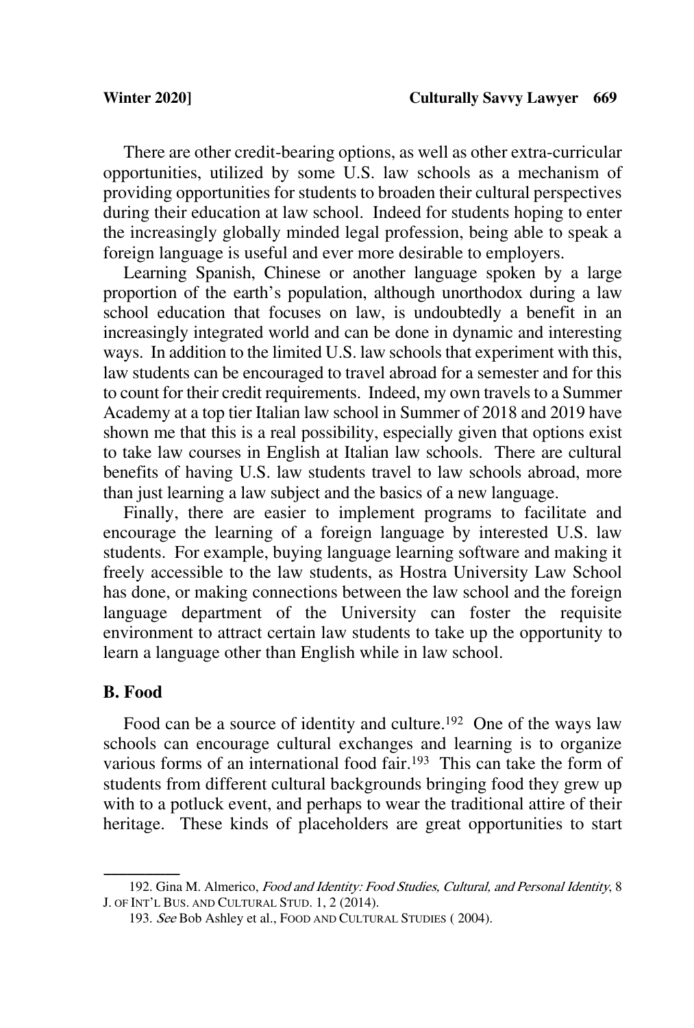There are other credit-bearing options, as well as other extra-curricular opportunities, utilized by some U.S. law schools as a mechanism of providing opportunities for students to broaden their cultural perspectives during their education at law school. Indeed for students hoping to enter the increasingly globally minded legal profession, being able to speak a foreign language is useful and ever more desirable to employers.

Learning Spanish, Chinese or another language spoken by a large proportion of the earth's population, although unorthodox during a law school education that focuses on law, is undoubtedly a benefit in an increasingly integrated world and can be done in dynamic and interesting ways. In addition to the limited U.S. law schools that experiment with this, law students can be encouraged to travel abroad for a semester and for this to count for their credit requirements. Indeed, my own travels to a Summer Academy at a top tier Italian law school in Summer of 2018 and 2019 have shown me that this is a real possibility, especially given that options exist to take law courses in English at Italian law schools. There are cultural benefits of having U.S. law students travel to law schools abroad, more than just learning a law subject and the basics of a new language.

Finally, there are easier to implement programs to facilitate and encourage the learning of a foreign language by interested U.S. law students. For example, buying language learning software and making it freely accessible to the law students, as Hostra University Law School has done, or making connections between the law school and the foreign language department of the University can foster the requisite environment to attract certain law students to take up the opportunity to learn a language other than English while in law school.

### B. Food

Food can be a source of identity and culture.[192] One of the ways law schools can encourage cultural exchanges and learning is to organize various forms of an international food fair.[193] This can take the form of students from different cultural backgrounds bringing food they grew up with to a potluck event, and perhaps to wear the traditional attire of their heritage. These kinds of placeholders are great opportunities to start

---

192. Gina M. Almerico, *Food and Identity: Food Studies, Cultural, and Personal Identity*, 8 J. OF INT'L BUS. AND CULTURAL STUD. 1, 2 (2014).

193. *See* Bob Ashley et al., FOOD AND CULTURAL STUDIES ( 2004).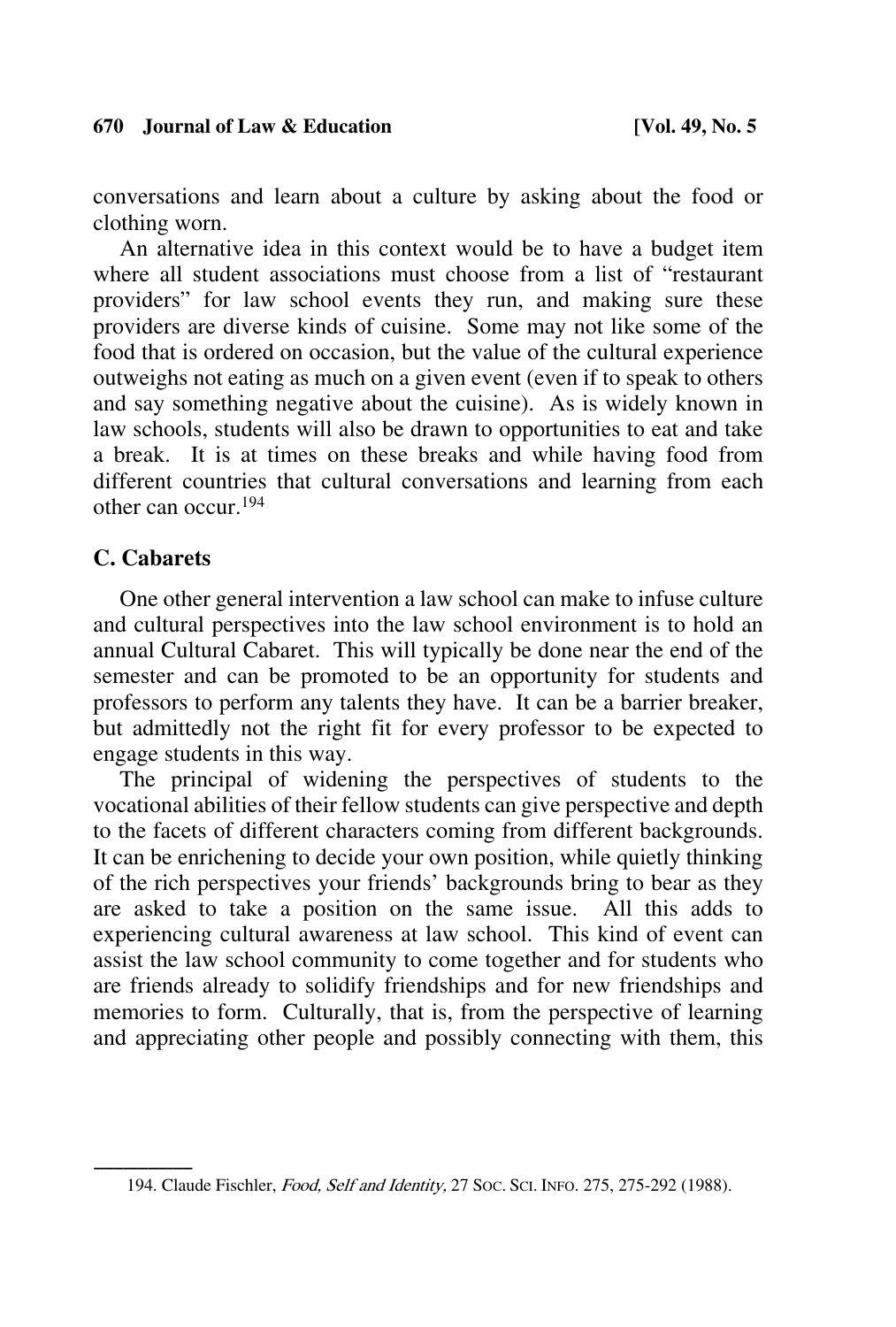conversations and learn about a culture by asking about the food or clothing worn.

An alternative idea in this context would be to have a budget item where all student associations must choose from a list of "restaurant providers" for law school events they run, and making sure these providers are diverse kinds of cuisine. Some may not like some of the food that is ordered on occasion, but the value of the cultural experience outweighs not eating as much on a given event (even if to speak to others and say something negative about the cuisine). As is widely known in law schools, students will also be drawn to opportunities to eat and take a break. It is at times on these breaks and while having food from different countries that cultural conversations and learning from each other can occur.[194]

## C. Cabarets

One other general intervention a law school can make to infuse culture and cultural perspectives into the law school environment is to hold an annual Cultural Cabaret. This will typically be done near the end of the semester and can be promoted to be an opportunity for students and professors to perform any talents they have. It can be a barrier breaker, but admittedly not the right fit for every professor to be expected to engage students in this way.

The principal of widening the perspectives of students to the vocational abilities of their fellow students can give perspective and depth to the facets of different characters coming from different backgrounds. It can be enrichening to decide your own position, while quietly thinking of the rich perspectives your friends' backgrounds bring to bear as they are asked to take a position on the same issue. All this adds to experiencing cultural awareness at law school. This kind of event can assist the law school community to come together and for students who are friends already to solidify friendships and for new friendships and memories to form. Culturally, that is, from the perspective of learning and appreciating other people and possibly connecting with them, this

---

194. Claude Fischler, *Food, Self and Identity*, 27 SOC. SCI. INFO. 275, 275-292 (1988).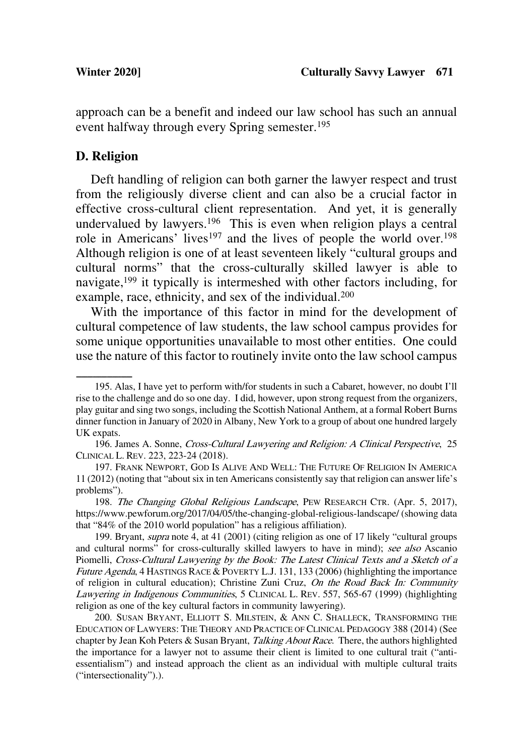approach can be a benefit and indeed our law school has such an annual event halfway through every Spring semester.[195]

## D. Religion

Deft handling of religion can both garner the lawyer respect and trust from the religiously diverse client and can also be a crucial factor in effective cross-cultural client representation. And yet, it is generally undervalued by lawyers.[196] This is even when religion plays a central role in Americans' lives[197] and the lives of people the world over.[198] Although religion is one of at least seventeen likely "cultural groups and cultural norms" that the cross-culturally skilled lawyer is able to navigate,[199] it typically is intermeshed with other factors including, for example, race, ethnicity, and sex of the individual.[200]

With the importance of this factor in mind for the development of cultural competence of law students, the law school campus provides for some unique opportunities unavailable to most other entities. One could use the nature of this factor to routinely invite onto the law school campus

---

195. Alas, I have yet to perform with/for students in such a Cabaret, however, no doubt I'll rise to the challenge and do so one day. I did, however, upon strong request from the organizers, play guitar and sing two songs, including the Scottish National Anthem, at a formal Robert Burns dinner function in January of 2020 in Albany, New York to a group of about one hundred largely UK expats.

196. James A. Sonne, *Cross-Cultural Lawyering and Religion: A Clinical Perspective*, 25 CLINICAL L. REV. 223, 223-24 (2018).

197. FRANK NEWPORT, GOD IS ALIVE AND WELL: THE FUTURE OF RELIGION IN AMERICA 11 (2012) (noting that "about six in ten Americans consistently say that religion can answer life's problems").

198. *The Changing Global Religious Landscape*, PEW RESEARCH CTR. (Apr. 5, 2017), https://www.pewforum.org/2017/04/05/the-changing-global-religious-landscape/ (showing data that "84% of the 2010 world population" has a religious affiliation).

199. Bryant, *supra* note 4, at 41 (2001) (citing religion as one of 17 likely "cultural groups and cultural norms" for cross-culturally skilled lawyers to have in mind); *see also* Ascanio Piomelli, *Cross-Cultural Lawyering by the Book: The Latest Clinical Texts and a Sketch of a Future Agenda*, 4 HASTINGS RACE & POVERTY L.J. 131, 133 (2006) (highlighting the importance of religion in cultural education); Christine Zuni Cruz, *On the Road Back In: Community Lawyering in Indigenous Communities*, 5 CLINICAL L. REV. 557, 565-67 (1999) (highlighting religion as one of the key cultural factors in community lawyering).

200. SUSAN BRYANT, ELLIOTT S. MILSTEIN, & ANN C. SHALLECK, TRANSFORMING THE EDUCATION OF LAWYERS: THE THEORY AND PRACTICE OF CLINICAL PEDAGOGY 388 (2014) (See chapter by Jean Koh Peters & Susan Bryant, *Talking About Race*. There, the authors highlighted the importance for a lawyer not to assume their client is limited to one cultural trait ("anti-essentialism") and instead approach the client as an individual with multiple cultural traits ("intersectionality").).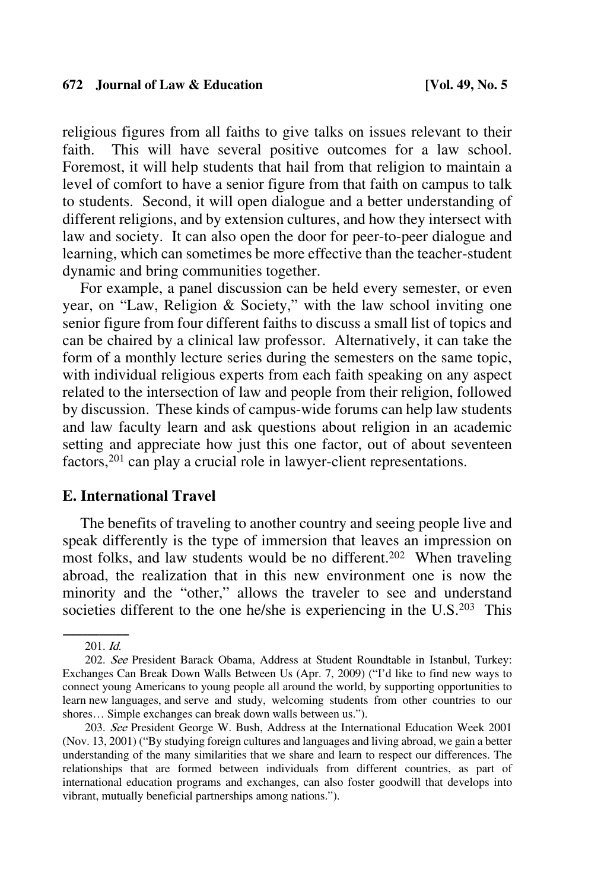religious figures from all faiths to give talks on issues relevant to their faith. This will have several positive outcomes for a law school. Foremost, it will help students that hail from that religion to maintain a level of comfort to have a senior figure from that faith on campus to talk to students. Second, it will open dialogue and a better understanding of different religions, and by extension cultures, and how they intersect with law and society. It can also open the door for peer-to-peer dialogue and learning, which can sometimes be more effective than the teacher-student dynamic and bring communities together.

For example, a panel discussion can be held every semester, or even year, on "Law, Religion & Society," with the law school inviting one senior figure from four different faiths to discuss a small list of topics and can be chaired by a clinical law professor. Alternatively, it can take the form of a monthly lecture series during the semesters on the same topic, with individual religious experts from each faith speaking on any aspect related to the intersection of law and people from their religion, followed by discussion. These kinds of campus-wide forums can help law students and law faculty learn and ask questions about religion in an academic setting and appreciate how just this one factor, out of about seventeen factors,[201] can play a crucial role in lawyer-client representations.

## E. International Travel

The benefits of traveling to another country and seeing people live and speak differently is the type of immersion that leaves an impression on most folks, and law students would be no different.[202] When traveling abroad, the realization that in this new environment one is now the minority and the "other," allows the traveler to see and understand societies different to the one he/she is experiencing in the U.S.[203] This

---

201. *Id.*

202. *See* President Barack Obama, Address at Student Roundtable in Istanbul, Turkey: Exchanges Can Break Down Walls Between Us (Apr. 7, 2009) ("I'd like to find new ways to connect young Americans to young people all around the world, by supporting opportunities to learn new languages, and serve and study, welcoming students from other countries to our shores… Simple exchanges can break down walls between us.").

203. *See* President George W. Bush, Address at the International Education Week 2001 (Nov. 13, 2001) ("By studying foreign cultures and languages and living abroad, we gain a better understanding of the many similarities that we share and learn to respect our differences. The relationships that are formed between individuals from different countries, as part of international education programs and exchanges, can also foster goodwill that develops into vibrant, mutually beneficial partnerships among nations.").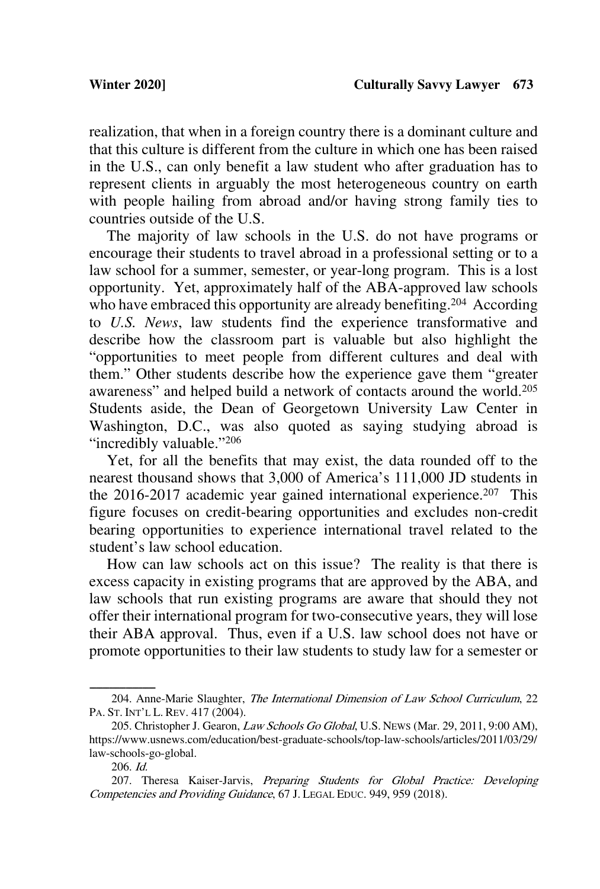realization, that when in a foreign country there is a dominant culture and that this culture is different from the culture in which one has been raised in the U.S., can only benefit a law student who after graduation has to represent clients in arguably the most heterogeneous country on earth with people hailing from abroad and/or having strong family ties to countries outside of the U.S.

The majority of law schools in the U.S. do not have programs or encourage their students to travel abroad in a professional setting or to a law school for a summer, semester, or year-long program. This is a lost opportunity. Yet, approximately half of the ABA-approved law schools who have embraced this opportunity are already benefiting.[204] According to *U.S. News*, law students find the experience transformative and describe how the classroom part is valuable but also highlight the "opportunities to meet people from different cultures and deal with them." Other students describe how the experience gave them "greater awareness" and helped build a network of contacts around the world.[205] Students aside, the Dean of Georgetown University Law Center in Washington, D.C., was also quoted as saying studying abroad is "incredibly valuable."[206]

Yet, for all the benefits that may exist, the data rounded off to the nearest thousand shows that 3,000 of America's 111,000 JD students in the 2016-2017 academic year gained international experience.[207] This figure focuses on credit-bearing opportunities and excludes non-credit bearing opportunities to experience international travel related to the student's law school education.

How can law schools act on this issue? The reality is that there is excess capacity in existing programs that are approved by the ABA, and law schools that run existing programs are aware that should they not offer their international program for two-consecutive years, they will lose their ABA approval. Thus, even if a U.S. law school does not have or promote opportunities to their law students to study law for a semester or

---

204. Anne-Marie Slaughter, *The International Dimension of Law School Curriculum*, 22 PA. ST. INT'L L. REV. 417 (2004).

205. Christopher J. Gearon, *Law Schools Go Global*, U.S. NEWS (Mar. 29, 2011, 9:00 AM), https://www.usnews.com/education/best-graduate-schools/top-law-schools/articles/2011/03/29/law-schools-go-global.

206. *Id.*

207. Theresa Kaiser-Jarvis, *Preparing Students for Global Practice: Developing Competencies and Providing Guidance*, 67 J. LEGAL EDUC. 949, 959 (2018).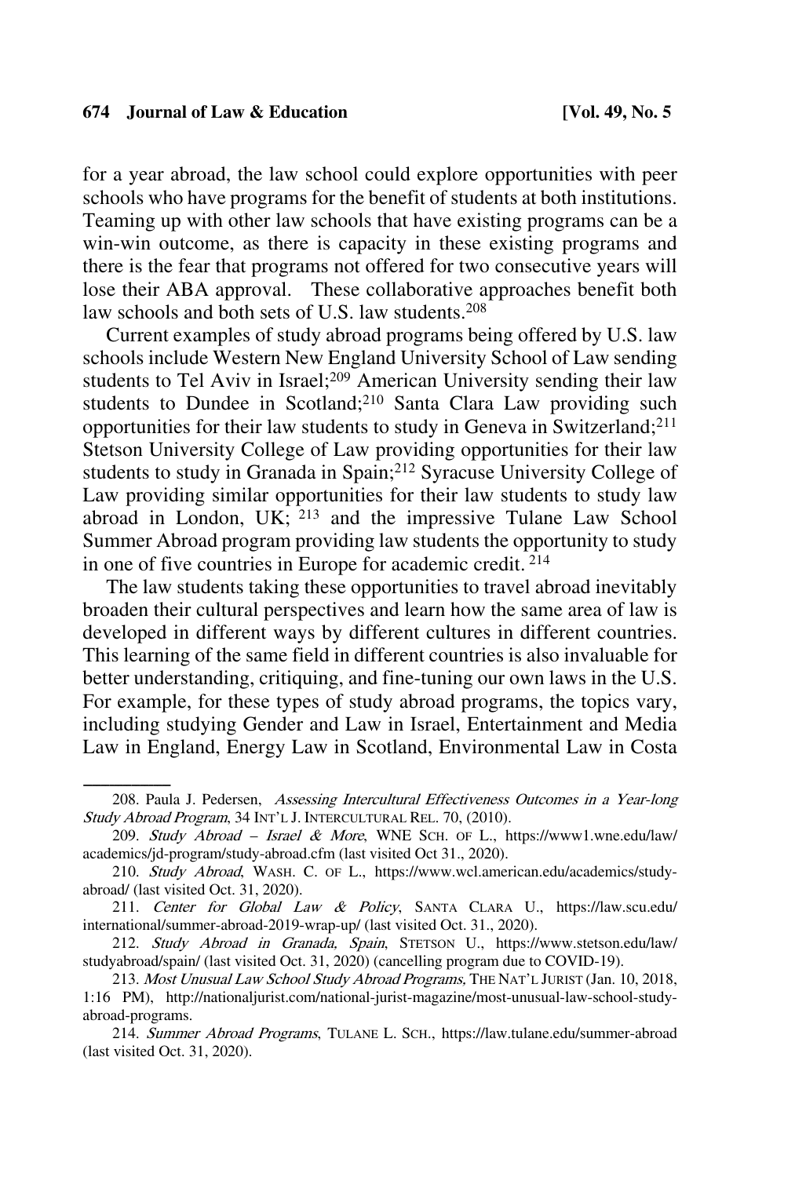for a year abroad, the law school could explore opportunities with peer schools who have programs for the benefit of students at both institutions. Teaming up with other law schools that have existing programs can be a win-win outcome, as there is capacity in these existing programs and there is the fear that programs not offered for two consecutive years will lose their ABA approval. These collaborative approaches benefit both law schools and both sets of U.S. law students.[208]

Current examples of study abroad programs being offered by U.S. law schools include Western New England University School of Law sending students to Tel Aviv in Israel;[209] American University sending their law students to Dundee in Scotland;[210] Santa Clara Law providing such opportunities for their law students to study in Geneva in Switzerland;[211] Stetson University College of Law providing opportunities for their law students to study in Granada in Spain;[212] Syracuse University College of Law providing similar opportunities for their law students to study law abroad in London, UK; [213] and the impressive Tulane Law School Summer Abroad program providing law students the opportunity to study in one of five countries in Europe for academic credit. [214]

The law students taking these opportunities to travel abroad inevitably broaden their cultural perspectives and learn how the same area of law is developed in different ways by different cultures in different countries. This learning of the same field in different countries is also invaluable for better understanding, critiquing, and fine-tuning our own laws in the U.S. For example, for these types of study abroad programs, the topics vary, including studying Gender and Law in Israel, Entertainment and Media Law in England, Energy Law in Scotland, Environmental Law in Costa

---

208. Paula J. Pedersen, *Assessing Intercultural Effectiveness Outcomes in a Year-long Study Abroad Program*, 34 INT'L J. INTERCULTURAL REL. 70, (2010).

209. *Study Abroad – Israel & More*, WNE SCH. OF L., https://www1.wne.edu/law/academics/jd-program/study-abroad.cfm (last visited Oct 31., 2020).

210. *Study Abroad*, WASH. C. OF L., https://www.wcl.american.edu/academics/study-abroad/ (last visited Oct. 31, 2020).

211. *Center for Global Law & Policy*, SANTA CLARA U., https://law.scu.edu/international/summer-abroad-2019-wrap-up/ (last visited Oct. 31., 2020).

212. *Study Abroad in Granada, Spain*, STETSON U., https://www.stetson.edu/law/studyabroad/spain/ (last visited Oct. 31, 2020) (cancelling program due to COVID-19).

213. *Most Unusual Law School Study Abroad Programs,* THE NAT'L JURIST (Jan. 10, 2018, 1:16 PM), http://nationaljurist.com/national-jurist-magazine/most-unusual-law-school-study-abroad-programs.

214. *Summer Abroad Programs*, TULANE L. SCH., https://law.tulane.edu/summer-abroad (last visited Oct. 31, 2020).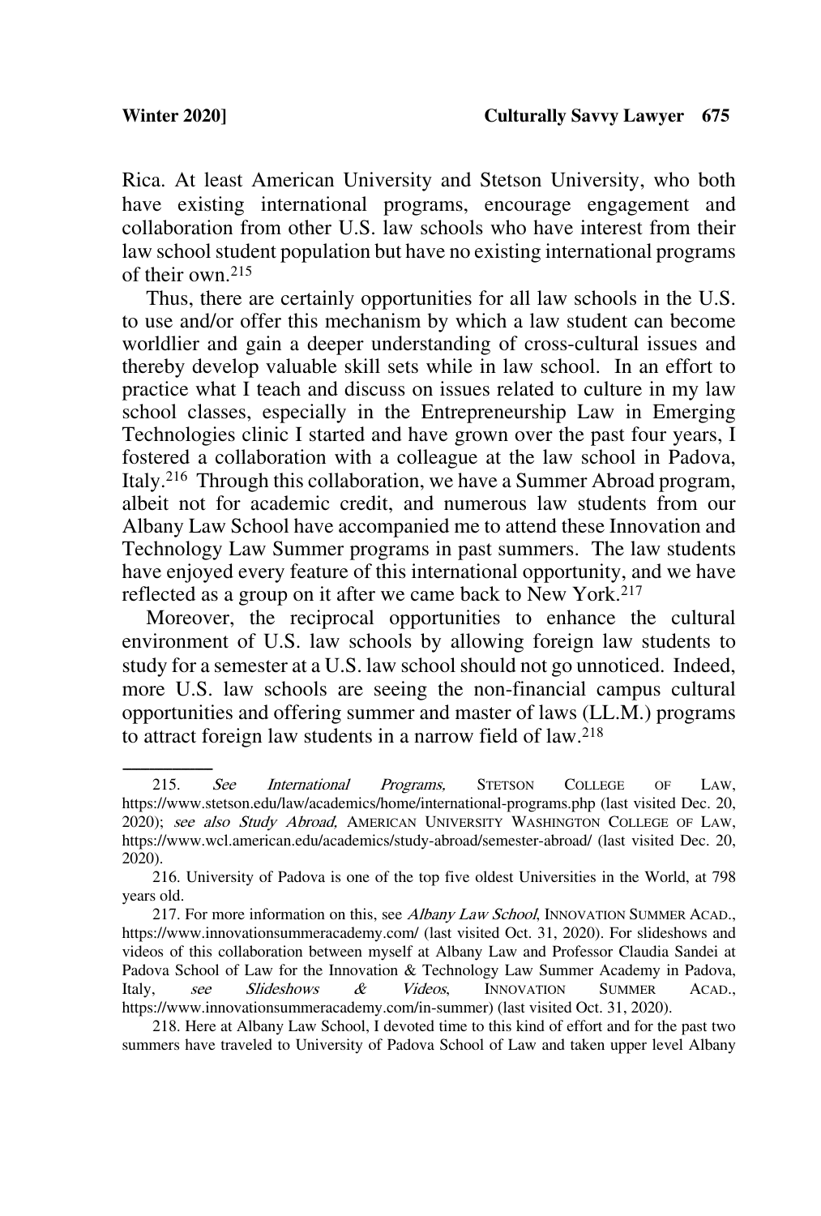Rica. At least American University and Stetson University, who both have existing international programs, encourage engagement and collaboration from other U.S. law schools who have interest from their law school student population but have no existing international programs of their own.[215]

Thus, there are certainly opportunities for all law schools in the U.S. to use and/or offer this mechanism by which a law student can become worldlier and gain a deeper understanding of cross-cultural issues and thereby develop valuable skill sets while in law school. In an effort to practice what I teach and discuss on issues related to culture in my law school classes, especially in the Entrepreneurship Law in Emerging Technologies clinic I started and have grown over the past four years, I fostered a collaboration with a colleague at the law school in Padova, Italy.[216] Through this collaboration, we have a Summer Abroad program, albeit not for academic credit, and numerous law students from our Albany Law School have accompanied me to attend these Innovation and Technology Law Summer programs in past summers. The law students have enjoyed every feature of this international opportunity, and we have reflected as a group on it after we came back to New York.[217]

Moreover, the reciprocal opportunities to enhance the cultural environment of U.S. law schools by allowing foreign law students to study for a semester at a U.S. law school should not go unnoticed. Indeed, more U.S. law schools are seeing the non-financial campus cultural opportunities and offering summer and master of laws (LL.M.) programs to attract foreign law students in a narrow field of law.[218]

---

215. *See International Programs,* STETSON COLLEGE OF LAW, https://www.stetson.edu/law/academics/home/international-programs.php (last visited Dec. 20, 2020); *see also Study Abroad,* AMERICAN UNIVERSITY WASHINGTON COLLEGE OF LAW, https://www.wcl.american.edu/academics/study-abroad/semester-abroad/ (last visited Dec. 20, 2020).

216. University of Padova is one of the top five oldest Universities in the World, at 798 years old.

217. For more information on this, see *Albany Law School*, INNOVATION SUMMER ACAD., https://www.innovationsummeracademy.com/ (last visited Oct. 31, 2020). For slideshows and videos of this collaboration between myself at Albany Law and Professor Claudia Sandei at Padova School of Law for the Innovation & Technology Law Summer Academy in Padova, Italy, *see Slideshows & Videos*, INNOVATION SUMMER ACAD., https://www.innovationsummeracademy.com/in-summer) (last visited Oct. 31, 2020).

218. Here at Albany Law School, I devoted time to this kind of effort and for the past two summers have traveled to University of Padova School of Law and taken upper level Albany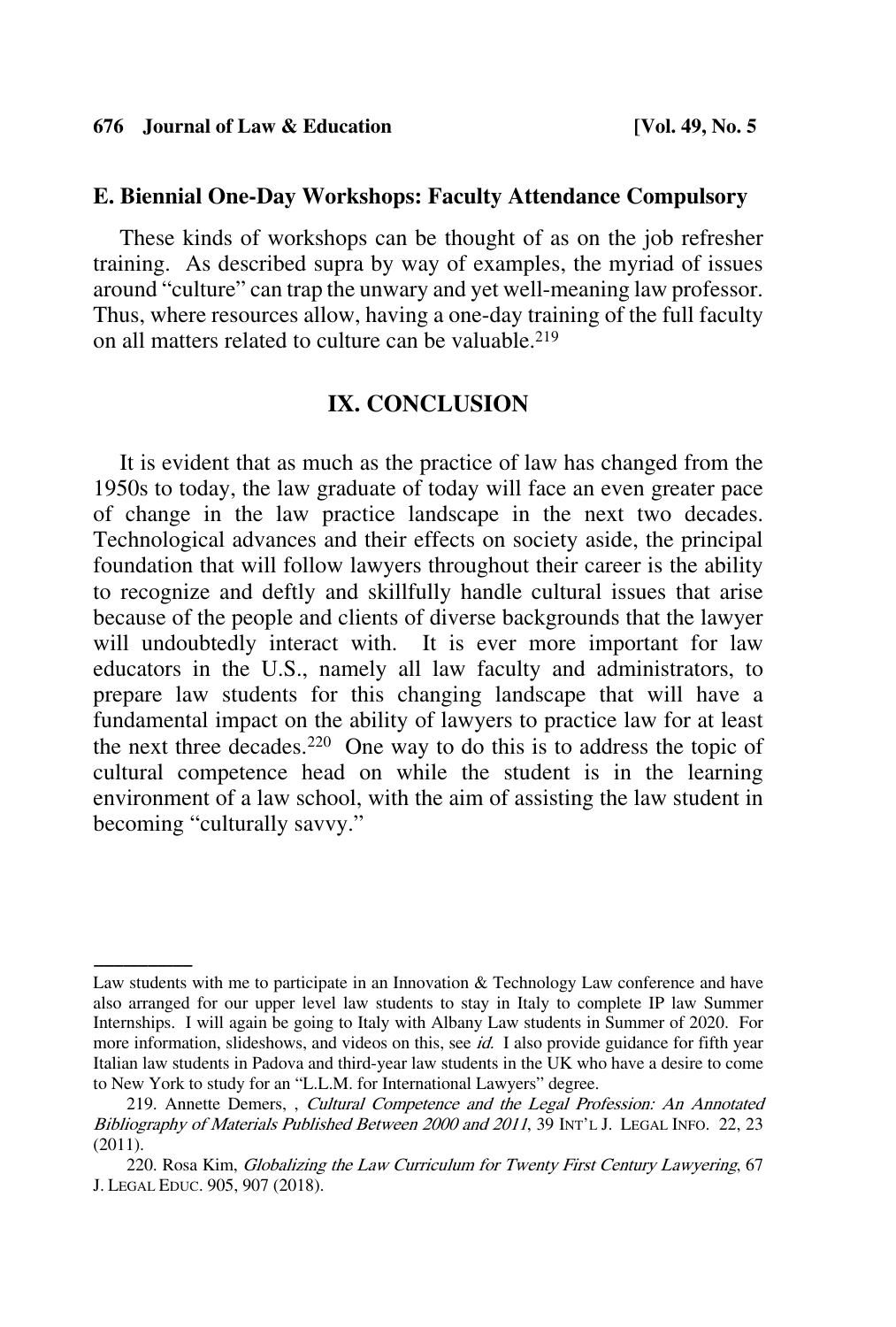### E. Biennial One-Day Workshops: Faculty Attendance Compulsory

These kinds of workshops can be thought of as on the job refresher training. As described supra by way of examples, the myriad of issues around "culture" can trap the unwary and yet well-meaning law professor. Thus, where resources allow, having a one-day training of the full faculty on all matters related to culture can be valuable.[219]

## IX. CONCLUSION

It is evident that as much as the practice of law has changed from the 1950s to today, the law graduate of today will face an even greater pace of change in the law practice landscape in the next two decades. Technological advances and their effects on society aside, the principal foundation that will follow lawyers throughout their career is the ability to recognize and deftly and skillfully handle cultural issues that arise because of the people and clients of diverse backgrounds that the lawyer will undoubtedly interact with. It is ever more important for law educators in the U.S., namely all law faculty and administrators, to prepare law students for this changing landscape that will have a fundamental impact on the ability of lawyers to practice law for at least the next three decades.[220] One way to do this is to address the topic of cultural competence head on while the student is in the learning environment of a law school, with the aim of assisting the law student in becoming "culturally savvy."

---

Law students with me to participate in an Innovation & Technology Law conference and have also arranged for our upper level law students to stay in Italy to complete IP law Summer Internships. I will again be going to Italy with Albany Law students in Summer of 2020. For more information, slideshows, and videos on this, see *id.* I also provide guidance for fifth year Italian law students in Padova and third-year law students in the UK who have a desire to come to New York to study for an "L.L.M. for International Lawyers" degree.

219. Annette Demers, , *Cultural Competence and the Legal Profession: An Annotated Bibliography of Materials Published Between 2000 and 2011*, 39 INT'L J. LEGAL INFO. 22, 23 (2011).

220. Rosa Kim, *Globalizing the Law Curriculum for Twenty First Century Lawyering*, 67 J. LEGAL EDUC. 905, 907 (2018).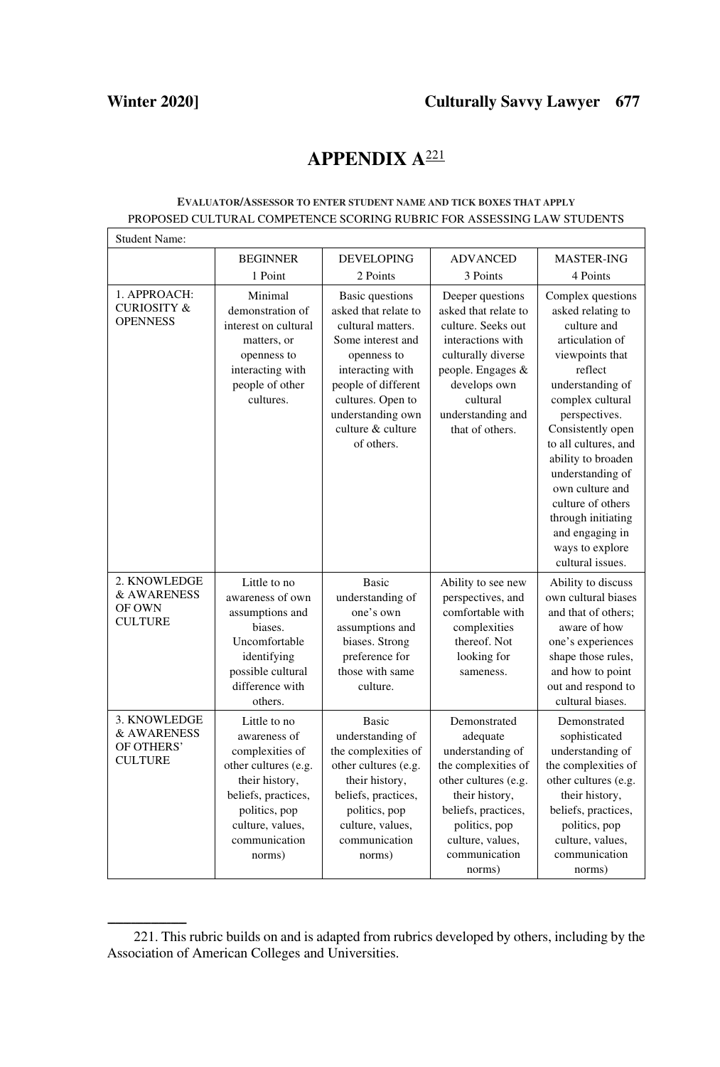# APPENDIX A[221]

**EVALUATOR/ASSESSOR TO ENTER STUDENT NAME AND TICK BOXES THAT APPLY**

PROPOSED CULTURAL COMPETENCE SCORING RUBRIC FOR ASSESSING LAW STUDENTS

| Student Name: | | | | |
|---|---|---|---|---|
| | BEGINNER<br>1 Point | DEVELOPING<br>2 Points | ADVANCED<br>3 Points | MASTER-ING<br>4 Points |
| 1. APPROACH: CURIOSITY & OPENNESS | Minimal demonstration of interest on cultural matters, or openness to interacting with people of other cultures. | Basic questions asked that relate to cultural matters. Some interest and openness to interacting with people of different cultures. Open to understanding own culture & culture of others. | Deeper questions asked that relate to culture. Seeks out interactions with culturally diverse people. Engages & develops own cultural understanding and that of others. | Complex questions asked relating to culture and articulation of viewpoints that reflect understanding of complex cultural perspectives. Consistently open to all cultures, and ability to broaden understanding of own culture and culture of others through initiating and engaging in ways to explore cultural issues. |
| 2. KNOWLEDGE & AWARENESS OF OWN CULTURE | Little to no awareness of own assumptions and biases. Uncomfortable identifying possible cultural difference with others. | Basic understanding of one's own assumptions and biases. Strong preference for those with same culture. | Ability to see new perspectives, and comfortable with complexities thereof. Not looking for sameness. | Ability to discuss own cultural biases and that of others; aware of how one's experiences shape those rules, and how to point out and respond to cultural biases. |
| 3. KNOWLEDGE & AWARENESS OF OTHERS' CULTURE | Little to no awareness of complexities of other cultures (e.g. their history, beliefs, practices, politics, pop culture, values, communication norms) | Basic understanding of the complexities of other cultures (e.g. their history, beliefs, practices, politics, pop culture, values, communication norms) | Demonstrated adequate understanding of the complexities of other cultures (e.g. their history, beliefs, practices, politics, pop culture, values, communication norms) | Demonstrated sophisticated understanding of the complexities of other cultures (e.g. their history, beliefs, practices, politics, pop culture, values, communication norms) |

---

221. This rubric builds on and is adapted from rubrics developed by others, including by the Association of American Colleges and Universities.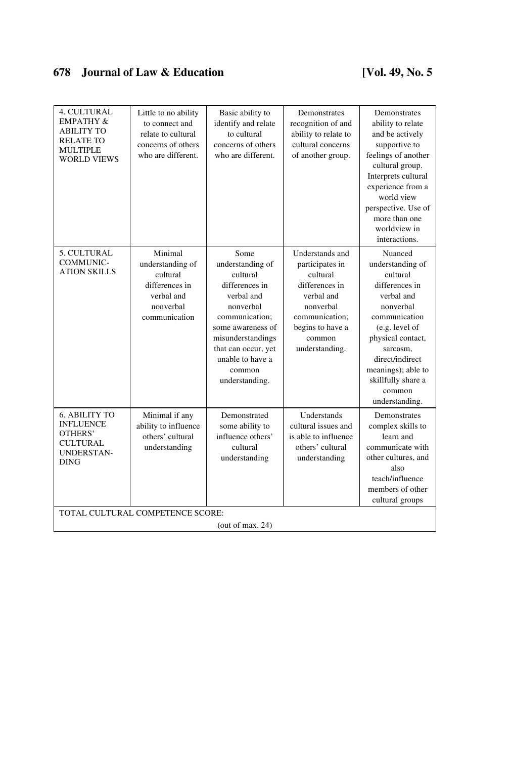| 4. CULTURAL EMPATHY & ABILITY TO RELATE TO MULTIPLE WORLD VIEWS | Little to no ability to connect and relate to cultural concerns of others who are different. | Basic ability to identify and relate to cultural concerns of others who are different. | Demonstrates recognition of and ability to relate to cultural concerns of another group. | Demonstrates ability to relate and be actively supportive to feelings of another cultural group. Interprets cultural experience from a world view perspective. Use of more than one worldview in interactions. |
|---|---|---|---|---|
| 5. CULTURAL COMMUNIC-ATION SKILLS | Minimal understanding of cultural differences in verbal and nonverbal communication | Some understanding of cultural differences in verbal and nonverbal communication; some awareness of misunderstandings that can occur, yet unable to have a common understanding. | Understands and participates in cultural differences in verbal and nonverbal communication; begins to have a common understanding. | Nuanced understanding of cultural differences in verbal and nonverbal communication (e.g. level of physical contact, sarcasm, direct/indirect meanings); able to skillfully share a common understanding. |
| 6. ABILITY TO INFLUENCE OTHERS' CULTURAL UNDERSTAN-DING | Minimal if any ability to influence others' cultural understanding | Demonstrated some ability to influence others' cultural understanding | Understands cultural issues and is able to influence others' cultural understanding | Demonstrates complex skills to learn and communicate with other cultures, and also teach/influence members of other cultural groups |
| TOTAL CULTURAL COMPETENCE SCORE: (out of max. 24) | | | | |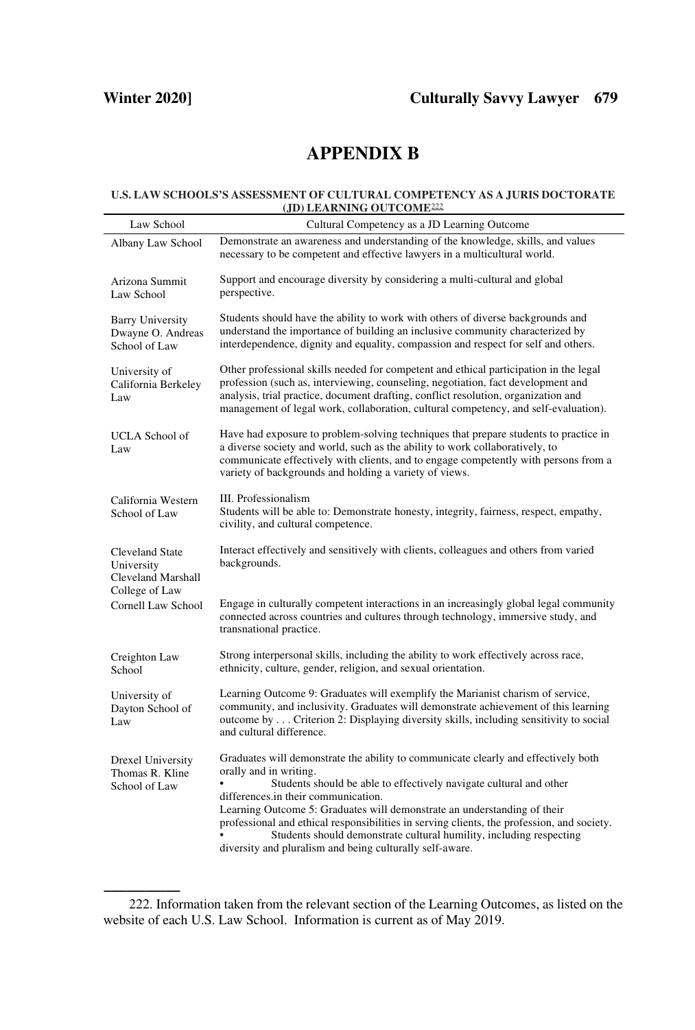# APPENDIX B

**U.S. LAW SCHOOLS'S ASSESSMENT OF CULTURAL COMPETENCY AS A JURIS DOCTORATE (JD) LEARNING OUTCOME**[222]

| Law School | Cultural Competency as a JD Learning Outcome |
|---|---|
| Albany Law School | Demonstrate an awareness and understanding of the knowledge, skills, and values necessary to be competent and effective lawyers in a multicultural world. |
| Arizona Summit Law School | Support and encourage diversity by considering a multi-cultural and global perspective. |
| Barry University Dwayne O. Andreas School of Law | Students should have the ability to work with others of diverse backgrounds and understand the importance of building an inclusive community characterized by interdependence, dignity and equality, compassion and respect for self and others. |
| University of California Berkeley Law | Other professional skills needed for competent and ethical participation in the legal profession (such as, interviewing, counseling, negotiation, fact development and analysis, trial practice, document drafting, conflict resolution, organization and management of legal work, collaboration, cultural competency, and self-evaluation). |
| UCLA School of Law | Have had exposure to problem-solving techniques that prepare students to practice in a diverse society and world, such as the ability to work collaboratively, to communicate effectively with clients, and to engage competently with persons from a variety of backgrounds and holding a variety of views. |
| California Western School of Law | III. Professionalism<br>Students will be able to: Demonstrate honesty, integrity, fairness, respect, empathy, civility, and cultural competence. |
| Cleveland State University Cleveland Marshall College of Law | Interact effectively and sensitively with clients, colleagues and others from varied backgrounds. |
| Cornell Law School | Engage in culturally competent interactions in an increasingly global legal community connected across countries and cultures through technology, immersive study, and transnational practice. |
| Creighton Law School | Strong interpersonal skills, including the ability to work effectively across race, ethnicity, culture, gender, religion, and sexual orientation. |
| University of Dayton School of Law | Learning Outcome 9: Graduates will exemplify the Marianist charism of service, community, and inclusivity. Graduates will demonstrate achievement of this learning outcome by . . . Criterion 2: Displaying diversity skills, including sensitivity to social and cultural difference. |
| Drexel University Thomas R. Kline School of Law | Graduates will demonstrate the ability to communicate clearly and effectively both orally and in writing.<br>• Students should be able to effectively navigate cultural and other differences.in their communication.<br>Learning Outcome 5: Graduates will demonstrate an understanding of their professional and ethical responsibilities in serving clients, the profession, and society.<br>• Students should demonstrate cultural humility, including respecting diversity and pluralism and being culturally self-aware. |

222. Information taken from the relevant section of the Learning Outcomes, as listed on the website of each U.S. Law School. Information is current as of May 2019.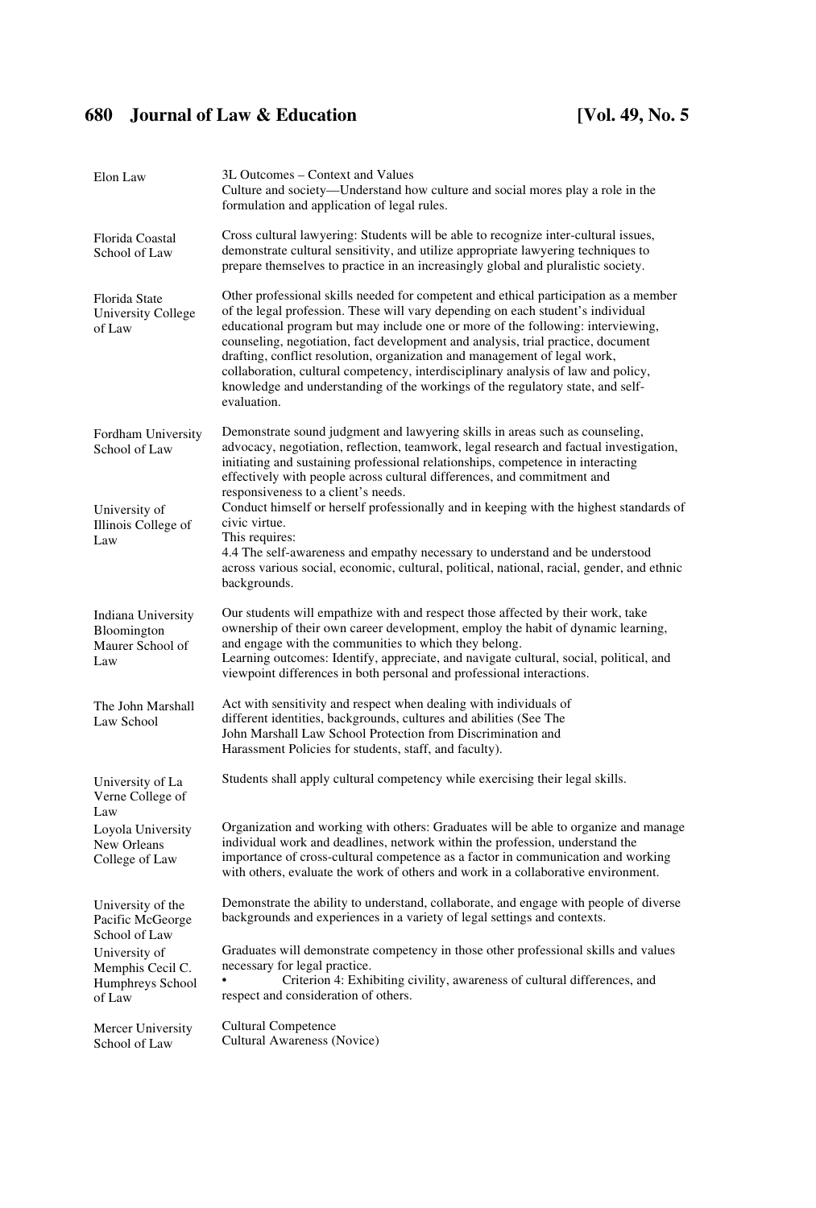| | |
|---|---|
| Elon Law | 3L Outcomes – Context and Values<br>Culture and society—Understand how culture and social mores play a role in the formulation and application of legal rules. |
| Florida Coastal School of Law | Cross cultural lawyering: Students will be able to recognize inter-cultural issues, demonstrate cultural sensitivity, and utilize appropriate lawyering techniques to prepare themselves to practice in an increasingly global and pluralistic society. |
| Florida State University College of Law | Other professional skills needed for competent and ethical participation as a member of the legal profession. These will vary depending on each student's individual educational program but may include one or more of the following: interviewing, counseling, negotiation, fact development and analysis, trial practice, document drafting, conflict resolution, organization and management of legal work, collaboration, cultural competency, interdisciplinary analysis of law and policy, knowledge and understanding of the workings of the regulatory state, and self-evaluation. |
| Fordham University School of Law | Demonstrate sound judgment and lawyering skills in areas such as counseling, advocacy, negotiation, reflection, teamwork, legal research and factual investigation, initiating and sustaining professional relationships, competence in interacting effectively with people across cultural differences, and commitment and responsiveness to a client's needs. |
| University of Illinois College of Law | Conduct himself or herself professionally and in keeping with the highest standards of civic virtue.<br>This requires:<br>4.4 The self-awareness and empathy necessary to understand and be understood across various social, economic, cultural, political, national, racial, gender, and ethnic backgrounds. |
| Indiana University Bloomington Maurer School of Law | Our students will empathize with and respect those affected by their work, take ownership of their own career development, employ the habit of dynamic learning, and engage with the communities to which they belong.<br>Learning outcomes: Identify, appreciate, and navigate cultural, social, political, and viewpoint differences in both personal and professional interactions. |
| The John Marshall Law School | Act with sensitivity and respect when dealing with individuals of different identities, backgrounds, cultures and abilities (See The John Marshall Law School Protection from Discrimination and Harassment Policies for students, staff, and faculty). |
| University of La Verne College of Law | Students shall apply cultural competency while exercising their legal skills. |
| Loyola University New Orleans College of Law | Organization and working with others: Graduates will be able to organize and manage individual work and deadlines, network within the profession, understand the importance of cross-cultural competence as a factor in communication and working with others, evaluate the work of others and work in a collaborative environment. |
| University of the Pacific McGeorge School of Law | Demonstrate the ability to understand, collaborate, and engage with people of diverse backgrounds and experiences in a variety of legal settings and contexts. |
| University of Memphis Cecil C. Humphreys School of Law | Graduates will demonstrate competency in those other professional skills and values necessary for legal practice.<br>• Criterion 4: Exhibiting civility, awareness of cultural differences, and respect and consideration of others. |
| Mercer University School of Law | Cultural Competence<br>Cultural Awareness (Novice) |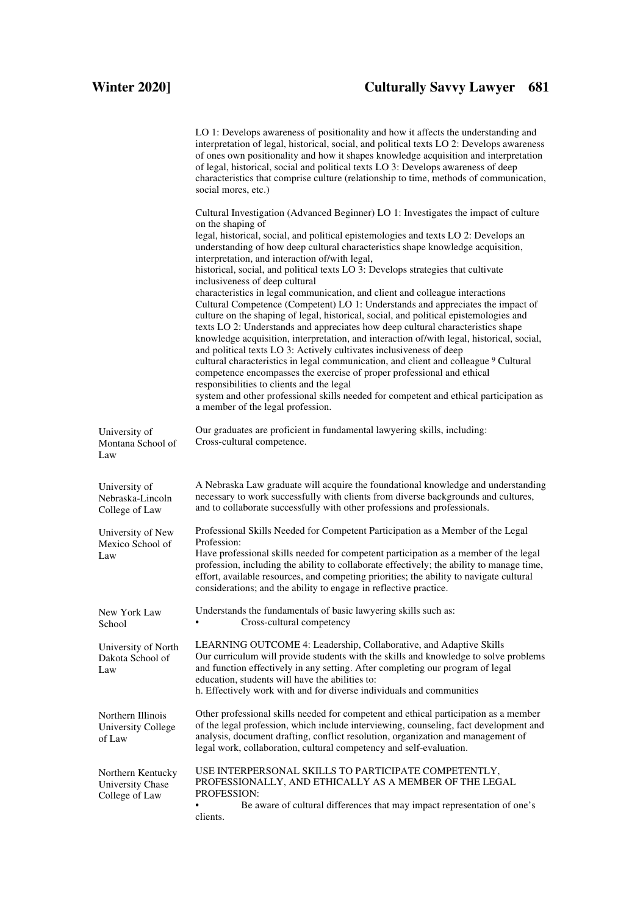| | |
|---|---|
| | LO 1: Develops awareness of positionality and how it affects the understanding and interpretation of legal, historical, social, and political texts LO 2: Develops awareness of ones own positionality and how it shapes knowledge acquisition and interpretation of legal, historical, social and political texts LO 3: Develops awareness of deep characteristics that comprise culture (relationship to time, methods of communication, social mores, etc.)<br><br>Cultural Investigation (Advanced Beginner) LO 1: Investigates the impact of culture on the shaping of legal, historical, social, and political epistemologies and texts LO 2: Develops an understanding of how deep cultural characteristics shape knowledge acquisition, interpretation, and interaction of/with legal, historical, social, and political texts LO 3: Develops strategies that cultivate inclusiveness of deep cultural characteristics in legal communication, and client and colleague interactions Cultural Competence (Competent) LO 1: Understands and appreciates the impact of culture on the shaping of legal, historical, social, and political epistemologies and texts LO 2: Understands and appreciates how deep cultural characteristics shape knowledge acquisition, interpretation, and interaction of/with legal, historical, social, and political texts LO 3: Actively cultivates inclusiveness of deep cultural characteristics in legal communication, and client and colleague [9] Cultural competence encompasses the exercise of proper professional and ethical responsibilities to clients and the legal system and other professional skills needed for competent and ethical participation as a member of the legal profession. |
| University of Montana School of Law | Our graduates are proficient in fundamental lawyering skills, including: Cross-cultural competence. |
| University of Nebraska-Lincoln College of Law | A Nebraska Law graduate will acquire the foundational knowledge and understanding necessary to work successfully with clients from diverse backgrounds and cultures, and to collaborate successfully with other professions and professionals. |
| University of New Mexico School of Law | Professional Skills Needed for Competent Participation as a Member of the Legal Profession:<br>Have professional skills needed for competent participation as a member of the legal profession, including the ability to collaborate effectively; the ability to manage time, effort, available resources, and competing priorities; the ability to navigate cultural considerations; and the ability to engage in reflective practice. |
| New York Law School | Understands the fundamentals of basic lawyering skills such as:<br>• Cross-cultural competency |
| University of North Dakota School of Law | LEARNING OUTCOME 4: Leadership, Collaborative, and Adaptive Skills<br>Our curriculum will provide students with the skills and knowledge to solve problems and function effectively in any setting. After completing our program of legal education, students will have the abilities to:<br>h. Effectively work with and for diverse individuals and communities |
| Northern Illinois University College of Law | Other professional skills needed for competent and ethical participation as a member of the legal profession, which include interviewing, counseling, fact development and analysis, document drafting, conflict resolution, organization and management of legal work, collaboration, cultural competency and self-evaluation. |
| Northern Kentucky University Chase College of Law | USE INTERPERSONAL SKILLS TO PARTICIPATE COMPETENTLY, PROFESSIONALLY, AND ETHICALLY AS A MEMBER OF THE LEGAL PROFESSION:<br>• Be aware of cultural differences that may impact representation of one's clients. |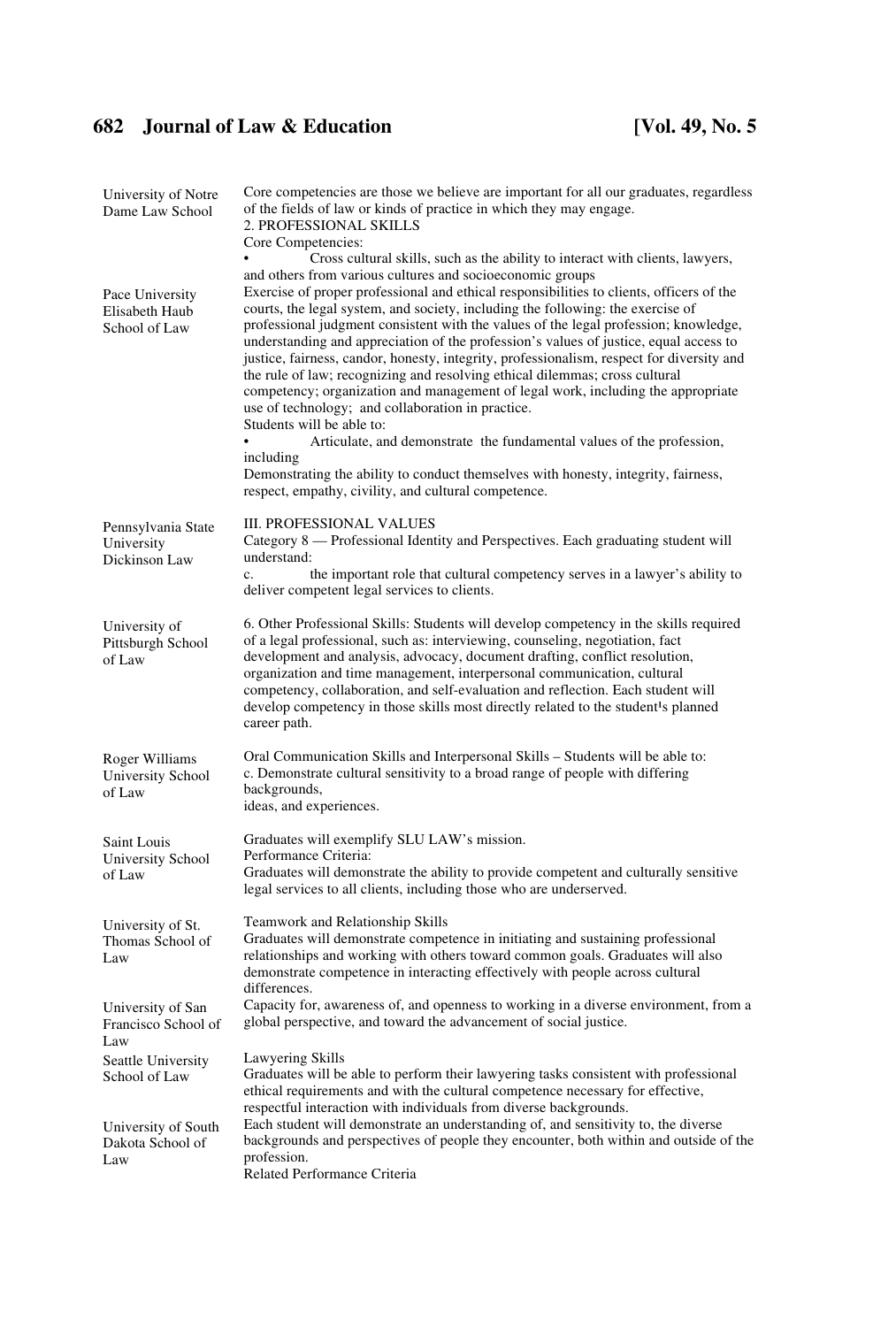| | |
|---|---|
| University of Notre Dame Law School | Core competencies are those we believe are important for all our graduates, regardless of the fields of law or kinds of practice in which they may engage.<br>2. PROFESSIONAL SKILLS<br>Core Competencies:<br>• Cross cultural skills, such as the ability to interact with clients, lawyers, and others from various cultures and socioeconomic groups |
| Pace University Elisabeth Haub School of Law | Exercise of proper professional and ethical responsibilities to clients, officers of the courts, the legal system, and society, including the following: the exercise of professional judgment consistent with the values of the legal profession; knowledge, understanding and appreciation of the profession's values of justice, equal access to justice, fairness, candor, honesty, integrity, professionalism, respect for diversity and the rule of law; recognizing and resolving ethical dilemmas; cross cultural competency; organization and management of legal work, including the appropriate use of technology; and collaboration in practice.<br>Students will be able to:<br>• Articulate, and demonstrate the fundamental values of the profession, including<br>Demonstrating the ability to conduct themselves with honesty, integrity, fairness, respect, empathy, civility, and cultural competence. |
| Pennsylvania State University Dickinson Law | III. PROFESSIONAL VALUES<br>Category 8 — Professional Identity and Perspectives. Each graduating student will understand:<br>c. the important role that cultural competency serves in a lawyer's ability to deliver competent legal services to clients. |
| University of Pittsburgh School of Law | 6. Other Professional Skills: Students will develop competency in the skills required of a legal professional, such as: interviewing, counseling, negotiation, fact development and analysis, advocacy, document drafting, conflict resolution, organization and time management, interpersonal communication, cultural competency, collaboration, and self-evaluation and reflection. Each student will develop competency in those skills most directly related to the student's planned career path. |
| Roger Williams University School of Law | Oral Communication Skills and Interpersonal Skills – Students will be able to:<br>c. Demonstrate cultural sensitivity to a broad range of people with differing backgrounds,<br>ideas, and experiences. |
| Saint Louis University School of Law | Graduates will exemplify SLU LAW's mission.<br>Performance Criteria:<br>Graduates will demonstrate the ability to provide competent and culturally sensitive legal services to all clients, including those who are underserved. |
| University of St. Thomas School of Law | Teamwork and Relationship Skills<br>Graduates will demonstrate competence in initiating and sustaining professional relationships and working with others toward common goals. Graduates will also demonstrate competence in interacting effectively with people across cultural differences. |
| University of San Francisco School of Law | Capacity for, awareness of, and openness to working in a diverse environment, from a global perspective, and toward the advancement of social justice. |
| Seattle University School of Law | Lawyering Skills<br>Graduates will be able to perform their lawyering tasks consistent with professional ethical requirements and with the cultural competence necessary for effective, respectful interaction with individuals from diverse backgrounds. |
| University of South Dakota School of Law | Each student will demonstrate an understanding of, and sensitivity to, the diverse backgrounds and perspectives of people they encounter, both within and outside of the profession.<br>Related Performance Criteria |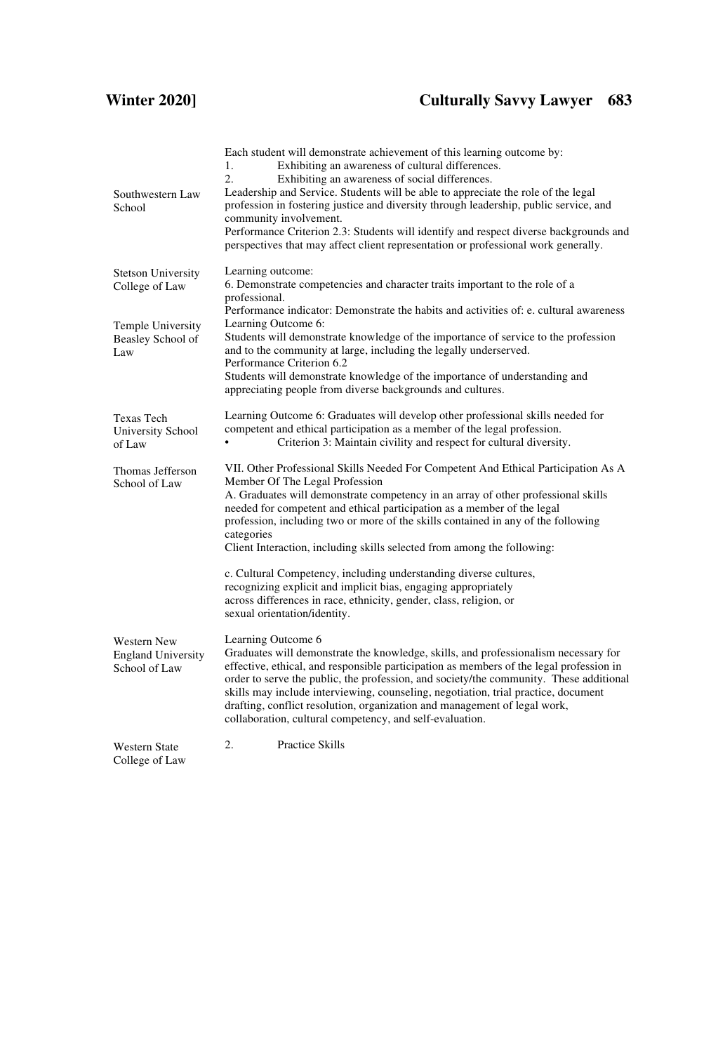| | |
|---|---|
| | Each student will demonstrate achievement of this learning outcome by:<br>1. Exhibiting an awareness of cultural differences.<br>2. Exhibiting an awareness of social differences. |
| Southwestern Law School | Leadership and Service. Students will be able to appreciate the role of the legal profession in fostering justice and diversity through leadership, public service, and community involvement.<br>Performance Criterion 2.3: Students will identify and respect diverse backgrounds and perspectives that may affect client representation or professional work generally. |
| Stetson University College of Law | Learning outcome:<br>6. Demonstrate competencies and character traits important to the role of a professional.<br>Performance indicator: Demonstrate the habits and activities of: e. cultural awareness |
| Temple University Beasley School of Law | Learning Outcome 6:<br>Students will demonstrate knowledge of the importance of service to the profession and to the community at large, including the legally underserved.<br>Performance Criterion 6.2<br>Students will demonstrate knowledge of the importance of understanding and appreciating people from diverse backgrounds and cultures. |
| Texas Tech University School of Law | Learning Outcome 6: Graduates will develop other professional skills needed for competent and ethical participation as a member of the legal profession.<br>• Criterion 3: Maintain civility and respect for cultural diversity. |
| Thomas Jefferson School of Law | VII. Other Professional Skills Needed For Competent And Ethical Participation As A Member Of The Legal Profession<br>A. Graduates will demonstrate competency in an array of other professional skills needed for competent and ethical participation as a member of the legal profession, including two or more of the skills contained in any of the following categories<br>Client Interaction, including skills selected from among the following:<br><br>c. Cultural Competency, including understanding diverse cultures, recognizing explicit and implicit bias, engaging appropriately across differences in race, ethnicity, gender, class, religion, or sexual orientation/identity. |
| Western New England University School of Law | Learning Outcome 6<br>Graduates will demonstrate the knowledge, skills, and professionalism necessary for effective, ethical, and responsible participation as members of the legal profession in order to serve the public, the profession, and society/the community. These additional skills may include interviewing, counseling, negotiation, trial practice, document drafting, conflict resolution, organization and management of legal work, collaboration, cultural competency, and self-evaluation. |
| Western State College of Law | 2. Practice Skills |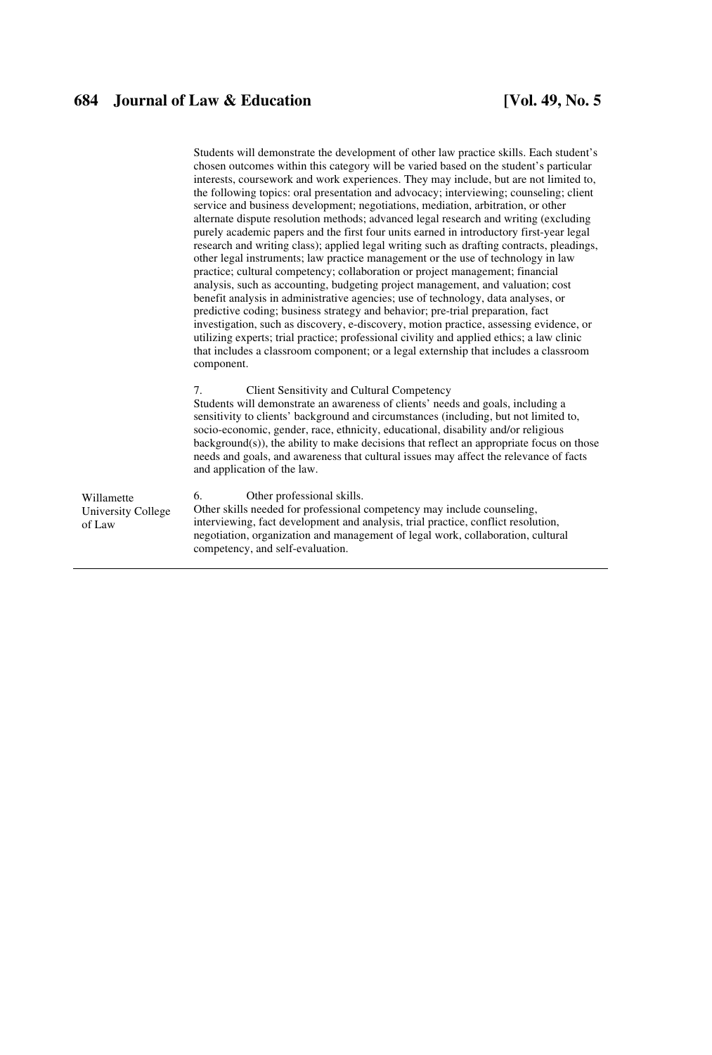| | |
|---|---|
| | Students will demonstrate the development of other law practice skills. Each student's chosen outcomes within this category will be varied based on the student's particular interests, coursework and work experiences. They may include, but are not limited to, the following topics: oral presentation and advocacy; interviewing; counseling; client service and business development; negotiations, mediation, arbitration, or other alternate dispute resolution methods; advanced legal research and writing (excluding purely academic papers and the first four units earned in introductory first-year legal research and writing class); applied legal writing such as drafting contracts, pleadings, other legal instruments; law practice management or the use of technology in law practice; cultural competency; collaboration or project management; financial analysis, such as accounting, budgeting project management, and valuation; cost benefit analysis in administrative agencies; use of technology, data analyses, or predictive coding; business strategy and behavior; pre-trial preparation, fact investigation, such as discovery, e-discovery, motion practice, assessing evidence, or utilizing experts; trial practice; professional civility and applied ethics; a law clinic that includes a classroom component; or a legal externship that includes a classroom component.<br><br>7. Client Sensitivity and Cultural Competency<br>Students will demonstrate an awareness of clients' needs and goals, including a sensitivity to clients' background and circumstances (including, but not limited to, socio-economic, gender, race, ethnicity, educational, disability and/or religious background(s)), the ability to make decisions that reflect an appropriate focus on those needs and goals, and awareness that cultural issues may affect the relevance of facts and application of the law. |
| Willamette University College of Law | 6. Other professional skills.<br>Other skills needed for professional competency may include counseling, interviewing, fact development and analysis, trial practice, conflict resolution, negotiation, organization and management of legal work, collaboration, cultural competency, and self-evaluation. |